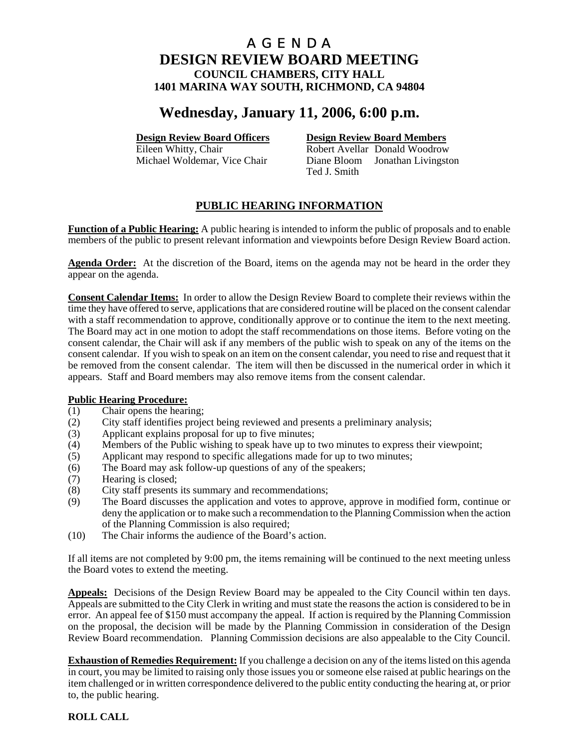# AGENDA
# DESIGN REVIEW BOARD MEETING
### COUNCIL CHAMBERS, CITY HALL
### 1401 MARINA WAY SOUTH, RICHMOND, CA 94804

## Wednesday, January 11, 2006, 6:00 p.m.

**Design Review Board Officers**
Eileen Whitty, Chair
Michael Woldemar, Vice Chair

**Design Review Board Members**
Robert Avellar Donald Woodrow
Diane Bloom Jonathan Livingston
Ted J. Smith

## PUBLIC HEARING INFORMATION

**Function of a Public Hearing:** A public hearing is intended to inform the public of proposals and to enable members of the public to present relevant information and viewpoints before Design Review Board action.

**Agenda Order:** At the discretion of the Board, items on the agenda may not be heard in the order they appear on the agenda.

**Consent Calendar Items:** In order to allow the Design Review Board to complete their reviews within the time they have offered to serve, applications that are considered routine will be placed on the consent calendar with a staff recommendation to approve, conditionally approve or to continue the item to the next meeting. The Board may act in one motion to adopt the staff recommendations on those items. Before voting on the consent calendar, the Chair will ask if any members of the public wish to speak on any of the items on the consent calendar. If you wish to speak on an item on the consent calendar, you need to rise and request that it be removed from the consent calendar. The item will then be discussed in the numerical order in which it appears. Staff and Board members may also remove items from the consent calendar.

**Public Hearing Procedure:**

(1) Chair opens the hearing;
(2) City staff identifies project being reviewed and presents a preliminary analysis;
(3) Applicant explains proposal for up to five minutes;
(4) Members of the Public wishing to speak have up to two minutes to express their viewpoint;
(5) Applicant may respond to specific allegations made for up to two minutes;
(6) The Board may ask follow-up questions of any of the speakers;
(7) Hearing is closed;
(8) City staff presents its summary and recommendations;
(9) The Board discusses the application and votes to approve, approve in modified form, continue or deny the application or to make such a recommendation to the Planning Commission when the action of the Planning Commission is also required;
(10) The Chair informs the audience of the Board's action.

If all items are not completed by 9:00 pm, the items remaining will be continued to the next meeting unless the Board votes to extend the meeting.

**Appeals:** Decisions of the Design Review Board may be appealed to the City Council within ten days. Appeals are submitted to the City Clerk in writing and must state the reasons the action is considered to be in error. An appeal fee of $150 must accompany the appeal. If action is required by the Planning Commission on the proposal, the decision will be made by the Planning Commission in consideration of the Design Review Board recommendation. Planning Commission decisions are also appealable to the City Council.

**Exhaustion of Remedies Requirement:** If you challenge a decision on any of the items listed on this agenda in court, you may be limited to raising only those issues you or someone else raised at public hearings on the item challenged or in written correspondence delivered to the public entity conducting the hearing at, or prior to, the public hearing.

**ROLL CALL**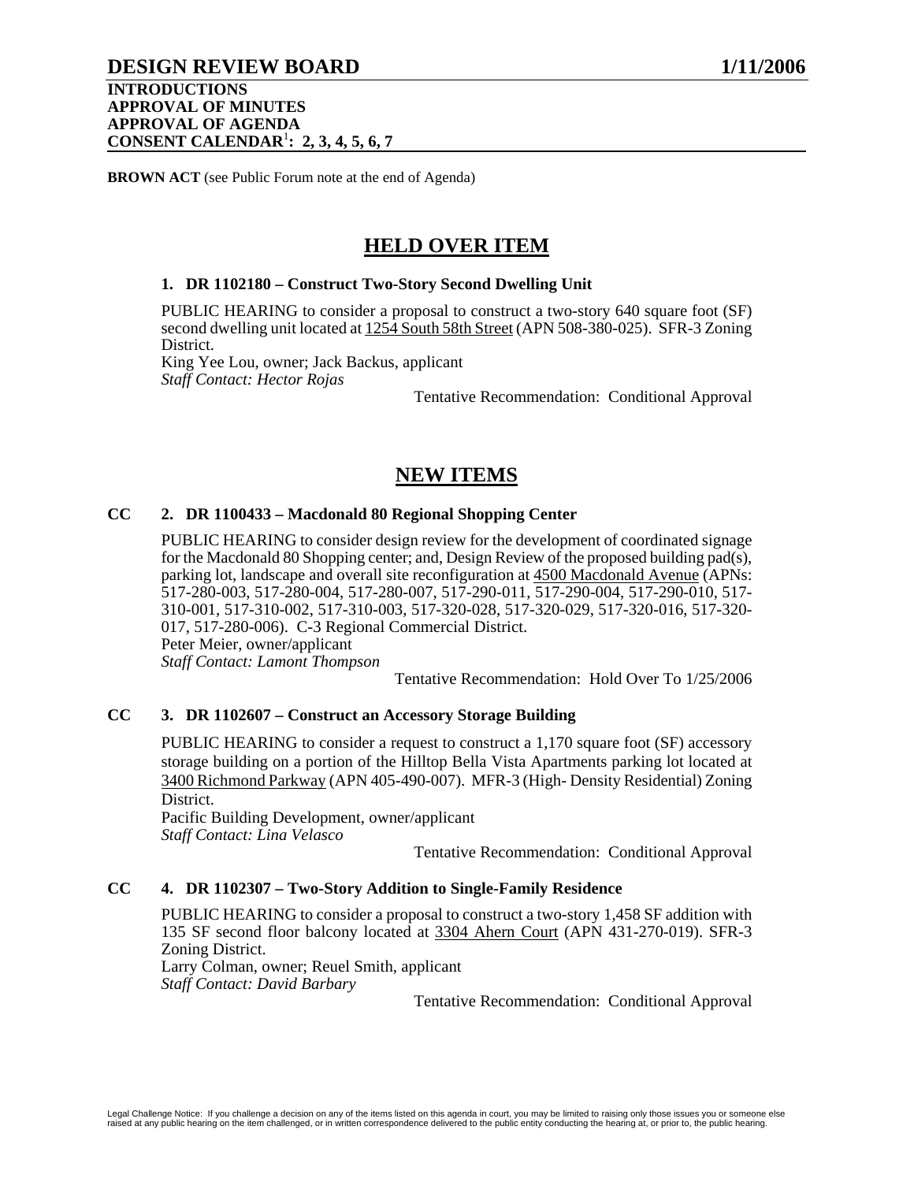# DESIGN REVIEW BOARD 1/11/2006

**INTRODUCTIONS**
**APPROVAL OF MINUTES**
**APPROVAL OF AGENDA**
**CONSENT CALENDAR[1]: 2, 3, 4, 5, 6, 7**

**BROWN ACT** (see Public Forum note at the end of Agenda)

## HELD OVER ITEM

### 1. DR 1102180 – Construct Two-Story Second Dwelling Unit

PUBLIC HEARING to consider a proposal to construct a two-story 640 square foot (SF) second dwelling unit located at 1254 South 58th Street (APN 508-380-025). SFR-3 Zoning District.
King Yee Lou, owner; Jack Backus, applicant
*Staff Contact: Hector Rojas*

Tentative Recommendation: Conditional Approval

## NEW ITEMS

### CC 2. DR 1100433 – Macdonald 80 Regional Shopping Center

PUBLIC HEARING to consider design review for the development of coordinated signage for the Macdonald 80 Shopping center; and, Design Review of the proposed building pad(s), parking lot, landscape and overall site reconfiguration at 4500 Macdonald Avenue (APNs: 517-280-003, 517-280-004, 517-280-007, 517-290-011, 517-290-004, 517-290-010, 517-310-001, 517-310-002, 517-310-003, 517-320-028, 517-320-029, 517-320-016, 517-320-017, 517-280-006). C-3 Regional Commercial District.
Peter Meier, owner/applicant
*Staff Contact: Lamont Thompson*

Tentative Recommendation: Hold Over To 1/25/2006

### CC 3. DR 1102607 – Construct an Accessory Storage Building

PUBLIC HEARING to consider a request to construct a 1,170 square foot (SF) accessory storage building on a portion of the Hilltop Bella Vista Apartments parking lot located at 3400 Richmond Parkway (APN 405-490-007). MFR-3 (High- Density Residential) Zoning District.
Pacific Building Development, owner/applicant
*Staff Contact: Lina Velasco*

Tentative Recommendation: Conditional Approval

### CC 4. DR 1102307 – Two-Story Addition to Single-Family Residence

PUBLIC HEARING to consider a proposal to construct a two-story 1,458 SF addition with 135 SF second floor balcony located at 3304 Ahern Court (APN 431-270-019). SFR-3 Zoning District.
Larry Colman, owner; Reuel Smith, applicant
*Staff Contact: David Barbary*

Tentative Recommendation: Conditional Approval

Legal Challenge Notice: If you challenge a decision on any of the items listed on this agenda in court, you may be limited to raising only those issues you or someone else raised at any public hearing on the item challenged, or in written correspondence delivered to the public entity conducting the hearing at, or prior to, the public hearing.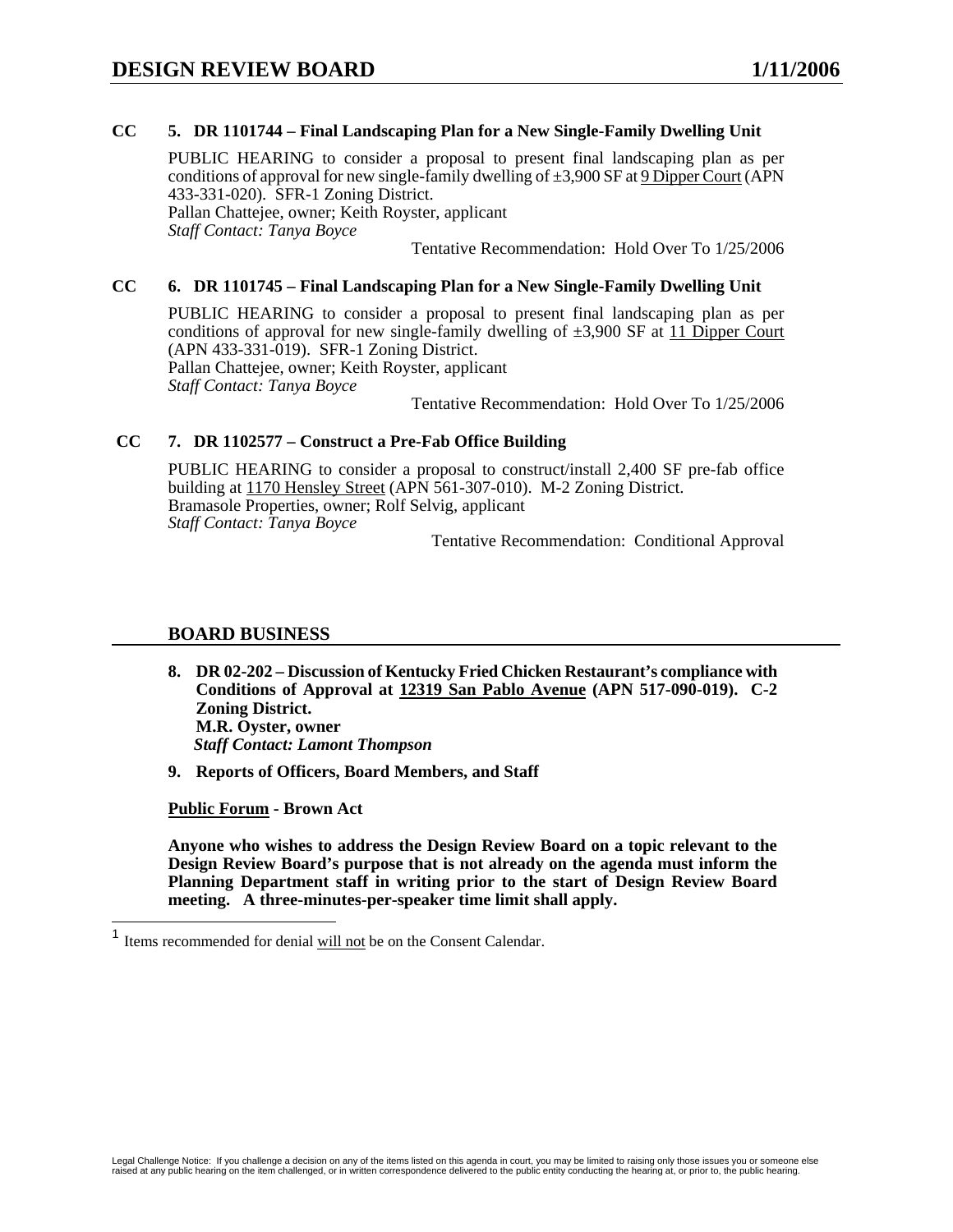**CC 5. DR 1101744 – Final Landscaping Plan for a New Single-Family Dwelling Unit**

PUBLIC HEARING to consider a proposal to present final landscaping plan as per conditions of approval for new single-family dwelling of ±3,900 SF at 9 Dipper Court (APN 433-331-020). SFR-1 Zoning District.
Pallan Chattejee, owner; Keith Royster, applicant
*Staff Contact: Tanya Boyce*

Tentative Recommendation: Hold Over To 1/25/2006

**CC 6. DR 1101745 – Final Landscaping Plan for a New Single-Family Dwelling Unit**

PUBLIC HEARING to consider a proposal to present final landscaping plan as per conditions of approval for new single-family dwelling of ±3,900 SF at 11 Dipper Court (APN 433-331-019). SFR-1 Zoning District.
Pallan Chattejee, owner; Keith Royster, applicant
*Staff Contact: Tanya Boyce*

Tentative Recommendation: Hold Over To 1/25/2006

**CC 7. DR 1102577 – Construct a Pre-Fab Office Building**

PUBLIC HEARING to consider a proposal to construct/install 2,400 SF pre-fab office building at 1170 Hensley Street (APN 561-307-010). M-2 Zoning District.
Bramasole Properties, owner; Rolf Selvig, applicant
*Staff Contact: Tanya Boyce*

Tentative Recommendation: Conditional Approval

## BOARD BUSINESS

**8. DR 02-202 – Discussion of Kentucky Fried Chicken Restaurant's compliance with Conditions of Approval at 12319 San Pablo Avenue (APN 517-090-019). C-2 Zoning District.**
**M.R. Oyster, owner**
***Staff Contact: Lamont Thompson***

**9. Reports of Officers, Board Members, and Staff**

**Public Forum - Brown Act**

**Anyone who wishes to address the Design Review Board on a topic relevant to the Design Review Board's purpose that is not already on the agenda must inform the Planning Department staff in writing prior to the start of Design Review Board meeting. A three-minutes-per-speaker time limit shall apply.**

[1] Items recommended for denial will not be on the Consent Calendar.

Legal Challenge Notice: If you challenge a decision on any of the items listed on this agenda in court, you may be limited to raising only those issues you or someone else raised at any public hearing on the item challenged, or in written correspondence delivered to the public entity conducting the hearing at, or prior to, the public hearing.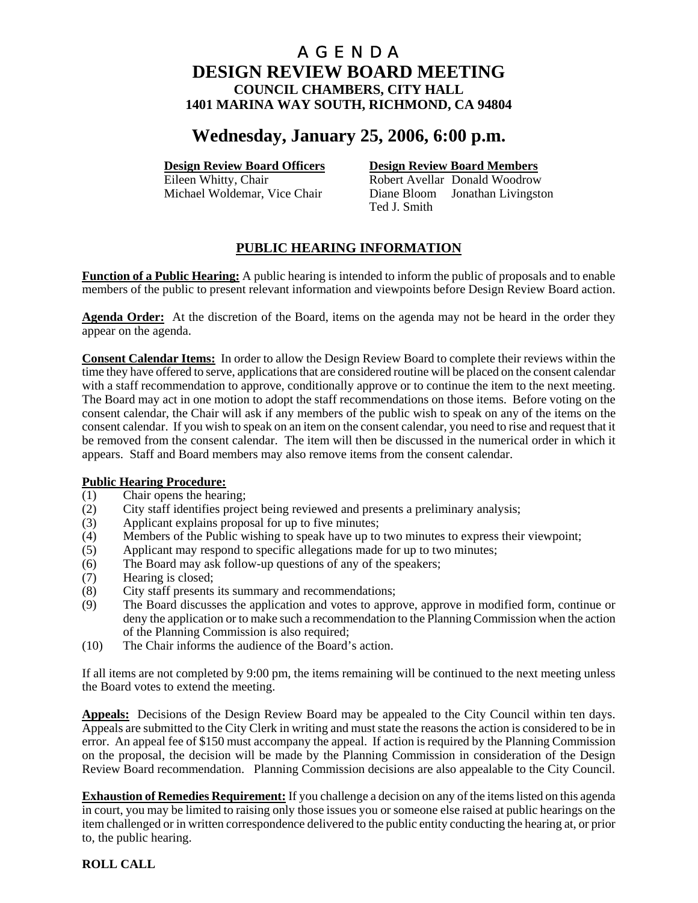# AGENDA
# DESIGN REVIEW BOARD MEETING
### COUNCIL CHAMBERS, CITY HALL
### 1401 MARINA WAY SOUTH, RICHMOND, CA 94804

## Wednesday, January 25, 2006, 6:00 p.m.

**Design Review Board Officers**
Eileen Whitty, Chair
Michael Woldemar, Vice Chair

**Design Review Board Members**
Robert Avellar, Donald Woodrow
Diane Bloom, Jonathan Livingston
Ted J. Smith

## PUBLIC HEARING INFORMATION

**Function of a Public Hearing:** A public hearing is intended to inform the public of proposals and to enable members of the public to present relevant information and viewpoints before Design Review Board action.

**Agenda Order:** At the discretion of the Board, items on the agenda may not be heard in the order they appear on the agenda.

**Consent Calendar Items:** In order to allow the Design Review Board to complete their reviews within the time they have offered to serve, applications that are considered routine will be placed on the consent calendar with a staff recommendation to approve, conditionally approve or to continue the item to the next meeting. The Board may act in one motion to adopt the staff recommendations on those items. Before voting on the consent calendar, the Chair will ask if any members of the public wish to speak on any of the items on the consent calendar. If you wish to speak on an item on the consent calendar, you need to rise and request that it be removed from the consent calendar. The item will then be discussed in the numerical order in which it appears. Staff and Board members may also remove items from the consent calendar.

**Public Hearing Procedure:**

(1) Chair opens the hearing;
(2) City staff identifies project being reviewed and presents a preliminary analysis;
(3) Applicant explains proposal for up to five minutes;
(4) Members of the Public wishing to speak have up to two minutes to express their viewpoint;
(5) Applicant may respond to specific allegations made for up to two minutes;
(6) The Board may ask follow-up questions of any of the speakers;
(7) Hearing is closed;
(8) City staff presents its summary and recommendations;
(9) The Board discusses the application and votes to approve, approve in modified form, continue or deny the application or to make such a recommendation to the Planning Commission when the action of the Planning Commission is also required;
(10) The Chair informs the audience of the Board's action.

If all items are not completed by 9:00 pm, the items remaining will be continued to the next meeting unless the Board votes to extend the meeting.

**Appeals:** Decisions of the Design Review Board may be appealed to the City Council within ten days. Appeals are submitted to the City Clerk in writing and must state the reasons the action is considered to be in error. An appeal fee of $150 must accompany the appeal. If action is required by the Planning Commission on the proposal, the decision will be made by the Planning Commission in consideration of the Design Review Board recommendation. Planning Commission decisions are also appealable to the City Council.

**Exhaustion of Remedies Requirement:** If you challenge a decision on any of the items listed on this agenda in court, you may be limited to raising only those issues you or someone else raised at public hearings on the item challenged or in written correspondence delivered to the public entity conducting the hearing at, or prior to, the public hearing.

**ROLL CALL**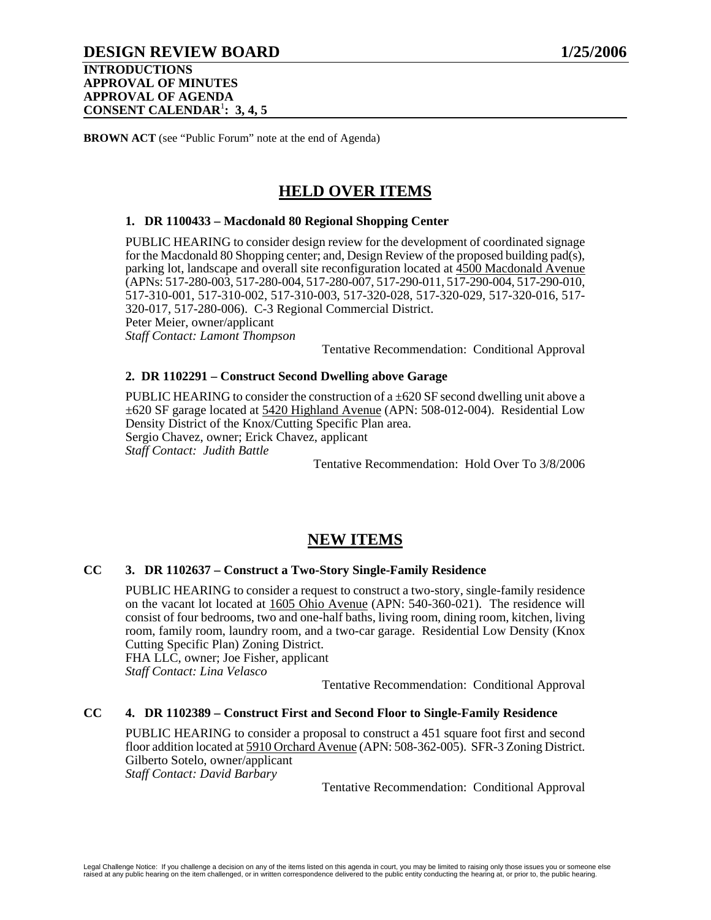# DESIGN REVIEW BOARD 1/25/2006

**INTRODUCTIONS**
**APPROVAL OF MINUTES**
**APPROVAL OF AGENDA**
**CONSENT CALENDAR[1]: 3, 4, 5**

**BROWN ACT** (see "Public Forum" note at the end of Agenda)

## HELD OVER ITEMS

### 1. DR 1100433 – Macdonald 80 Regional Shopping Center

PUBLIC HEARING to consider design review for the development of coordinated signage for the Macdonald 80 Shopping center; and, Design Review of the proposed building pad(s), parking lot, landscape and overall site reconfiguration located at 4500 Macdonald Avenue (APNs: 517-280-003, 517-280-004, 517-280-007, 517-290-011, 517-290-004, 517-290-010, 517-310-001, 517-310-002, 517-310-003, 517-320-028, 517-320-029, 517-320-016, 517-320-017, 517-280-006). C-3 Regional Commercial District.
Peter Meier, owner/applicant
*Staff Contact: Lamont Thompson*

Tentative Recommendation: Conditional Approval

### 2. DR 1102291 – Construct Second Dwelling above Garage

PUBLIC HEARING to consider the construction of a ±620 SF second dwelling unit above a ±620 SF garage located at 5420 Highland Avenue (APN: 508-012-004). Residential Low Density District of the Knox/Cutting Specific Plan area.
Sergio Chavez, owner; Erick Chavez, applicant
*Staff Contact: Judith Battle*

Tentative Recommendation: Hold Over To 3/8/2006

## NEW ITEMS

### CC 3. DR 1102637 – Construct a Two-Story Single-Family Residence

PUBLIC HEARING to consider a request to construct a two-story, single-family residence on the vacant lot located at 1605 Ohio Avenue (APN: 540-360-021). The residence will consist of four bedrooms, two and one-half baths, living room, dining room, kitchen, living room, family room, laundry room, and a two-car garage. Residential Low Density (Knox Cutting Specific Plan) Zoning District.
FHA LLC, owner; Joe Fisher, applicant
*Staff Contact: Lina Velasco*

Tentative Recommendation: Conditional Approval

### CC 4. DR 1102389 – Construct First and Second Floor to Single-Family Residence

PUBLIC HEARING to consider a proposal to construct a 451 square foot first and second floor addition located at 5910 Orchard Avenue (APN: 508-362-005). SFR-3 Zoning District.
Gilberto Sotelo, owner/applicant
*Staff Contact: David Barbary*

Tentative Recommendation: Conditional Approval

Legal Challenge Notice: If you challenge a decision on any of the items listed on this agenda in court, you may be limited to raising only those issues you or someone else raised at any public hearing on the item challenged, or in written correspondence delivered to the public entity conducting the hearing at, or prior to, the public hearing.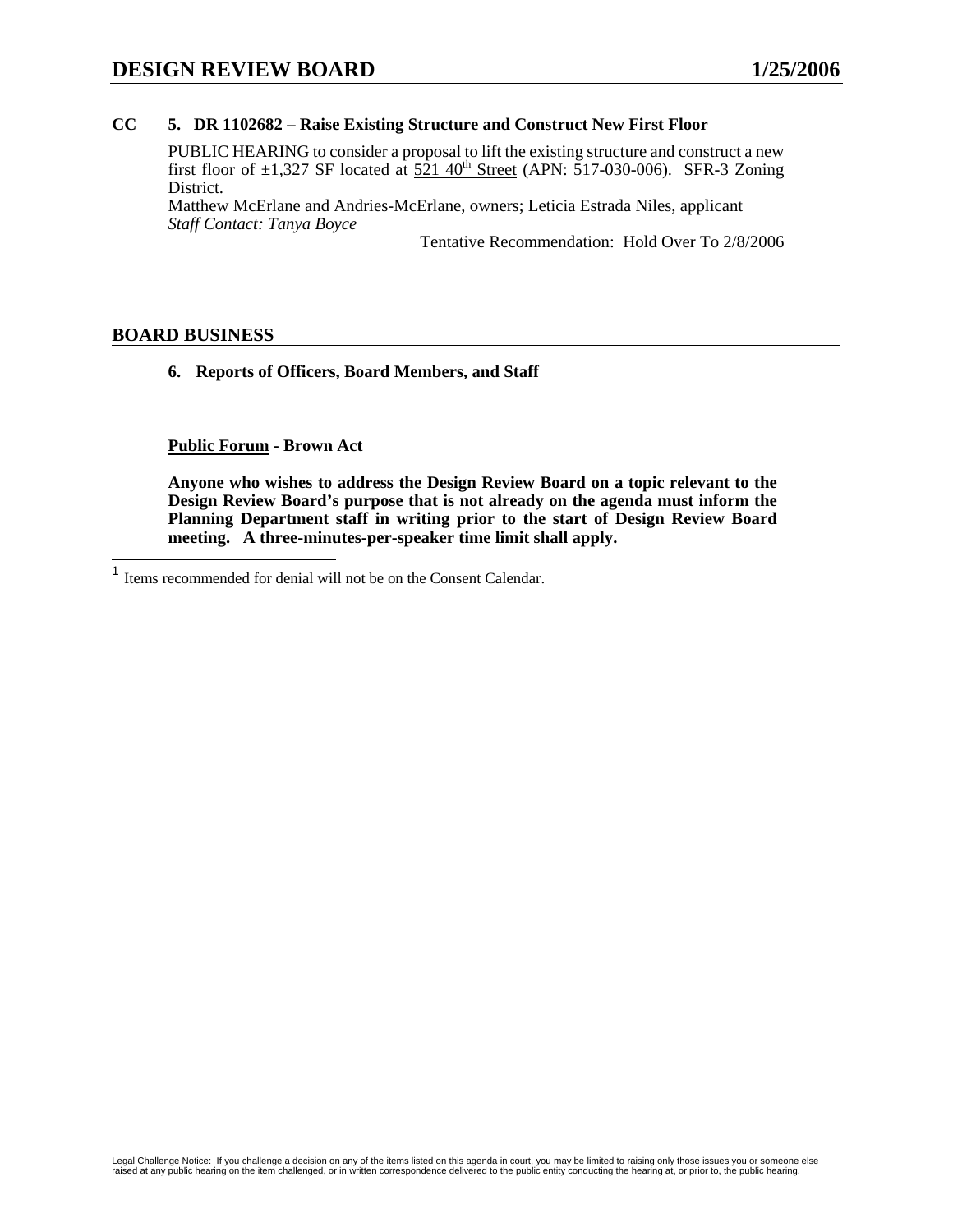**CC 5. DR 1102682 – Raise Existing Structure and Construct New First Floor**

PUBLIC HEARING to consider a proposal to lift the existing structure and construct a new first floor of ±1,327 SF located at 521 40th Street (APN: 517-030-006). SFR-3 Zoning District.
Matthew McErlane and Andries-McErlane, owners; Leticia Estrada Niles, applicant
*Staff Contact: Tanya Boyce*

Tentative Recommendation: Hold Over To 2/8/2006

## BOARD BUSINESS

**6. Reports of Officers, Board Members, and Staff**

**Public Forum - Brown Act**

**Anyone who wishes to address the Design Review Board on a topic relevant to the Design Review Board's purpose that is not already on the agenda must inform the Planning Department staff in writing prior to the start of Design Review Board meeting. A three-minutes-per-speaker time limit shall apply.**

[1] Items recommended for denial will not be on the Consent Calendar.

Legal Challenge Notice: If you challenge a decision on any of the items listed on this agenda in court, you may be limited to raising only those issues you or someone else raised at any public hearing on the item challenged, or in written correspondence delivered to the public entity conducting the hearing at, or prior to, the public hearing.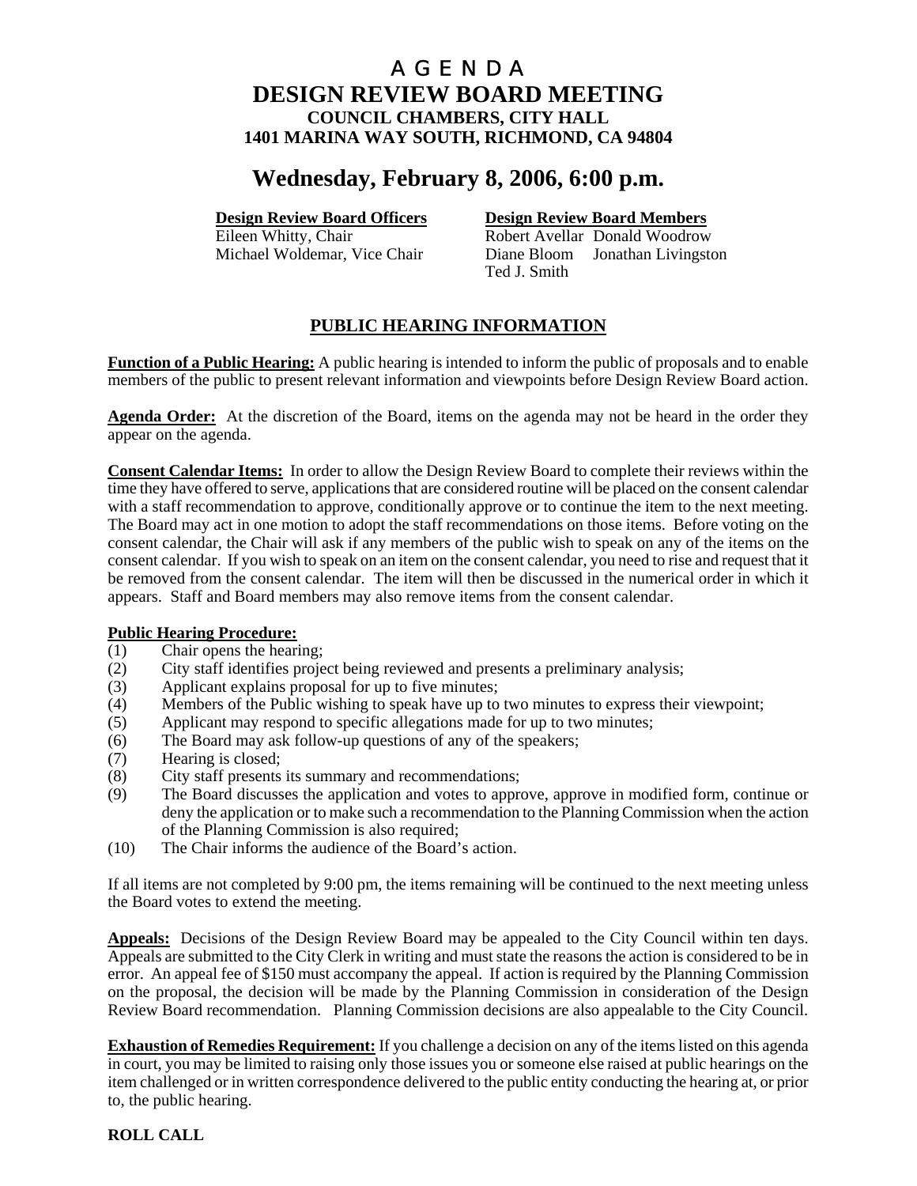# A G E N D A
# DESIGN REVIEW BOARD MEETING
### COUNCIL CHAMBERS, CITY HALL
### 1401 MARINA WAY SOUTH, RICHMOND, CA 94804

## Wednesday, February 8, 2006, 6:00 p.m.

**Design Review Board Officers**
Eileen Whitty, Chair
Michael Woldemar, Vice Chair

**Design Review Board Members**
Robert Avellar Donald Woodrow
Diane Bloom Jonathan Livingston
Ted J. Smith

## PUBLIC HEARING INFORMATION

**Function of a Public Hearing:** A public hearing is intended to inform the public of proposals and to enable members of the public to present relevant information and viewpoints before Design Review Board action.

**Agenda Order:** At the discretion of the Board, items on the agenda may not be heard in the order they appear on the agenda.

**Consent Calendar Items:** In order to allow the Design Review Board to complete their reviews within the time they have offered to serve, applications that are considered routine will be placed on the consent calendar with a staff recommendation to approve, conditionally approve or to continue the item to the next meeting. The Board may act in one motion to adopt the staff recommendations on those items. Before voting on the consent calendar, the Chair will ask if any members of the public wish to speak on any of the items on the consent calendar. If you wish to speak on an item on the consent calendar, you need to rise and request that it be removed from the consent calendar. The item will then be discussed in the numerical order in which it appears. Staff and Board members may also remove items from the consent calendar.

**Public Hearing Procedure:**

(1) Chair opens the hearing;
(2) City staff identifies project being reviewed and presents a preliminary analysis;
(3) Applicant explains proposal for up to five minutes;
(4) Members of the Public wishing to speak have up to two minutes to express their viewpoint;
(5) Applicant may respond to specific allegations made for up to two minutes;
(6) The Board may ask follow-up questions of any of the speakers;
(7) Hearing is closed;
(8) City staff presents its summary and recommendations;
(9) The Board discusses the application and votes to approve, approve in modified form, continue or deny the application or to make such a recommendation to the Planning Commission when the action of the Planning Commission is also required;
(10) The Chair informs the audience of the Board's action.

If all items are not completed by 9:00 pm, the items remaining will be continued to the next meeting unless the Board votes to extend the meeting.

**Appeals:** Decisions of the Design Review Board may be appealed to the City Council within ten days. Appeals are submitted to the City Clerk in writing and must state the reasons the action is considered to be in error. An appeal fee of $150 must accompany the appeal. If action is required by the Planning Commission on the proposal, the decision will be made by the Planning Commission in consideration of the Design Review Board recommendation. Planning Commission decisions are also appealable to the City Council.

**Exhaustion of Remedies Requirement:** If you challenge a decision on any of the items listed on this agenda in court, you may be limited to raising only those issues you or someone else raised at public hearings on the item challenged or in written correspondence delivered to the public entity conducting the hearing at, or prior to, the public hearing.

**ROLL CALL**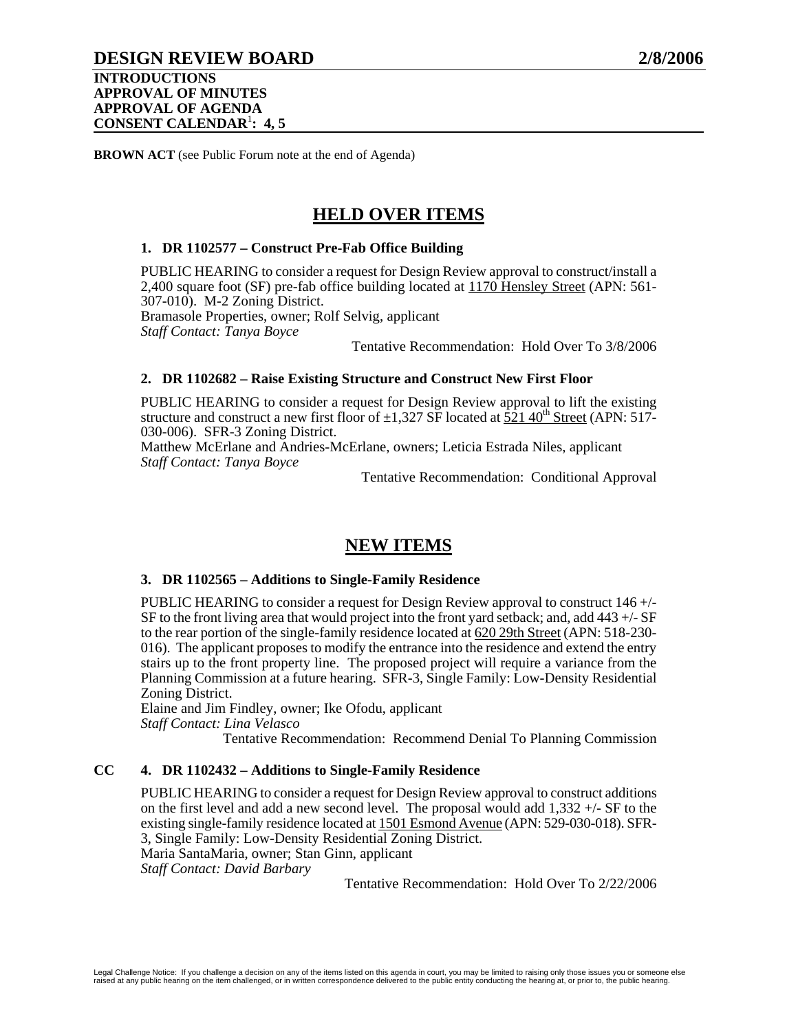# DESIGN REVIEW BOARD 2/8/2006

**INTRODUCTIONS**
**APPROVAL OF MINUTES**
**APPROVAL OF AGENDA**
**CONSENT CALENDAR[1]: 4, 5**

**BROWN ACT** (see Public Forum note at the end of Agenda)

## HELD OVER ITEMS

### 1. DR 1102577 – Construct Pre-Fab Office Building

PUBLIC HEARING to consider a request for Design Review approval to construct/install a 2,400 square foot (SF) pre-fab office building located at 1170 Hensley Street (APN: 561-307-010). M-2 Zoning District.
Bramasole Properties, owner; Rolf Selvig, applicant
*Staff Contact: Tanya Boyce*

Tentative Recommendation: Hold Over To 3/8/2006

### 2. DR 1102682 – Raise Existing Structure and Construct New First Floor

PUBLIC HEARING to consider a request for Design Review approval to lift the existing structure and construct a new first floor of ±1,327 SF located at 521 40th Street (APN: 517-030-006). SFR-3 Zoning District.
Matthew McErlane and Andries-McErlane, owners; Leticia Estrada Niles, applicant
*Staff Contact: Tanya Boyce*

Tentative Recommendation: Conditional Approval

## NEW ITEMS

### 3. DR 1102565 – Additions to Single-Family Residence

PUBLIC HEARING to consider a request for Design Review approval to construct 146 +/- SF to the front living area that would project into the front yard setback; and, add 443 +/- SF to the rear portion of the single-family residence located at 620 29th Street (APN: 518-230-016). The applicant proposes to modify the entrance into the residence and extend the entry stairs up to the front property line. The proposed project will require a variance from the Planning Commission at a future hearing. SFR-3, Single Family: Low-Density Residential Zoning District.
Elaine and Jim Findley, owner; Ike Ofodu, applicant
*Staff Contact: Lina Velasco*

Tentative Recommendation: Recommend Denial To Planning Commission

### CC 4. DR 1102432 – Additions to Single-Family Residence

PUBLIC HEARING to consider a request for Design Review approval to construct additions on the first level and add a new second level. The proposal would add 1,332 +/- SF to the existing single-family residence located at 1501 Esmond Avenue (APN: 529-030-018). SFR-3, Single Family: Low-Density Residential Zoning District.
Maria SantaMaria, owner; Stan Ginn, applicant
*Staff Contact: David Barbary*

Tentative Recommendation: Hold Over To 2/22/2006

Legal Challenge Notice: If you challenge a decision on any of the items listed on this agenda in court, you may be limited to raising only those issues you or someone else raised at any public hearing on the item challenged, or in written correspondence delivered to the public entity conducting the hearing at, or prior to, the public hearing.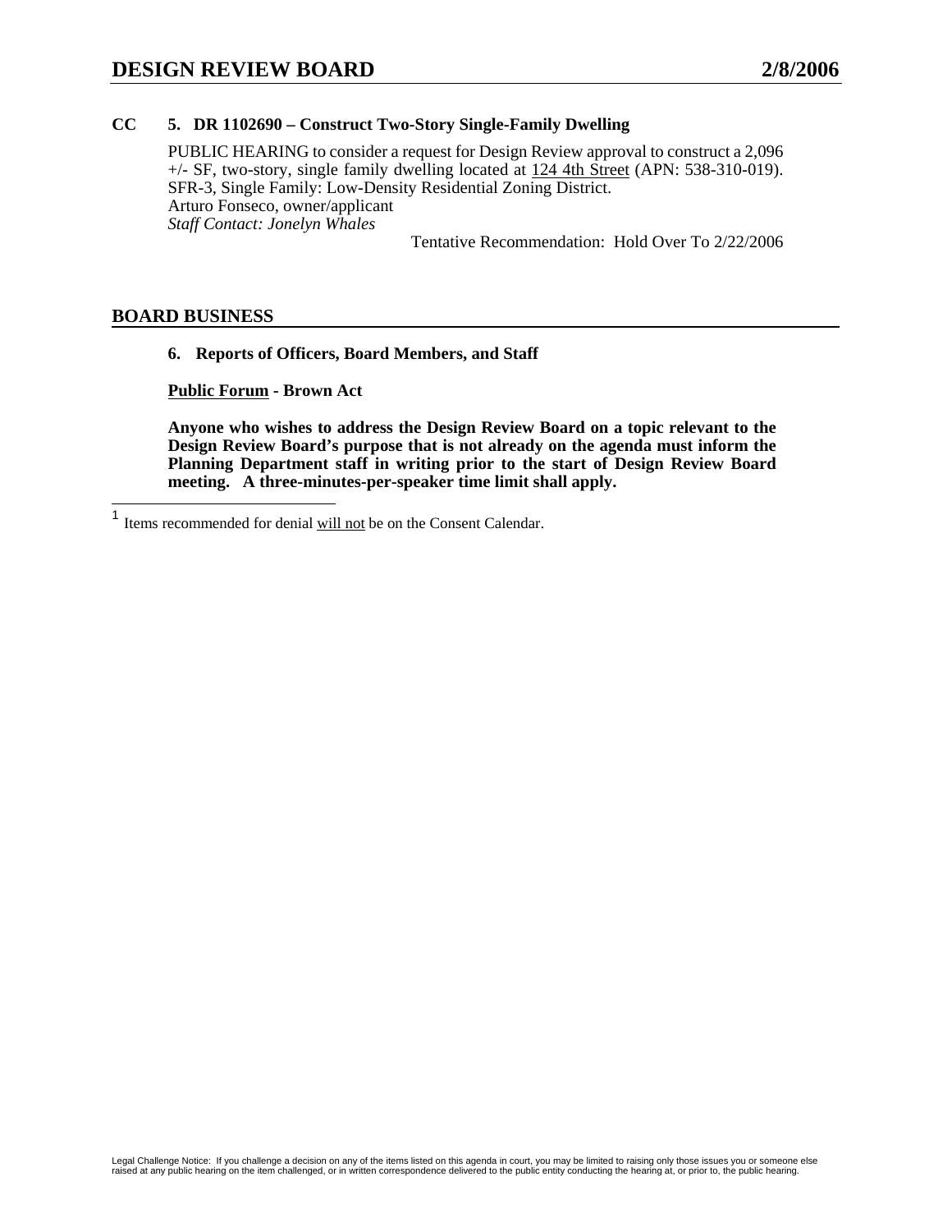**CC 5. DR 1102690 – Construct Two-Story Single-Family Dwelling**

PUBLIC HEARING to consider a request for Design Review approval to construct a 2,096 +/- SF, two-story, single family dwelling located at 124 4th Street (APN: 538-310-019). SFR-3, Single Family: Low-Density Residential Zoning District.
Arturo Fonseco, owner/applicant
*Staff Contact: Jonelyn Whales*

Tentative Recommendation: Hold Over To 2/22/2006

## BOARD BUSINESS

**6. Reports of Officers, Board Members, and Staff**

**Public Forum - Brown Act**

**Anyone who wishes to address the Design Review Board on a topic relevant to the Design Review Board's purpose that is not already on the agenda must inform the Planning Department staff in writing prior to the start of Design Review Board meeting. A three-minutes-per-speaker time limit shall apply.**

---

[1] Items recommended for denial will not be on the Consent Calendar.

Legal Challenge Notice: If you challenge a decision on any of the items listed on this agenda in court, you may be limited to raising only those issues you or someone else raised at any public hearing on the item challenged, or in written correspondence delivered to the public entity conducting the hearing at, or prior to, the public hearing.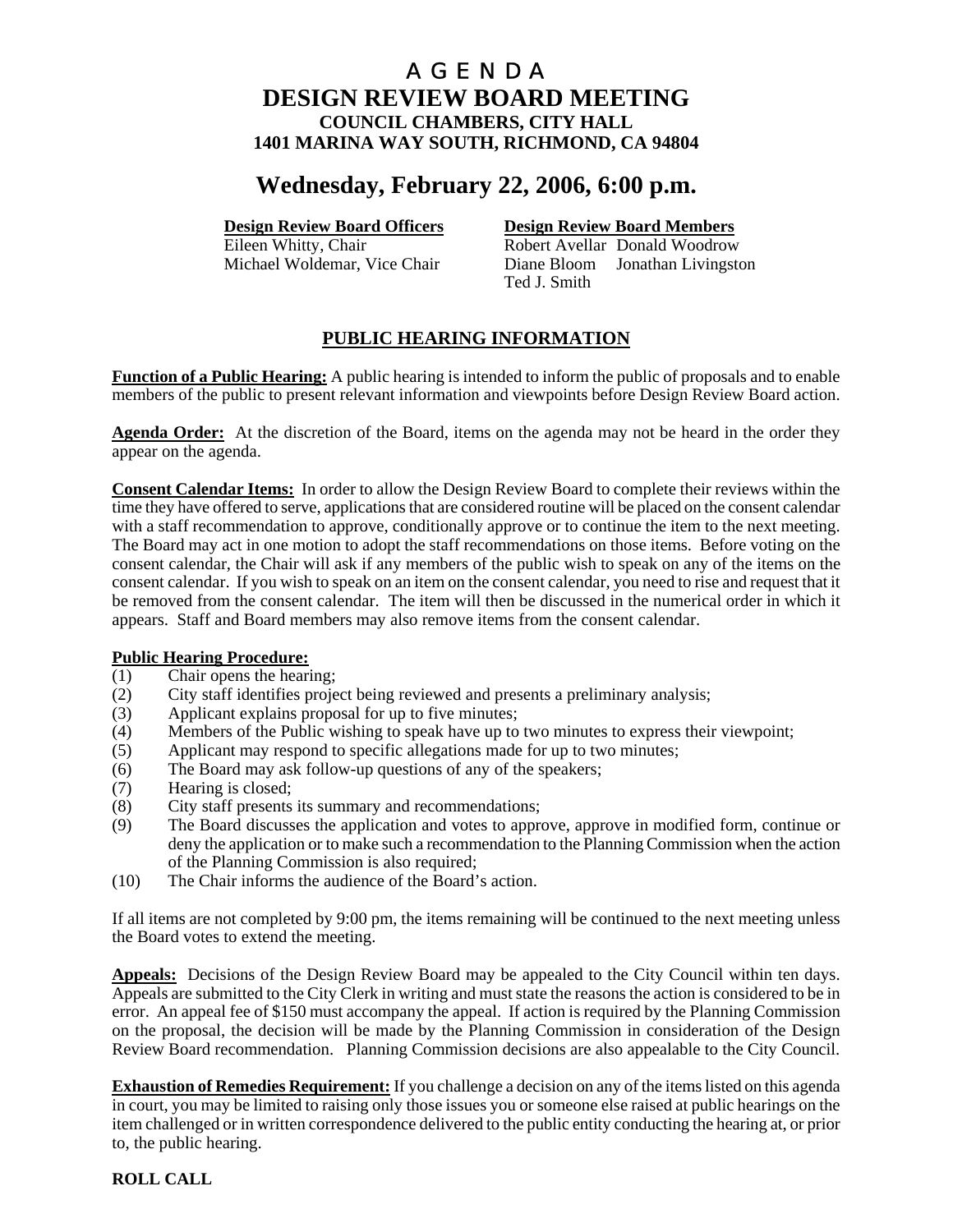# A G E N D A
# DESIGN REVIEW BOARD MEETING
### COUNCIL CHAMBERS, CITY HALL
### 1401 MARINA WAY SOUTH, RICHMOND, CA 94804

## Wednesday, February 22, 2006, 6:00 p.m.

**Design Review Board Officers**
Eileen Whitty, Chair
Michael Woldemar, Vice Chair

**Design Review Board Members**
Robert Avellar Donald Woodrow
Diane Bloom Jonathan Livingston
Ted J. Smith

## PUBLIC HEARING INFORMATION

**Function of a Public Hearing:** A public hearing is intended to inform the public of proposals and to enable members of the public to present relevant information and viewpoints before Design Review Board action.

**Agenda Order:** At the discretion of the Board, items on the agenda may not be heard in the order they appear on the agenda.

**Consent Calendar Items:** In order to allow the Design Review Board to complete their reviews within the time they have offered to serve, applications that are considered routine will be placed on the consent calendar with a staff recommendation to approve, conditionally approve or to continue the item to the next meeting. The Board may act in one motion to adopt the staff recommendations on those items. Before voting on the consent calendar, the Chair will ask if any members of the public wish to speak on any of the items on the consent calendar. If you wish to speak on an item on the consent calendar, you need to rise and request that it be removed from the consent calendar. The item will then be discussed in the numerical order in which it appears. Staff and Board members may also remove items from the consent calendar.

**Public Hearing Procedure:**

(1) Chair opens the hearing;
(2) City staff identifies project being reviewed and presents a preliminary analysis;
(3) Applicant explains proposal for up to five minutes;
(4) Members of the Public wishing to speak have up to two minutes to express their viewpoint;
(5) Applicant may respond to specific allegations made for up to two minutes;
(6) The Board may ask follow-up questions of any of the speakers;
(7) Hearing is closed;
(8) City staff presents its summary and recommendations;
(9) The Board discusses the application and votes to approve, approve in modified form, continue or deny the application or to make such a recommendation to the Planning Commission when the action of the Planning Commission is also required;
(10) The Chair informs the audience of the Board's action.

If all items are not completed by 9:00 pm, the items remaining will be continued to the next meeting unless the Board votes to extend the meeting.

**Appeals:** Decisions of the Design Review Board may be appealed to the City Council within ten days. Appeals are submitted to the City Clerk in writing and must state the reasons the action is considered to be in error. An appeal fee of $150 must accompany the appeal. If action is required by the Planning Commission on the proposal, the decision will be made by the Planning Commission in consideration of the Design Review Board recommendation. Planning Commission decisions are also appealable to the City Council.

**Exhaustion of Remedies Requirement:** If you challenge a decision on any of the items listed on this agenda in court, you may be limited to raising only those issues you or someone else raised at public hearings on the item challenged or in written correspondence delivered to the public entity conducting the hearing at, or prior to, the public hearing.

**ROLL CALL**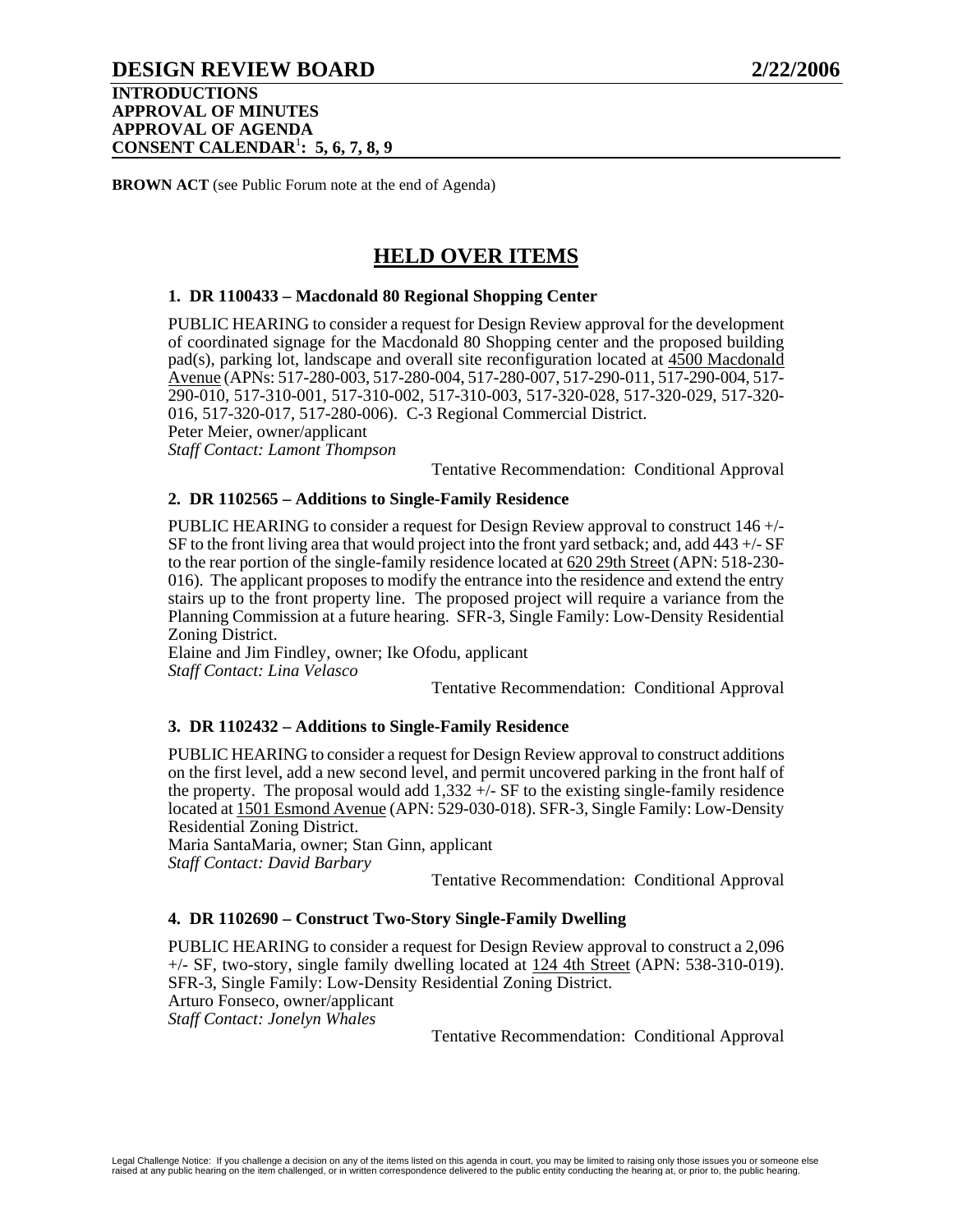# DESIGN REVIEW BOARD 2/22/2006

**INTRODUCTIONS**
**APPROVAL OF MINUTES**
**APPROVAL OF AGENDA**
**CONSENT CALENDAR[1]: 5, 6, 7, 8, 9**

**BROWN ACT** (see Public Forum note at the end of Agenda)

## HELD OVER ITEMS

### 1. DR 1100433 – Macdonald 80 Regional Shopping Center

PUBLIC HEARING to consider a request for Design Review approval for the development of coordinated signage for the Macdonald 80 Shopping center and the proposed building pad(s), parking lot, landscape and overall site reconfiguration located at 4500 Macdonald Avenue (APNs: 517-280-003, 517-280-004, 517-280-007, 517-290-011, 517-290-004, 517-290-010, 517-310-001, 517-310-002, 517-310-003, 517-320-028, 517-320-029, 517-320-016, 517-320-017, 517-280-006). C-3 Regional Commercial District.
Peter Meier, owner/applicant
*Staff Contact: Lamont Thompson*

Tentative Recommendation: Conditional Approval

### 2. DR 1102565 – Additions to Single-Family Residence

PUBLIC HEARING to consider a request for Design Review approval to construct 146 +/- SF to the front living area that would project into the front yard setback; and, add 443 +/- SF to the rear portion of the single-family residence located at 620 29th Street (APN: 518-230-016). The applicant proposes to modify the entrance into the residence and extend the entry stairs up to the front property line. The proposed project will require a variance from the Planning Commission at a future hearing. SFR-3, Single Family: Low-Density Residential Zoning District.
Elaine and Jim Findley, owner; Ike Ofodu, applicant
*Staff Contact: Lina Velasco*

Tentative Recommendation: Conditional Approval

### 3. DR 1102432 – Additions to Single-Family Residence

PUBLIC HEARING to consider a request for Design Review approval to construct additions on the first level, add a new second level, and permit uncovered parking in the front half of the property. The proposal would add 1,332 +/- SF to the existing single-family residence located at 1501 Esmond Avenue (APN: 529-030-018). SFR-3, Single Family: Low-Density Residential Zoning District.
Maria SantaMaria, owner; Stan Ginn, applicant
*Staff Contact: David Barbary*

Tentative Recommendation: Conditional Approval

### 4. DR 1102690 – Construct Two-Story Single-Family Dwelling

PUBLIC HEARING to consider a request for Design Review approval to construct a 2,096 +/- SF, two-story, single family dwelling located at 124 4th Street (APN: 538-310-019). SFR-3, Single Family: Low-Density Residential Zoning District.
Arturo Fonseco, owner/applicant
*Staff Contact: Jonelyn Whales*

Tentative Recommendation: Conditional Approval

Legal Challenge Notice: If you challenge a decision on any of the items listed on this agenda in court, you may be limited to raising only those issues you or someone else raised at any public hearing on the item challenged, or in written correspondence delivered to the public entity conducting the hearing at, or prior to, the public hearing.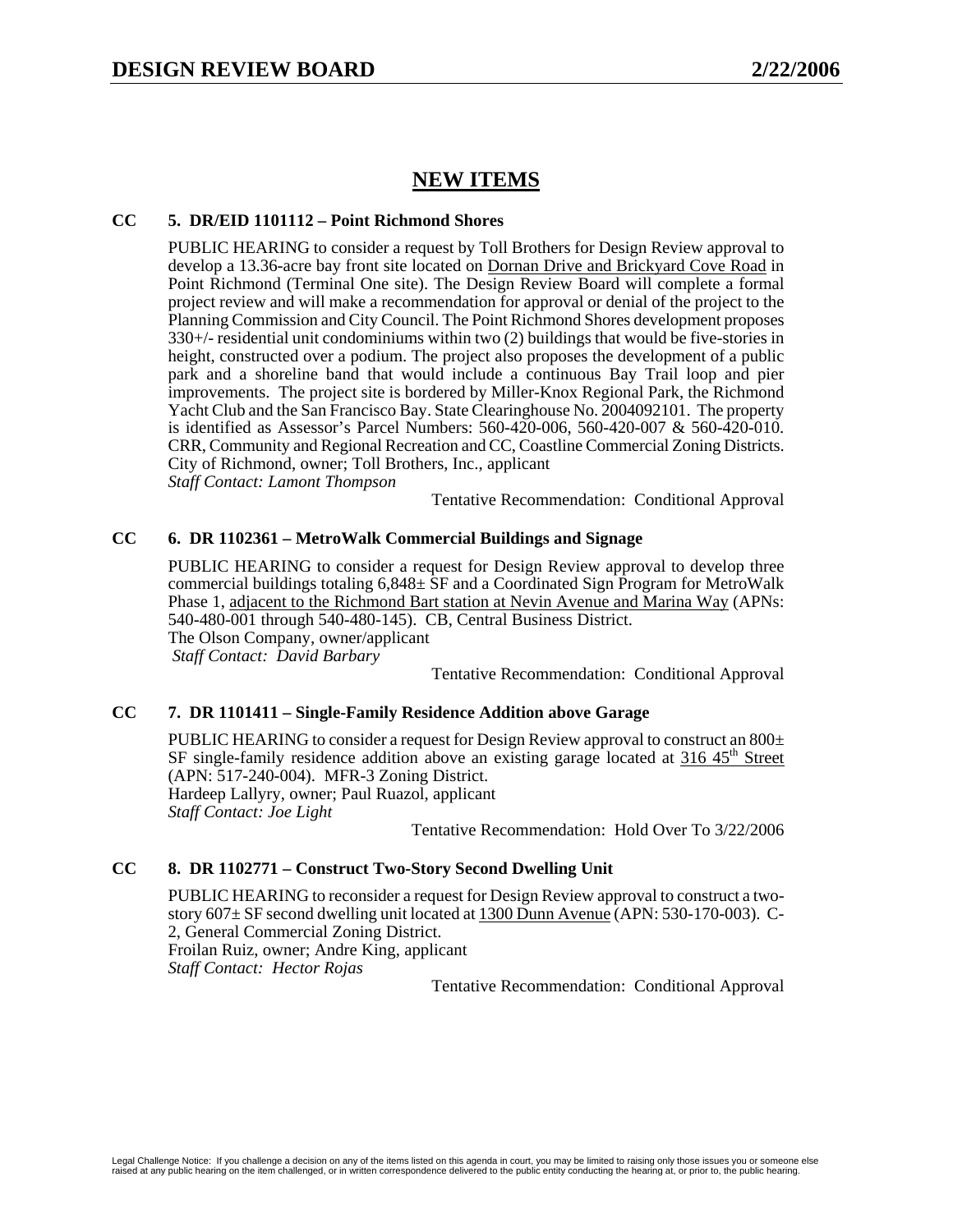## NEW ITEMS

**CC 5. DR/EID 1101112 – Point Richmond Shores**

PUBLIC HEARING to consider a request by Toll Brothers for Design Review approval to develop a 13.36-acre bay front site located on Dornan Drive and Brickyard Cove Road in Point Richmond (Terminal One site). The Design Review Board will complete a formal project review and will make a recommendation for approval or denial of the project to the Planning Commission and City Council. The Point Richmond Shores development proposes 330+/- residential unit condominiums within two (2) buildings that would be five-stories in height, constructed over a podium. The project also proposes the development of a public park and a shoreline band that would include a continuous Bay Trail loop and pier improvements. The project site is bordered by Miller-Knox Regional Park, the Richmond Yacht Club and the San Francisco Bay. State Clearinghouse No. 2004092101. The property is identified as Assessor's Parcel Numbers: 560-420-006, 560-420-007 & 560-420-010. CRR, Community and Regional Recreation and CC, Coastline Commercial Zoning Districts. City of Richmond, owner; Toll Brothers, Inc., applicant
*Staff Contact: Lamont Thompson*

Tentative Recommendation: Conditional Approval

**CC 6. DR 1102361 – MetroWalk Commercial Buildings and Signage**

PUBLIC HEARING to consider a request for Design Review approval to develop three commercial buildings totaling 6,848± SF and a Coordinated Sign Program for MetroWalk Phase 1, adjacent to the Richmond Bart station at Nevin Avenue and Marina Way (APNs: 540-480-001 through 540-480-145). CB, Central Business District.
The Olson Company, owner/applicant
*Staff Contact: David Barbary*

Tentative Recommendation: Conditional Approval

**CC 7. DR 1101411 – Single-Family Residence Addition above Garage**

PUBLIC HEARING to consider a request for Design Review approval to construct an 800± SF single-family residence addition above an existing garage located at 316 45th Street (APN: 517-240-004). MFR-3 Zoning District.
Hardeep Lallyry, owner; Paul Ruazol, applicant
*Staff Contact: Joe Light*

Tentative Recommendation: Hold Over To 3/22/2006

**CC 8. DR 1102771 – Construct Two-Story Second Dwelling Unit**

PUBLIC HEARING to reconsider a request for Design Review approval to construct a two-story 607± SF second dwelling unit located at 1300 Dunn Avenue (APN: 530-170-003). C-2, General Commercial Zoning District.
Froilan Ruiz, owner; Andre King, applicant
*Staff Contact: Hector Rojas*

Tentative Recommendation: Conditional Approval

Legal Challenge Notice: If you challenge a decision on any of the items listed on this agenda in court, you may be limited to raising only those issues you or someone else raised at any public hearing on the item challenged, or in written correspondence delivered to the public entity conducting the hearing at, or prior to, the public hearing.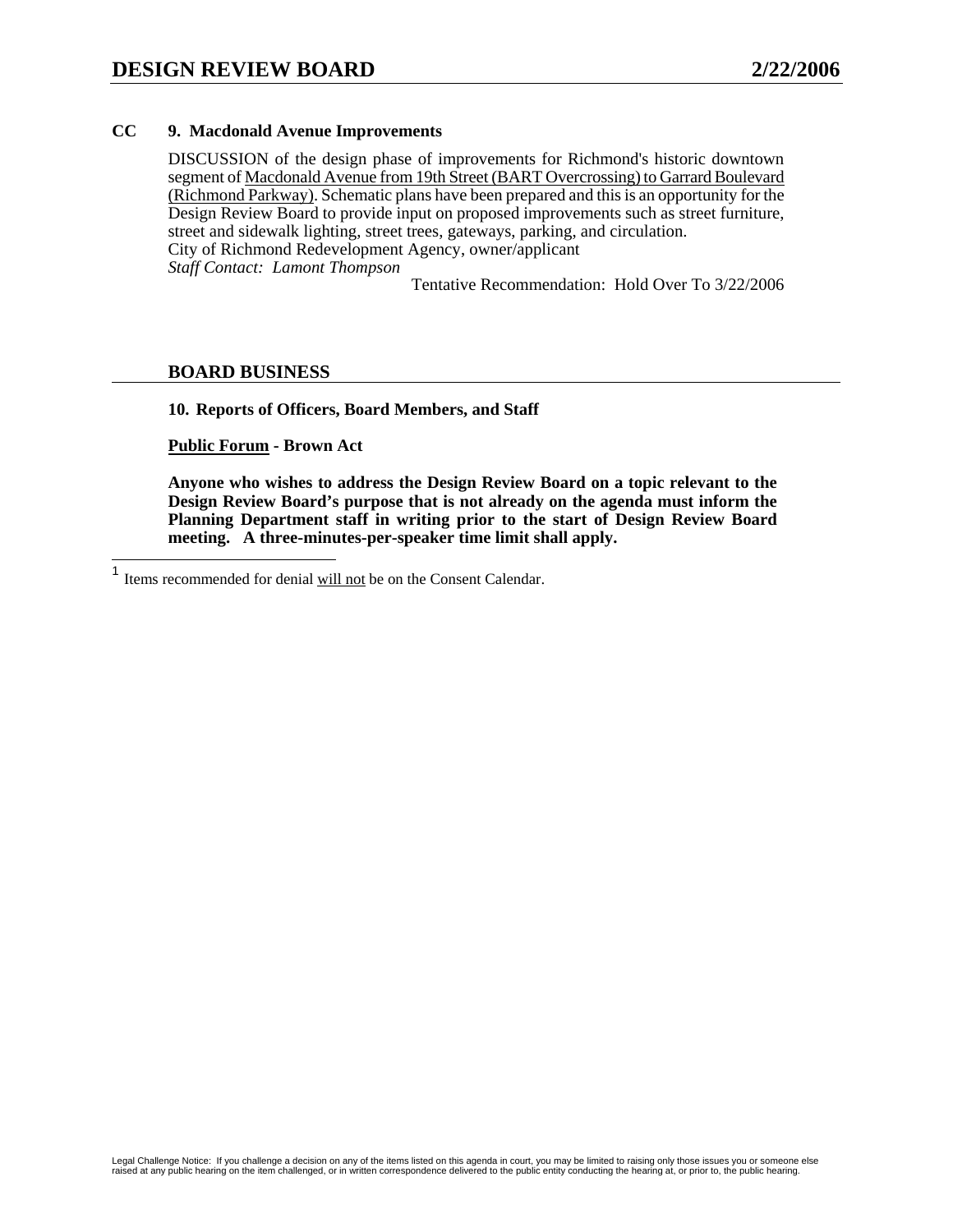**CC 9. Macdonald Avenue Improvements**

DISCUSSION of the design phase of improvements for Richmond's historic downtown segment of Macdonald Avenue from 19th Street (BART Overcrossing) to Garrard Boulevard (Richmond Parkway). Schematic plans have been prepared and this is an opportunity for the Design Review Board to provide input on proposed improvements such as street furniture, street and sidewalk lighting, street trees, gateways, parking, and circulation.
City of Richmond Redevelopment Agency, owner/applicant
*Staff Contact: Lamont Thompson*

Tentative Recommendation: Hold Over To 3/22/2006

## BOARD BUSINESS

**10. Reports of Officers, Board Members, and Staff**

**Public Forum - Brown Act**

**Anyone who wishes to address the Design Review Board on a topic relevant to the Design Review Board's purpose that is not already on the agenda must inform the Planning Department staff in writing prior to the start of Design Review Board meeting. A three-minutes-per-speaker time limit shall apply.**

[1] Items recommended for denial will not be on the Consent Calendar.

Legal Challenge Notice: If you challenge a decision on any of the items listed on this agenda in court, you may be limited to raising only those issues you or someone else raised at any public hearing on the item challenged, or in written correspondence delivered to the public entity conducting the hearing at, or prior to, the public hearing.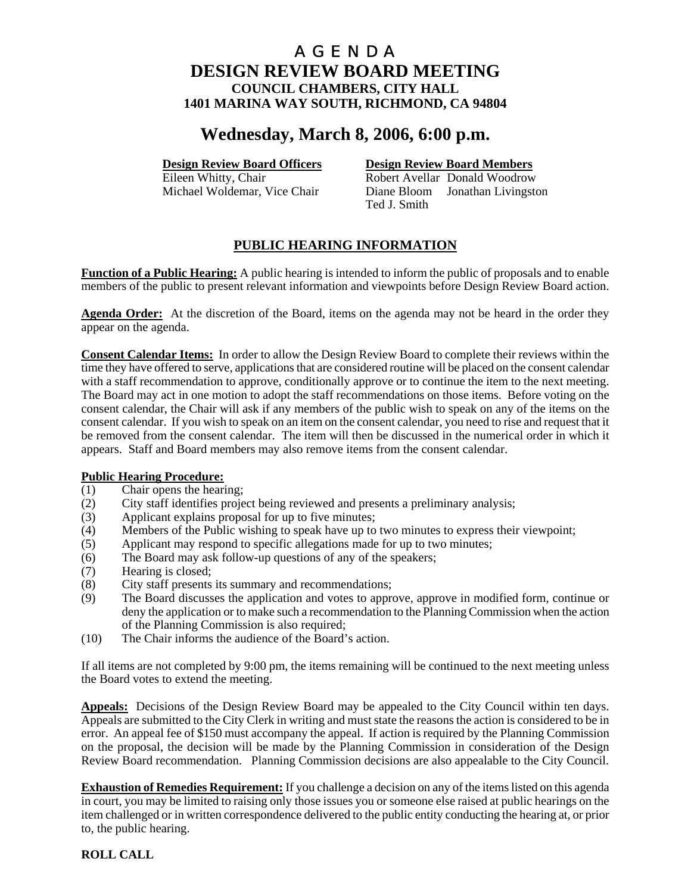# A G E N D A

# DESIGN REVIEW BOARD MEETING

### COUNCIL CHAMBERS, CITY HALL
### 1401 MARINA WAY SOUTH, RICHMOND, CA 94804

## Wednesday, March 8, 2006, 6:00 p.m.

**Design Review Board Officers**
Eileen Whitty, Chair
Michael Woldemar, Vice Chair

**Design Review Board Members**
Robert Avellar
Donald Woodrow
Diane Bloom
Jonathan Livingston
Ted J. Smith

## PUBLIC HEARING INFORMATION

**Function of a Public Hearing:** A public hearing is intended to inform the public of proposals and to enable members of the public to present relevant information and viewpoints before Design Review Board action.

**Agenda Order:** At the discretion of the Board, items on the agenda may not be heard in the order they appear on the agenda.

**Consent Calendar Items:** In order to allow the Design Review Board to complete their reviews within the time they have offered to serve, applications that are considered routine will be placed on the consent calendar with a staff recommendation to approve, conditionally approve or to continue the item to the next meeting. The Board may act in one motion to adopt the staff recommendations on those items. Before voting on the consent calendar, the Chair will ask if any members of the public wish to speak on any of the items on the consent calendar. If you wish to speak on an item on the consent calendar, you need to rise and request that it be removed from the consent calendar. The item will then be discussed in the numerical order in which it appears. Staff and Board members may also remove items from the consent calendar.

**Public Hearing Procedure:**

(1) Chair opens the hearing;
(2) City staff identifies project being reviewed and presents a preliminary analysis;
(3) Applicant explains proposal for up to five minutes;
(4) Members of the Public wishing to speak have up to two minutes to express their viewpoint;
(5) Applicant may respond to specific allegations made for up to two minutes;
(6) The Board may ask follow-up questions of any of the speakers;
(7) Hearing is closed;
(8) City staff presents its summary and recommendations;
(9) The Board discusses the application and votes to approve, approve in modified form, continue or deny the application or to make such a recommendation to the Planning Commission when the action of the Planning Commission is also required;
(10) The Chair informs the audience of the Board's action.

If all items are not completed by 9:00 pm, the items remaining will be continued to the next meeting unless the Board votes to extend the meeting.

**Appeals:** Decisions of the Design Review Board may be appealed to the City Council within ten days. Appeals are submitted to the City Clerk in writing and must state the reasons the action is considered to be in error. An appeal fee of $150 must accompany the appeal. If action is required by the Planning Commission on the proposal, the decision will be made by the Planning Commission in consideration of the Design Review Board recommendation. Planning Commission decisions are also appealable to the City Council.

**Exhaustion of Remedies Requirement:** If you challenge a decision on any of the items listed on this agenda in court, you may be limited to raising only those issues you or someone else raised at public hearings on the item challenged or in written correspondence delivered to the public entity conducting the hearing at, or prior to, the public hearing.

**ROLL CALL**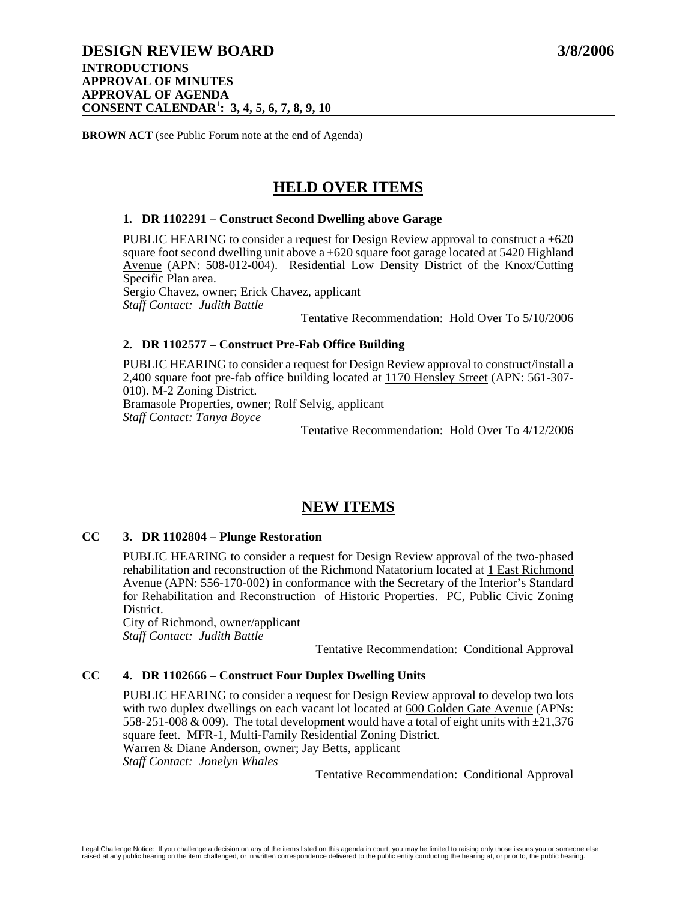# DESIGN REVIEW BOARD 3/8/2006

**INTRODUCTIONS**
**APPROVAL OF MINUTES**
**APPROVAL OF AGENDA**
**CONSENT CALENDAR[1]: 3, 4, 5, 6, 7, 8, 9, 10**

**BROWN ACT** (see Public Forum note at the end of Agenda)

## HELD OVER ITEMS

### 1. DR 1102291 – Construct Second Dwelling above Garage

PUBLIC HEARING to consider a request for Design Review approval to construct a ±620 square foot second dwelling unit above a ±620 square foot garage located at 5420 Highland Avenue (APN: 508-012-004). Residential Low Density District of the Knox/Cutting Specific Plan area.
Sergio Chavez, owner; Erick Chavez, applicant
*Staff Contact: Judith Battle*

Tentative Recommendation: Hold Over To 5/10/2006

### 2. DR 1102577 – Construct Pre-Fab Office Building

PUBLIC HEARING to consider a request for Design Review approval to construct/install a 2,400 square foot pre-fab office building located at 1170 Hensley Street (APN: 561-307-010). M-2 Zoning District.
Bramasole Properties, owner; Rolf Selvig, applicant
*Staff Contact: Tanya Boyce*

Tentative Recommendation: Hold Over To 4/12/2006

## NEW ITEMS

### CC 3. DR 1102804 – Plunge Restoration

PUBLIC HEARING to consider a request for Design Review approval of the two-phased rehabilitation and reconstruction of the Richmond Natatorium located at 1 East Richmond Avenue (APN: 556-170-002) in conformance with the Secretary of the Interior's Standard for Rehabilitation and Reconstruction of Historic Properties. PC, Public Civic Zoning District.
City of Richmond, owner/applicant
*Staff Contact: Judith Battle*

Tentative Recommendation: Conditional Approval

### CC 4. DR 1102666 – Construct Four Duplex Dwelling Units

PUBLIC HEARING to consider a request for Design Review approval to develop two lots with two duplex dwellings on each vacant lot located at 600 Golden Gate Avenue (APNs: 558-251-008 & 009). The total development would have a total of eight units with ±21,376 square feet. MFR-1, Multi-Family Residential Zoning District.
Warren & Diane Anderson, owner; Jay Betts, applicant
*Staff Contact: Jonelyn Whales*

Tentative Recommendation: Conditional Approval

Legal Challenge Notice: If you challenge a decision on any of the items listed on this agenda in court, you may be limited to raising only those issues you or someone else raised at any public hearing on the item challenged, or in written correspondence delivered to the public entity conducting the hearing at, or prior to, the public hearing.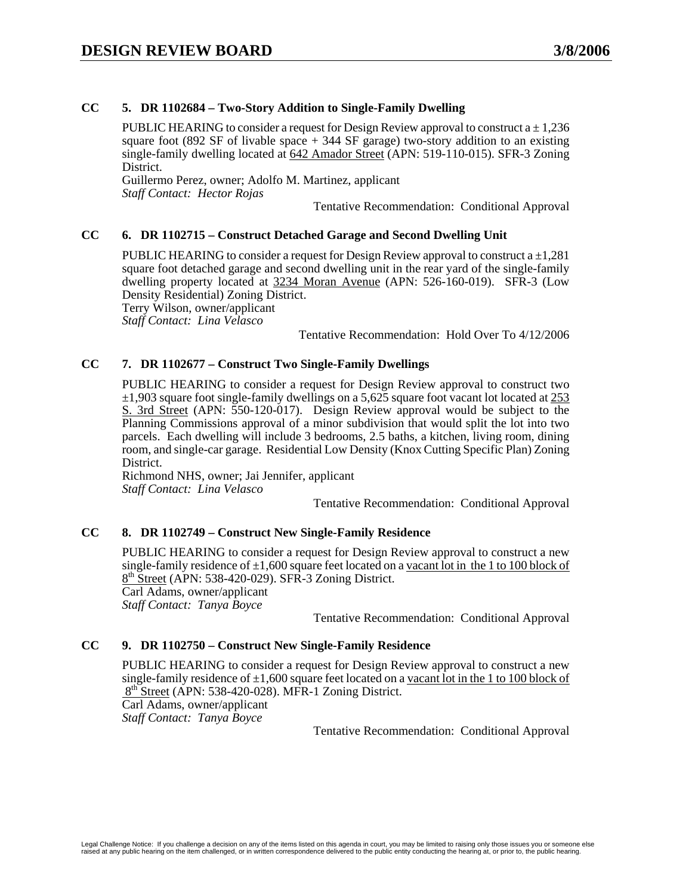**CC 5. DR 1102684 – Two-Story Addition to Single-Family Dwelling**

PUBLIC HEARING to consider a request for Design Review approval to construct a ± 1,236 square foot (892 SF of livable space + 344 SF garage) two-story addition to an existing single-family dwelling located at 642 Amador Street (APN: 519-110-015). SFR-3 Zoning District.
Guillermo Perez, owner; Adolfo M. Martinez, applicant
*Staff Contact: Hector Rojas*

Tentative Recommendation: Conditional Approval

**CC 6. DR 1102715 – Construct Detached Garage and Second Dwelling Unit**

PUBLIC HEARING to consider a request for Design Review approval to construct a ±1,281 square foot detached garage and second dwelling unit in the rear yard of the single-family dwelling property located at 3234 Moran Avenue (APN: 526-160-019). SFR-3 (Low Density Residential) Zoning District.
Terry Wilson, owner/applicant
*Staff Contact: Lina Velasco*

Tentative Recommendation: Hold Over To 4/12/2006

**CC 7. DR 1102677 – Construct Two Single-Family Dwellings**

PUBLIC HEARING to consider a request for Design Review approval to construct two ±1,903 square foot single-family dwellings on a 5,625 square foot vacant lot located at 253 S. 3rd Street (APN: 550-120-017). Design Review approval would be subject to the Planning Commissions approval of a minor subdivision that would split the lot into two parcels. Each dwelling will include 3 bedrooms, 2.5 baths, a kitchen, living room, dining room, and single-car garage. Residential Low Density (Knox Cutting Specific Plan) Zoning District.
Richmond NHS, owner; Jai Jennifer, applicant
*Staff Contact: Lina Velasco*

Tentative Recommendation: Conditional Approval

**CC 8. DR 1102749 – Construct New Single-Family Residence**

PUBLIC HEARING to consider a request for Design Review approval to construct a new single-family residence of ±1,600 square feet located on a vacant lot in the 1 to 100 block of 8th Street (APN: 538-420-029). SFR-3 Zoning District.
Carl Adams, owner/applicant
*Staff Contact: Tanya Boyce*

Tentative Recommendation: Conditional Approval

**CC 9. DR 1102750 – Construct New Single-Family Residence**

PUBLIC HEARING to consider a request for Design Review approval to construct a new single-family residence of ±1,600 square feet located on a vacant lot in the 1 to 100 block of 8th Street (APN: 538-420-028). MFR-1 Zoning District.
Carl Adams, owner/applicant
*Staff Contact: Tanya Boyce*

Tentative Recommendation: Conditional Approval

Legal Challenge Notice: If you challenge a decision on any of the items listed on this agenda in court, you may be limited to raising only those issues you or someone else raised at any public hearing on the item challenged, or in written correspondence delivered to the public entity conducting the hearing at, or prior to, the public hearing.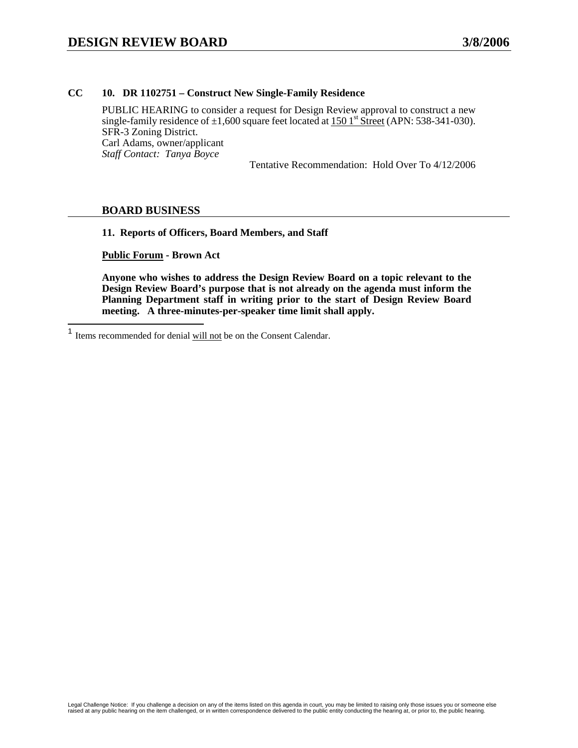**CC 10. DR 1102751 – Construct New Single-Family Residence**

PUBLIC HEARING to consider a request for Design Review approval to construct a new single-family residence of ±1,600 square feet located at 150 1st Street (APN: 538-341-030). SFR-3 Zoning District.
Carl Adams, owner/applicant
*Staff Contact: Tanya Boyce*

Tentative Recommendation: Hold Over To 4/12/2006

## BOARD BUSINESS

**11. Reports of Officers, Board Members, and Staff**

**Public Forum - Brown Act**

**Anyone who wishes to address the Design Review Board on a topic relevant to the Design Review Board's purpose that is not already on the agenda must inform the Planning Department staff in writing prior to the start of Design Review Board meeting. A three-minutes-per-speaker time limit shall apply.**

---

[1] Items recommended for denial will not be on the Consent Calendar.

Legal Challenge Notice: If you challenge a decision on any of the items listed on this agenda in court, you may be limited to raising only those issues you or someone else raised at any public hearing on the item challenged, or in written correspondence delivered to the public entity conducting the hearing at, or prior to, the public hearing.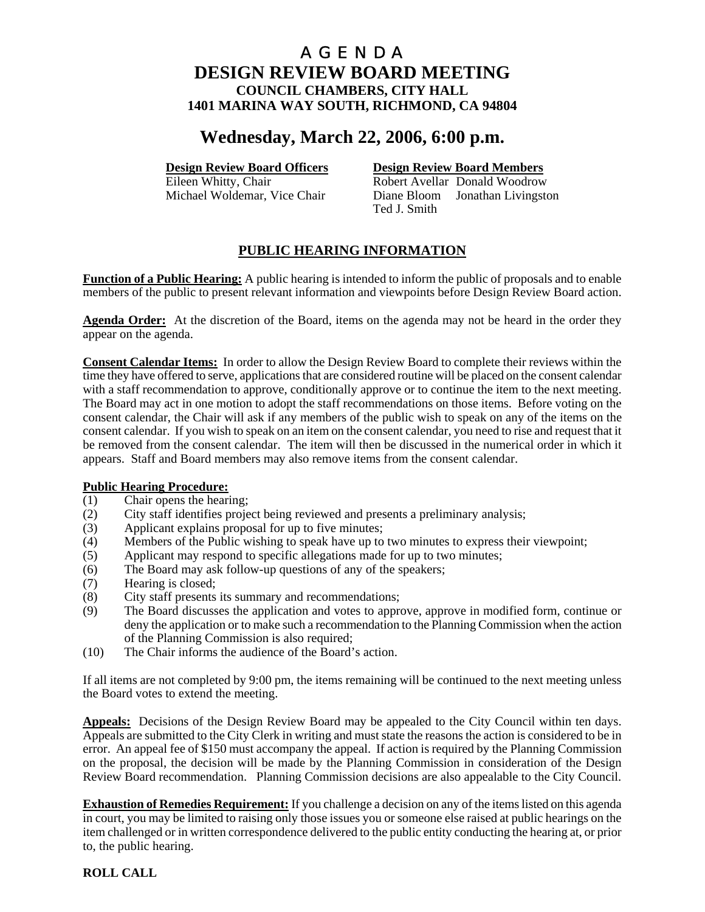# A G E N D A
# DESIGN REVIEW BOARD MEETING
### COUNCIL CHAMBERS, CITY HALL
### 1401 MARINA WAY SOUTH, RICHMOND, CA 94804

## Wednesday, March 22, 2006, 6:00 p.m.

| **Design Review Board Officers** | **Design Review Board Members** | |
|---|---|---|
| Eileen Whitty, Chair | Robert Avellar | Donald Woodrow |
| Michael Woldemar, Vice Chair | Diane Bloom | Jonathan Livingston |
| | Ted J. Smith | |

## PUBLIC HEARING INFORMATION

**Function of a Public Hearing:** A public hearing is intended to inform the public of proposals and to enable members of the public to present relevant information and viewpoints before Design Review Board action.

**Agenda Order:** At the discretion of the Board, items on the agenda may not be heard in the order they appear on the agenda.

**Consent Calendar Items:** In order to allow the Design Review Board to complete their reviews within the time they have offered to serve, applications that are considered routine will be placed on the consent calendar with a staff recommendation to approve, conditionally approve or to continue the item to the next meeting. The Board may act in one motion to adopt the staff recommendations on those items. Before voting on the consent calendar, the Chair will ask if any members of the public wish to speak on any of the items on the consent calendar. If you wish to speak on an item on the consent calendar, you need to rise and request that it be removed from the consent calendar. The item will then be discussed in the numerical order in which it appears. Staff and Board members may also remove items from the consent calendar.

**Public Hearing Procedure:**

(1) Chair opens the hearing;
(2) City staff identifies project being reviewed and presents a preliminary analysis;
(3) Applicant explains proposal for up to five minutes;
(4) Members of the Public wishing to speak have up to two minutes to express their viewpoint;
(5) Applicant may respond to specific allegations made for up to two minutes;
(6) The Board may ask follow-up questions of any of the speakers;
(7) Hearing is closed;
(8) City staff presents its summary and recommendations;
(9) The Board discusses the application and votes to approve, approve in modified form, continue or deny the application or to make such a recommendation to the Planning Commission when the action of the Planning Commission is also required;
(10) The Chair informs the audience of the Board's action.

If all items are not completed by 9:00 pm, the items remaining will be continued to the next meeting unless the Board votes to extend the meeting.

**Appeals:** Decisions of the Design Review Board may be appealed to the City Council within ten days. Appeals are submitted to the City Clerk in writing and must state the reasons the action is considered to be in error. An appeal fee of $150 must accompany the appeal. If action is required by the Planning Commission on the proposal, the decision will be made by the Planning Commission in consideration of the Design Review Board recommendation. Planning Commission decisions are also appealable to the City Council.

**Exhaustion of Remedies Requirement:** If you challenge a decision on any of the items listed on this agenda in court, you may be limited to raising only those issues you or someone else raised at public hearings on the item challenged or in written correspondence delivered to the public entity conducting the hearing at, or prior to, the public hearing.

**ROLL CALL**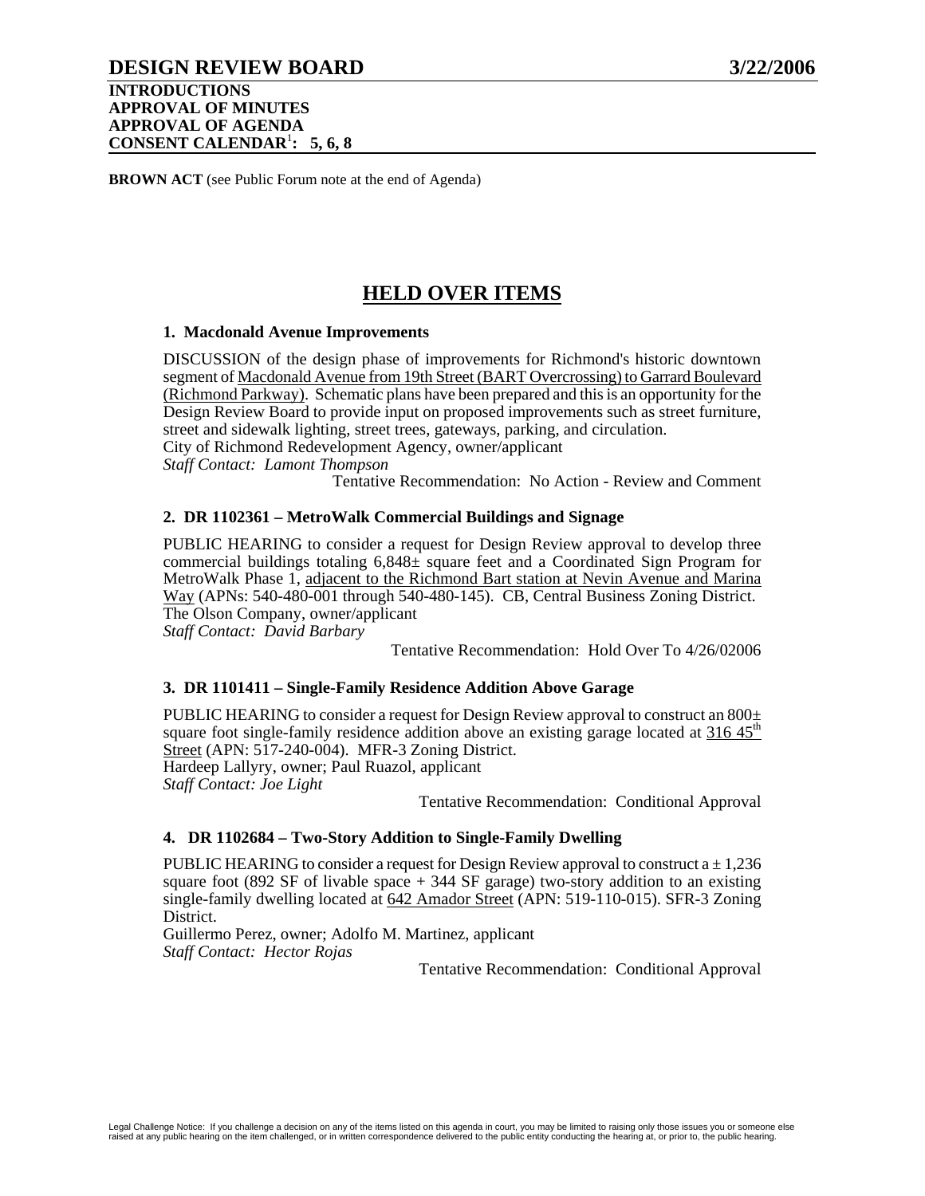# DESIGN REVIEW BOARD 3/22/2006

**INTRODUCTIONS**
**APPROVAL OF MINUTES**
**APPROVAL OF AGENDA**
**CONSENT CALENDAR[1]: 5, 6, 8**

**BROWN ACT** (see Public Forum note at the end of Agenda)

## HELD OVER ITEMS

### 1. Macdonald Avenue Improvements

DISCUSSION of the design phase of improvements for Richmond's historic downtown segment of Macdonald Avenue from 19th Street (BART Overcrossing) to Garrard Boulevard (Richmond Parkway). Schematic plans have been prepared and this is an opportunity for the Design Review Board to provide input on proposed improvements such as street furniture, street and sidewalk lighting, street trees, gateways, parking, and circulation.
City of Richmond Redevelopment Agency, owner/applicant
*Staff Contact: Lamont Thompson*

Tentative Recommendation: No Action - Review and Comment

### 2. DR 1102361 – MetroWalk Commercial Buildings and Signage

PUBLIC HEARING to consider a request for Design Review approval to develop three commercial buildings totaling 6,848± square feet and a Coordinated Sign Program for MetroWalk Phase 1, adjacent to the Richmond Bart station at Nevin Avenue and Marina Way (APNs: 540-480-001 through 540-480-145). CB, Central Business Zoning District.
The Olson Company, owner/applicant
*Staff Contact: David Barbary*

Tentative Recommendation: Hold Over To 4/26/02006

### 3. DR 1101411 – Single-Family Residence Addition Above Garage

PUBLIC HEARING to consider a request for Design Review approval to construct an 800± square foot single-family residence addition above an existing garage located at 316 45th Street (APN: 517-240-004). MFR-3 Zoning District.
Hardeep Lallyry, owner; Paul Ruazol, applicant
*Staff Contact: Joe Light*

Tentative Recommendation: Conditional Approval

### 4. DR 1102684 – Two-Story Addition to Single-Family Dwelling

PUBLIC HEARING to consider a request for Design Review approval to construct a ± 1,236 square foot (892 SF of livable space + 344 SF garage) two-story addition to an existing single-family dwelling located at 642 Amador Street (APN: 519-110-015). SFR-3 Zoning District.
Guillermo Perez, owner; Adolfo M. Martinez, applicant
*Staff Contact: Hector Rojas*

Tentative Recommendation: Conditional Approval

Legal Challenge Notice: If you challenge a decision on any of the items listed on this agenda in court, you may be limited to raising only those issues you or someone else raised at any public hearing on the item challenged, or in written correspondence delivered to the public entity conducting the hearing at, or prior to, the public hearing.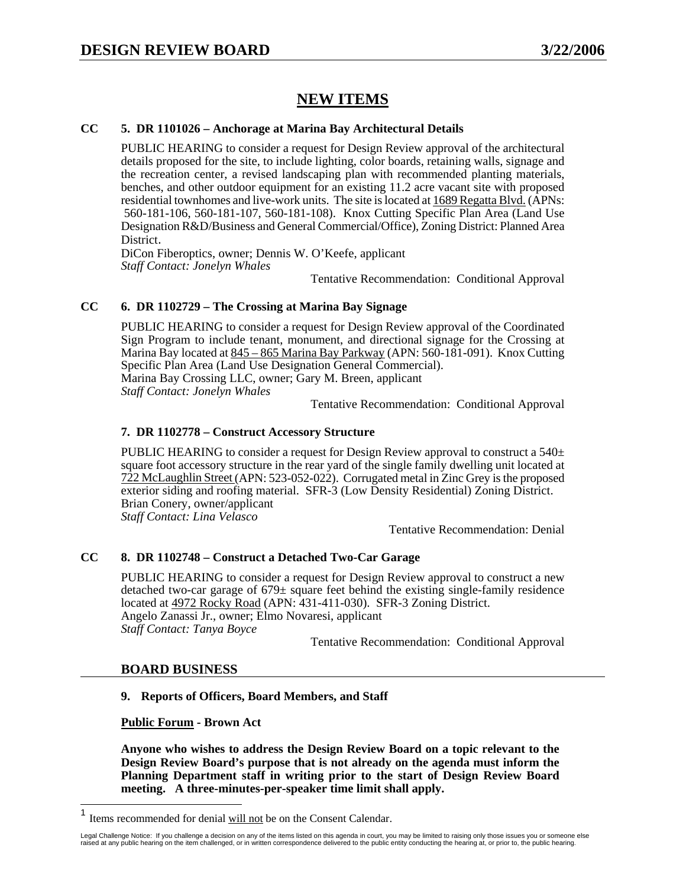## NEW ITEMS

**CC 5. DR 1101026 – Anchorage at Marina Bay Architectural Details**

PUBLIC HEARING to consider a request for Design Review approval of the architectural details proposed for the site, to include lighting, color boards, retaining walls, signage and the recreation center, a revised landscaping plan with recommended planting materials, benches, and other outdoor equipment for an existing 11.2 acre vacant site with proposed residential townhomes and live-work units. The site is located at 1689 Regatta Blvd. (APNs: 560-181-106, 560-181-107, 560-181-108). Knox Cutting Specific Plan Area (Land Use Designation R&D/Business and General Commercial/Office), Zoning District: Planned Area District.
DiCon Fiberoptics, owner; Dennis W. O'Keefe, applicant
*Staff Contact: Jonelyn Whales*

Tentative Recommendation: Conditional Approval

**CC 6. DR 1102729 – The Crossing at Marina Bay Signage**

PUBLIC HEARING to consider a request for Design Review approval of the Coordinated Sign Program to include tenant, monument, and directional signage for the Crossing at Marina Bay located at 845 – 865 Marina Bay Parkway (APN: 560-181-091). Knox Cutting Specific Plan Area (Land Use Designation General Commercial).
Marina Bay Crossing LLC, owner; Gary M. Breen, applicant
*Staff Contact: Jonelyn Whales*

Tentative Recommendation: Conditional Approval

**7. DR 1102778 – Construct Accessory Structure**

PUBLIC HEARING to consider a request for Design Review approval to construct a 540± square foot accessory structure in the rear yard of the single family dwelling unit located at 722 McLaughlin Street (APN: 523-052-022). Corrugated metal in Zinc Grey is the proposed exterior siding and roofing material. SFR-3 (Low Density Residential) Zoning District.
Brian Conery, owner/applicant
*Staff Contact: Lina Velasco*

Tentative Recommendation: Denial

**CC 8. DR 1102748 – Construct a Detached Two-Car Garage**

PUBLIC HEARING to consider a request for Design Review approval to construct a new detached two-car garage of 679± square feet behind the existing single-family residence located at 4972 Rocky Road (APN: 431-411-030). SFR-3 Zoning District.
Angelo Zanassi Jr., owner; Elmo Novaresi, applicant
*Staff Contact: Tanya Boyce*

Tentative Recommendation: Conditional Approval

## BOARD BUSINESS

**9. Reports of Officers, Board Members, and Staff**

**Public Forum - Brown Act**

**Anyone who wishes to address the Design Review Board on a topic relevant to the Design Review Board's purpose that is not already on the agenda must inform the Planning Department staff in writing prior to the start of Design Review Board meeting. A three-minutes-per-speaker time limit shall apply.**

---

[1] Items recommended for denial will not be on the Consent Calendar.

Legal Challenge Notice: If you challenge a decision on any of the items listed on this agenda in court, you may be limited to raising only those issues you or someone else raised at any public hearing on the item challenged, or in written correspondence delivered to the public entity conducting the hearing at, or prior to, the public hearing.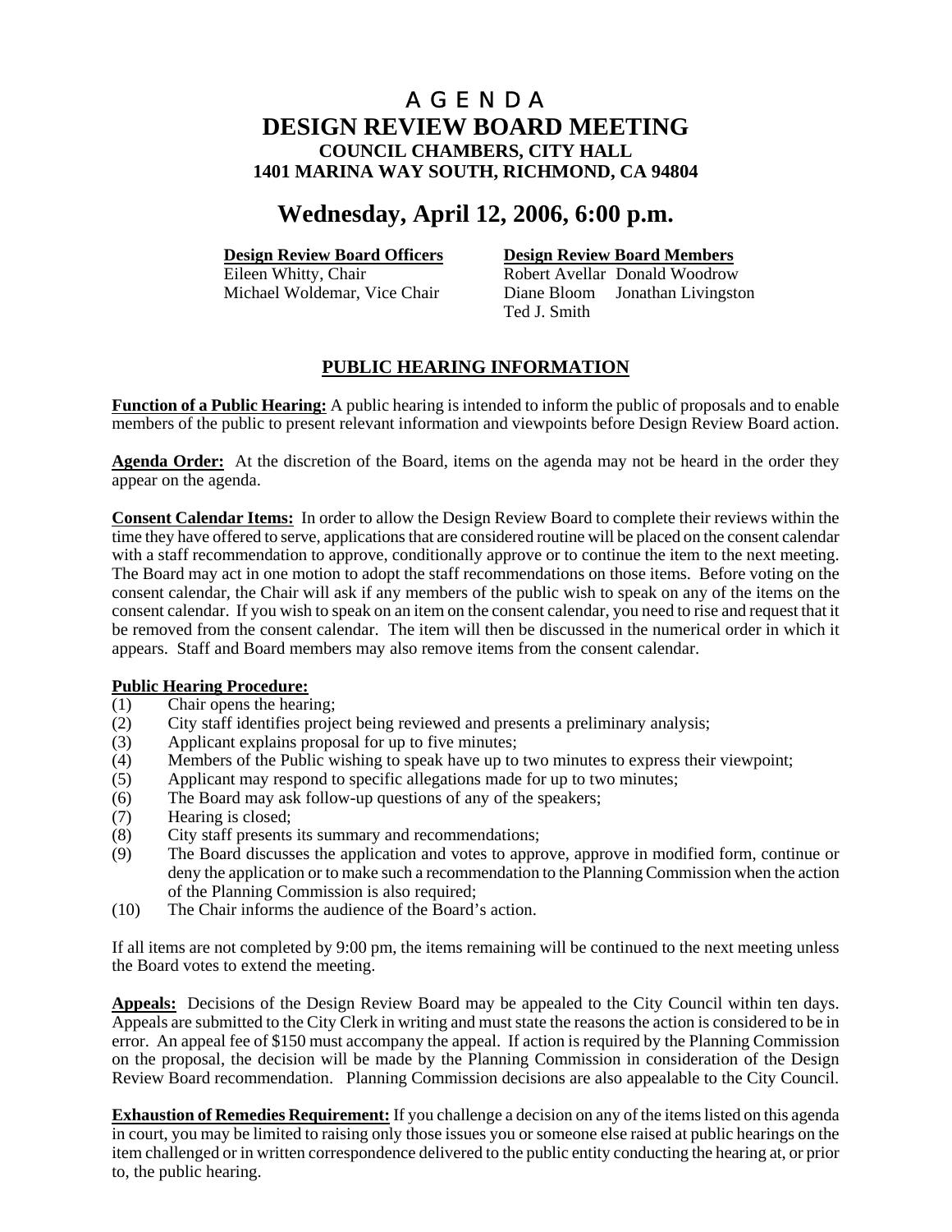# A G E N D A
# DESIGN REVIEW BOARD MEETING
### COUNCIL CHAMBERS, CITY HALL
### 1401 MARINA WAY SOUTH, RICHMOND, CA 94804

## Wednesday, April 12, 2006, 6:00 p.m.

**Design Review Board Officers**
Eileen Whitty, Chair
Michael Woldemar, Vice Chair

**Design Review Board Members**
Robert Avellar Donald Woodrow
Diane Bloom Jonathan Livingston
Ted J. Smith

## PUBLIC HEARING INFORMATION

**Function of a Public Hearing:** A public hearing is intended to inform the public of proposals and to enable members of the public to present relevant information and viewpoints before Design Review Board action.

**Agenda Order:** At the discretion of the Board, items on the agenda may not be heard in the order they appear on the agenda.

**Consent Calendar Items:** In order to allow the Design Review Board to complete their reviews within the time they have offered to serve, applications that are considered routine will be placed on the consent calendar with a staff recommendation to approve, conditionally approve or to continue the item to the next meeting. The Board may act in one motion to adopt the staff recommendations on those items. Before voting on the consent calendar, the Chair will ask if any members of the public wish to speak on any of the items on the consent calendar. If you wish to speak on an item on the consent calendar, you need to rise and request that it be removed from the consent calendar. The item will then be discussed in the numerical order in which it appears. Staff and Board members may also remove items from the consent calendar.

**Public Hearing Procedure:**

(1) Chair opens the hearing;
(2) City staff identifies project being reviewed and presents a preliminary analysis;
(3) Applicant explains proposal for up to five minutes;
(4) Members of the Public wishing to speak have up to two minutes to express their viewpoint;
(5) Applicant may respond to specific allegations made for up to two minutes;
(6) The Board may ask follow-up questions of any of the speakers;
(7) Hearing is closed;
(8) City staff presents its summary and recommendations;
(9) The Board discusses the application and votes to approve, approve in modified form, continue or deny the application or to make such a recommendation to the Planning Commission when the action of the Planning Commission is also required;
(10) The Chair informs the audience of the Board's action.

If all items are not completed by 9:00 pm, the items remaining will be continued to the next meeting unless the Board votes to extend the meeting.

**Appeals:** Decisions of the Design Review Board may be appealed to the City Council within ten days. Appeals are submitted to the City Clerk in writing and must state the reasons the action is considered to be in error. An appeal fee of $150 must accompany the appeal. If action is required by the Planning Commission on the proposal, the decision will be made by the Planning Commission in consideration of the Design Review Board recommendation. Planning Commission decisions are also appealable to the City Council.

**Exhaustion of Remedies Requirement:** If you challenge a decision on any of the items listed on this agenda in court, you may be limited to raising only those issues you or someone else raised at public hearings on the item challenged or in written correspondence delivered to the public entity conducting the hearing at, or prior to, the public hearing.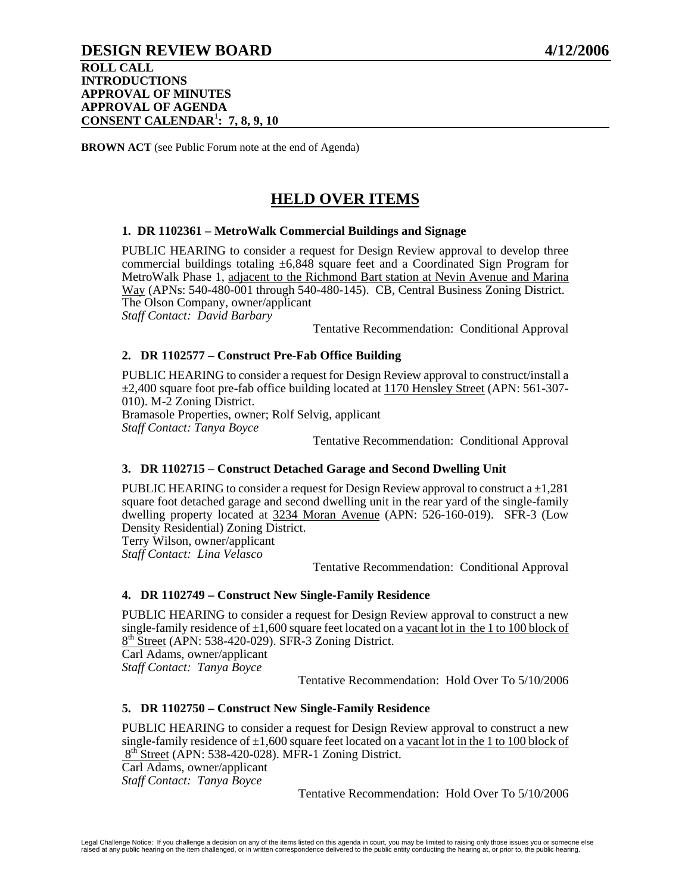# DESIGN REVIEW BOARD 4/12/2006

**ROLL CALL**
**INTRODUCTIONS**
**APPROVAL OF MINUTES**
**APPROVAL OF AGENDA**
**CONSENT CALENDAR[1]: 7, 8, 9, 10**

**BROWN ACT** (see Public Forum note at the end of Agenda)

## HELD OVER ITEMS

### 1. DR 1102361 – MetroWalk Commercial Buildings and Signage

PUBLIC HEARING to consider a request for Design Review approval to develop three commercial buildings totaling ±6,848 square feet and a Coordinated Sign Program for MetroWalk Phase 1, adjacent to the Richmond Bart station at Nevin Avenue and Marina Way (APNs: 540-480-001 through 540-480-145). CB, Central Business Zoning District.
The Olson Company, owner/applicant
*Staff Contact: David Barbary*

Tentative Recommendation: Conditional Approval

### 2. DR 1102577 – Construct Pre-Fab Office Building

PUBLIC HEARING to consider a request for Design Review approval to construct/install a ±2,400 square foot pre-fab office building located at 1170 Hensley Street (APN: 561-307-010). M-2 Zoning District.
Bramasole Properties, owner; Rolf Selvig, applicant
*Staff Contact: Tanya Boyce*

Tentative Recommendation: Conditional Approval

### 3. DR 1102715 – Construct Detached Garage and Second Dwelling Unit

PUBLIC HEARING to consider a request for Design Review approval to construct a ±1,281 square foot detached garage and second dwelling unit in the rear yard of the single-family dwelling property located at 3234 Moran Avenue (APN: 526-160-019). SFR-3 (Low Density Residential) Zoning District.
Terry Wilson, owner/applicant
*Staff Contact: Lina Velasco*

Tentative Recommendation: Conditional Approval

### 4. DR 1102749 – Construct New Single-Family Residence

PUBLIC HEARING to consider a request for Design Review approval to construct a new single-family residence of ±1,600 square feet located on a vacant lot in the 1 to 100 block of 8th Street (APN: 538-420-029). SFR-3 Zoning District.
Carl Adams, owner/applicant
*Staff Contact: Tanya Boyce*

Tentative Recommendation: Hold Over To 5/10/2006

### 5. DR 1102750 – Construct New Single-Family Residence

PUBLIC HEARING to consider a request for Design Review approval to construct a new single-family residence of ±1,600 square feet located on a vacant lot in the 1 to 100 block of 8th Street (APN: 538-420-028). MFR-1 Zoning District.
Carl Adams, owner/applicant
*Staff Contact: Tanya Boyce*

Tentative Recommendation: Hold Over To 5/10/2006

Legal Challenge Notice: If you challenge a decision on any of the items listed on this agenda in court, you may be limited to raising only those issues you or someone else raised at any public hearing on the item challenged, or in written correspondence delivered to the public entity conducting the hearing at, or prior to, the public hearing.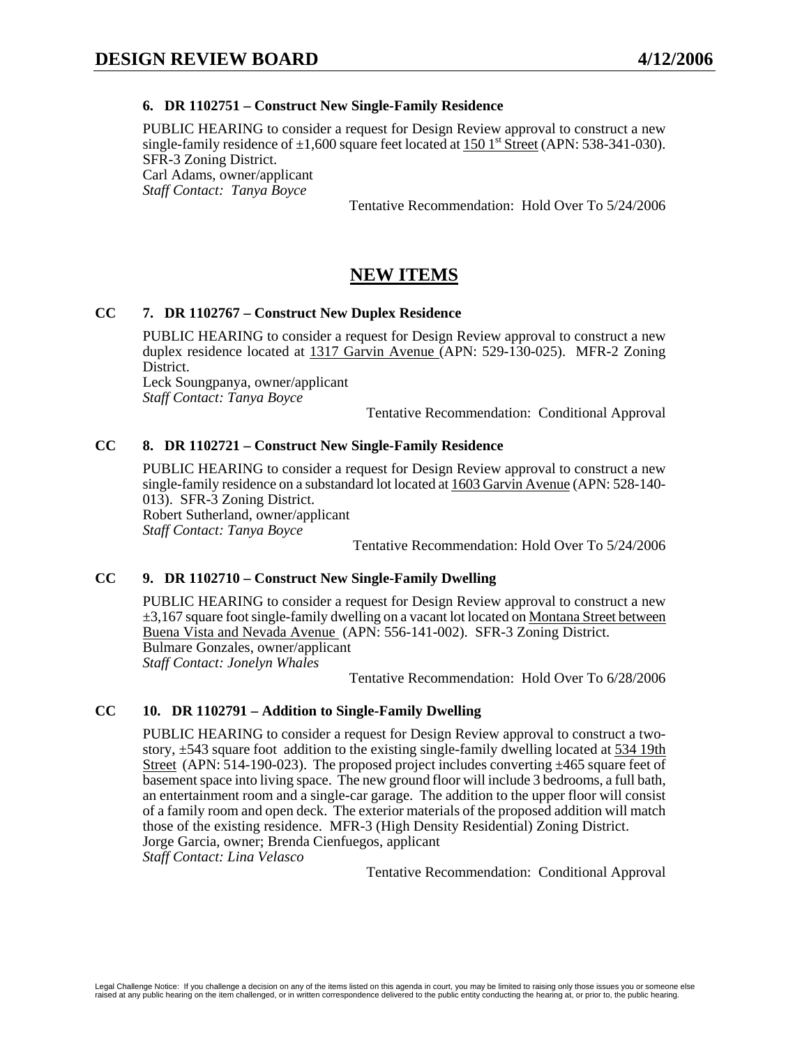### 6. DR 1102751 – Construct New Single-Family Residence

PUBLIC HEARING to consider a request for Design Review approval to construct a new single-family residence of ±1,600 square feet located at 150 1st Street (APN: 538-341-030). SFR-3 Zoning District.
Carl Adams, owner/applicant
*Staff Contact: Tanya Boyce*

Tentative Recommendation: Hold Over To 5/24/2006

## NEW ITEMS

### CC 7. DR 1102767 – Construct New Duplex Residence

PUBLIC HEARING to consider a request for Design Review approval to construct a new duplex residence located at 1317 Garvin Avenue (APN: 529-130-025). MFR-2 Zoning District.
Leck Soungpanya, owner/applicant
*Staff Contact: Tanya Boyce*

Tentative Recommendation: Conditional Approval

### CC 8. DR 1102721 – Construct New Single-Family Residence

PUBLIC HEARING to consider a request for Design Review approval to construct a new single-family residence on a substandard lot located at 1603 Garvin Avenue (APN: 528-140-013). SFR-3 Zoning District.
Robert Sutherland, owner/applicant
*Staff Contact: Tanya Boyce*

Tentative Recommendation: Hold Over To 5/24/2006

### CC 9. DR 1102710 – Construct New Single-Family Dwelling

PUBLIC HEARING to consider a request for Design Review approval to construct a new ±3,167 square foot single-family dwelling on a vacant lot located on Montana Street between Buena Vista and Nevada Avenue (APN: 556-141-002). SFR-3 Zoning District.
Bulmare Gonzales, owner/applicant
*Staff Contact: Jonelyn Whales*

Tentative Recommendation: Hold Over To 6/28/2006

### CC 10. DR 1102791 – Addition to Single-Family Dwelling

PUBLIC HEARING to consider a request for Design Review approval to construct a two-story, ±543 square foot addition to the existing single-family dwelling located at 534 19th Street (APN: 514-190-023). The proposed project includes converting ±465 square feet of basement space into living space. The new ground floor will include 3 bedrooms, a full bath, an entertainment room and a single-car garage. The addition to the upper floor will consist of a family room and open deck. The exterior materials of the proposed addition will match those of the existing residence. MFR-3 (High Density Residential) Zoning District.
Jorge Garcia, owner; Brenda Cienfuegos, applicant
*Staff Contact: Lina Velasco*

Tentative Recommendation: Conditional Approval

Legal Challenge Notice: If you challenge a decision on any of the items listed on this agenda in court, you may be limited to raising only those issues you or someone else raised at any public hearing on the item challenged, or in written correspondence delivered to the public entity conducting the hearing at, or prior to, the public hearing.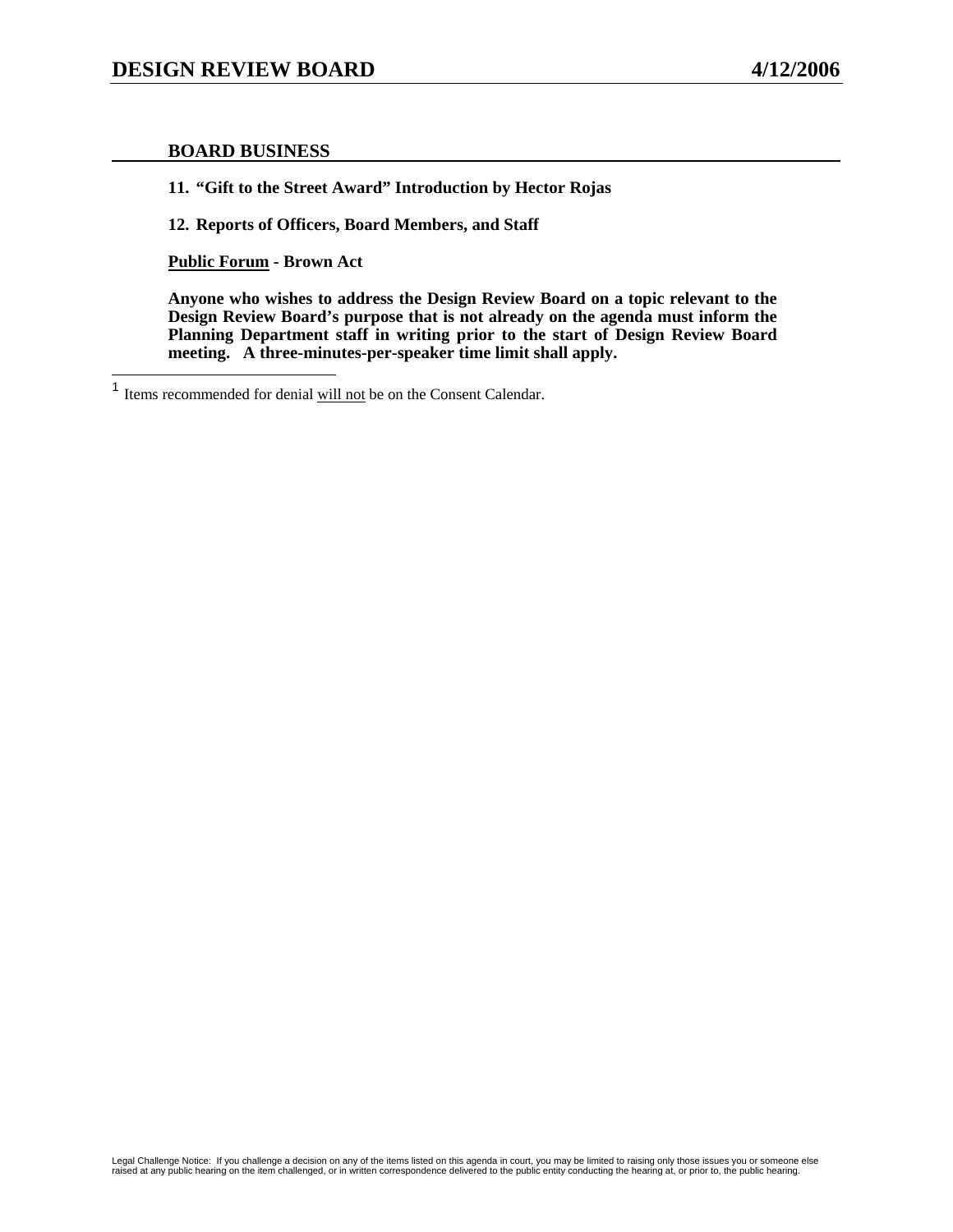## BOARD BUSINESS

**11. "Gift to the Street Award" Introduction by Hector Rojas**

**12. Reports of Officers, Board Members, and Staff**

**Public Forum - Brown Act**

**Anyone who wishes to address the Design Review Board on a topic relevant to the Design Review Board's purpose that is not already on the agenda must inform the Planning Department staff in writing prior to the start of Design Review Board meeting. A three-minutes-per-speaker time limit shall apply.**

---

[1] Items recommended for denial will not be on the Consent Calendar.

Legal Challenge Notice: If you challenge a decision on any of the items listed on this agenda in court, you may be limited to raising only those issues you or someone else raised at any public hearing on the item challenged, or in written correspondence delivered to the public entity conducting the hearing at, or prior to, the public hearing.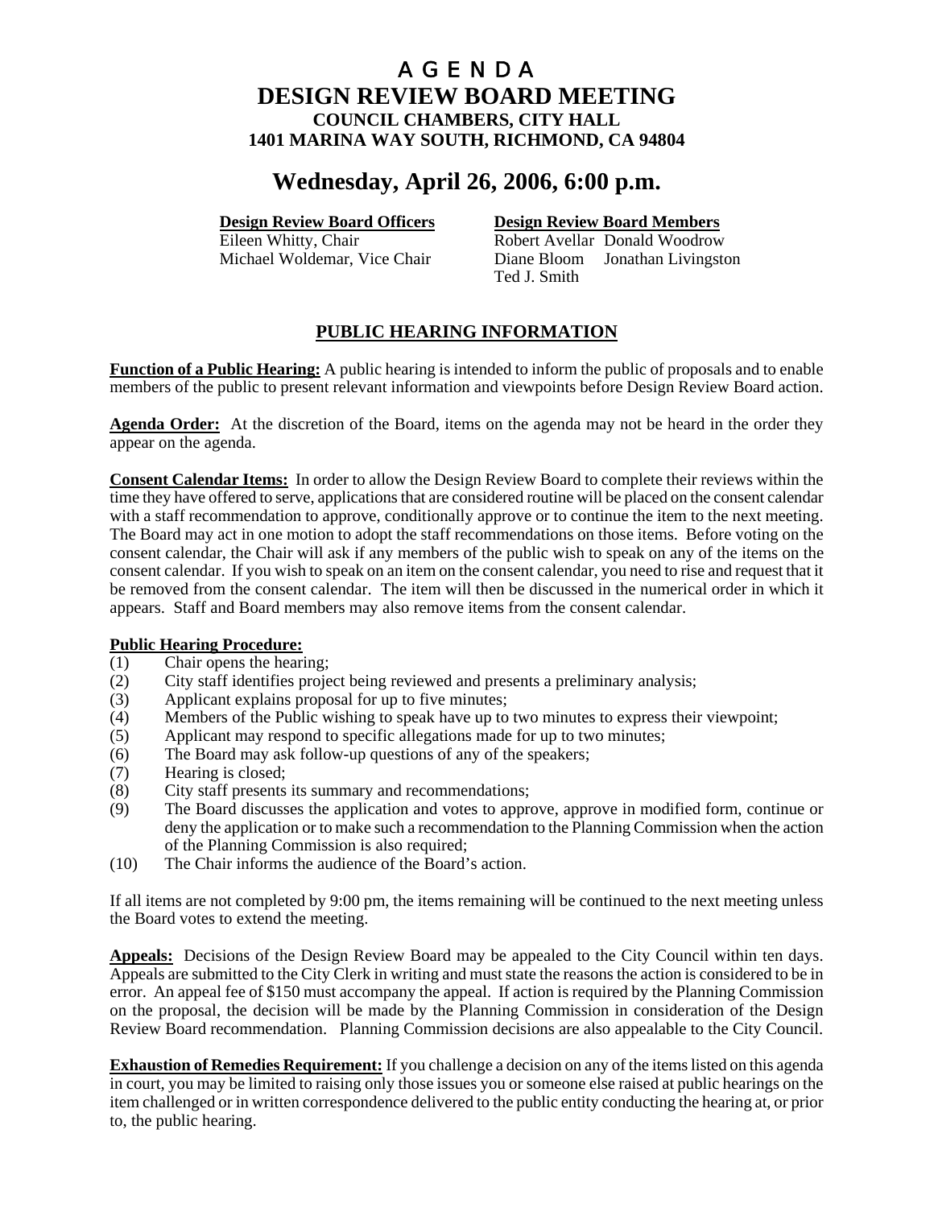# AGENDA
# DESIGN REVIEW BOARD MEETING
### COUNCIL CHAMBERS, CITY HALL
### 1401 MARINA WAY SOUTH, RICHMOND, CA 94804

## Wednesday, April 26, 2006, 6:00 p.m.

**Design Review Board Officers**
Eileen Whitty, Chair
Michael Woldemar, Vice Chair

**Design Review Board Members**
Robert Avellar Donald Woodrow
Diane Bloom Jonathan Livingston
Ted J. Smith

## PUBLIC HEARING INFORMATION

**Function of a Public Hearing:** A public hearing is intended to inform the public of proposals and to enable members of the public to present relevant information and viewpoints before Design Review Board action.

**Agenda Order:** At the discretion of the Board, items on the agenda may not be heard in the order they appear on the agenda.

**Consent Calendar Items:** In order to allow the Design Review Board to complete their reviews within the time they have offered to serve, applications that are considered routine will be placed on the consent calendar with a staff recommendation to approve, conditionally approve or to continue the item to the next meeting. The Board may act in one motion to adopt the staff recommendations on those items. Before voting on the consent calendar, the Chair will ask if any members of the public wish to speak on any of the items on the consent calendar. If you wish to speak on an item on the consent calendar, you need to rise and request that it be removed from the consent calendar. The item will then be discussed in the numerical order in which it appears. Staff and Board members may also remove items from the consent calendar.

**Public Hearing Procedure:**

(1) Chair opens the hearing;
(2) City staff identifies project being reviewed and presents a preliminary analysis;
(3) Applicant explains proposal for up to five minutes;
(4) Members of the Public wishing to speak have up to two minutes to express their viewpoint;
(5) Applicant may respond to specific allegations made for up to two minutes;
(6) The Board may ask follow-up questions of any of the speakers;
(7) Hearing is closed;
(8) City staff presents its summary and recommendations;
(9) The Board discusses the application and votes to approve, approve in modified form, continue or deny the application or to make such a recommendation to the Planning Commission when the action of the Planning Commission is also required;
(10) The Chair informs the audience of the Board's action.

If all items are not completed by 9:00 pm, the items remaining will be continued to the next meeting unless the Board votes to extend the meeting.

**Appeals:** Decisions of the Design Review Board may be appealed to the City Council within ten days. Appeals are submitted to the City Clerk in writing and must state the reasons the action is considered to be in error. An appeal fee of $150 must accompany the appeal. If action is required by the Planning Commission on the proposal, the decision will be made by the Planning Commission in consideration of the Design Review Board recommendation. Planning Commission decisions are also appealable to the City Council.

**Exhaustion of Remedies Requirement:** If you challenge a decision on any of the items listed on this agenda in court, you may be limited to raising only those issues you or someone else raised at public hearings on the item challenged or in written correspondence delivered to the public entity conducting the hearing at, or prior to, the public hearing.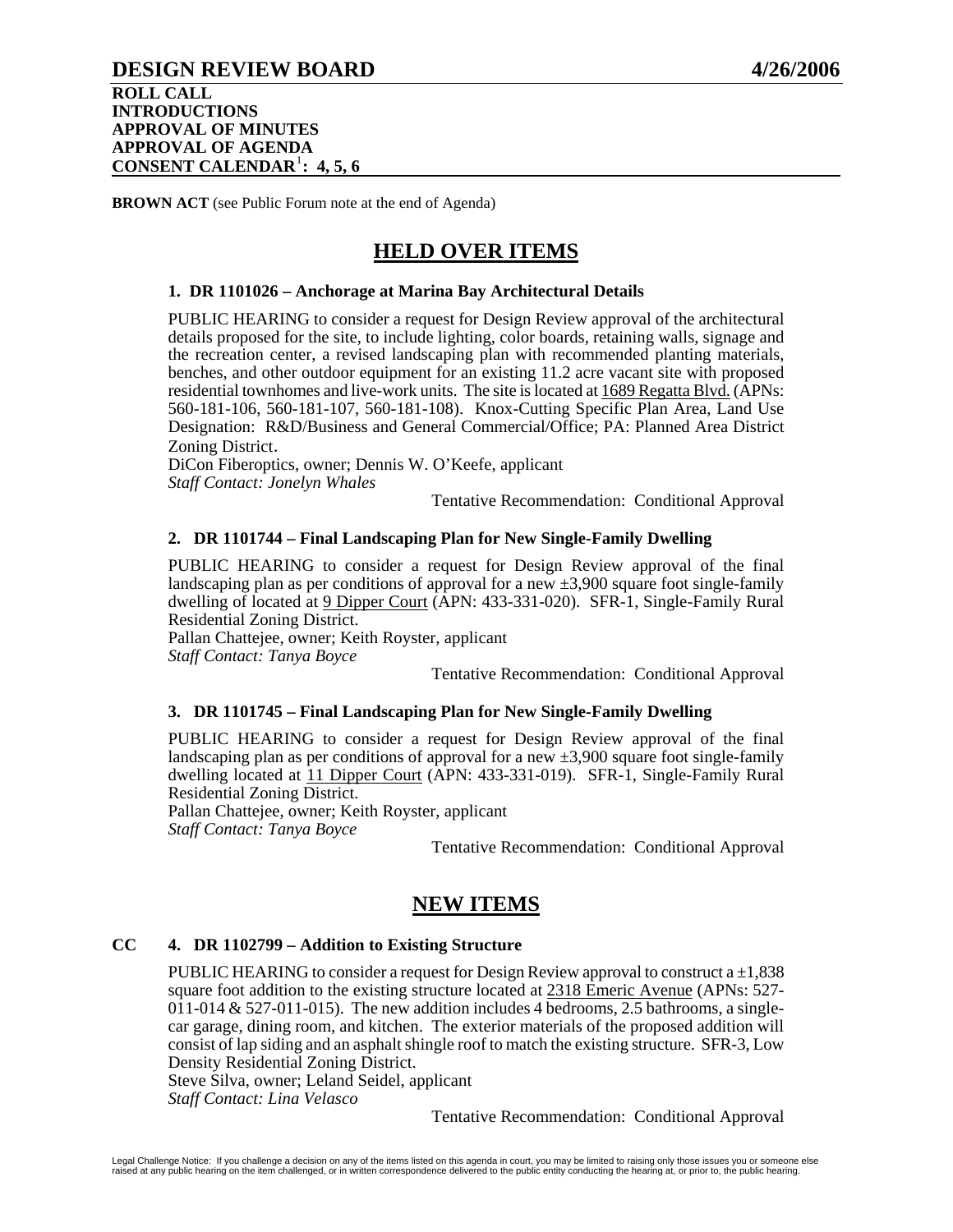## DESIGN REVIEW BOARD 4/26/2006

**ROLL CALL**
**INTRODUCTIONS**
**APPROVAL OF MINUTES**
**APPROVAL OF AGENDA**
**CONSENT CALENDAR[1]: 4, 5, 6**

**BROWN ACT** (see Public Forum note at the end of Agenda)

# HELD OVER ITEMS

### 1. DR 1101026 – Anchorage at Marina Bay Architectural Details

PUBLIC HEARING to consider a request for Design Review approval of the architectural details proposed for the site, to include lighting, color boards, retaining walls, signage and the recreation center, a revised landscaping plan with recommended planting materials, benches, and other outdoor equipment for an existing 11.2 acre vacant site with proposed residential townhomes and live-work units. The site is located at 1689 Regatta Blvd. (APNs: 560-181-106, 560-181-107, 560-181-108). Knox-Cutting Specific Plan Area, Land Use Designation: R&D/Business and General Commercial/Office; PA: Planned Area District Zoning District.
DiCon Fiberoptics, owner; Dennis W. O'Keefe, applicant
*Staff Contact: Jonelyn Whales*

Tentative Recommendation: Conditional Approval

### 2. DR 1101744 – Final Landscaping Plan for New Single-Family Dwelling

PUBLIC HEARING to consider a request for Design Review approval of the final landscaping plan as per conditions of approval for a new ±3,900 square foot single-family dwelling of located at 9 Dipper Court (APN: 433-331-020). SFR-1, Single-Family Rural Residential Zoning District.
Pallan Chattejee, owner; Keith Royster, applicant
*Staff Contact: Tanya Boyce*

Tentative Recommendation: Conditional Approval

### 3. DR 1101745 – Final Landscaping Plan for New Single-Family Dwelling

PUBLIC HEARING to consider a request for Design Review approval of the final landscaping plan as per conditions of approval for a new ±3,900 square foot single-family dwelling located at 11 Dipper Court (APN: 433-331-019). SFR-1, Single-Family Rural Residential Zoning District.
Pallan Chattejee, owner; Keith Royster, applicant
*Staff Contact: Tanya Boyce*

Tentative Recommendation: Conditional Approval

# NEW ITEMS

### CC 4. DR 1102799 – Addition to Existing Structure

PUBLIC HEARING to consider a request for Design Review approval to construct a ±1,838 square foot addition to the existing structure located at 2318 Emeric Avenue (APNs: 527-011-014 & 527-011-015). The new addition includes 4 bedrooms, 2.5 bathrooms, a single-car garage, dining room, and kitchen. The exterior materials of the proposed addition will consist of lap siding and an asphalt shingle roof to match the existing structure. SFR-3, Low Density Residential Zoning District.
Steve Silva, owner; Leland Seidel, applicant
*Staff Contact: Lina Velasco*

Tentative Recommendation: Conditional Approval

Legal Challenge Notice: If you challenge a decision on any of the items listed on this agenda in court, you may be limited to raising only those issues you or someone else raised at any public hearing on the item challenged, or in written correspondence delivered to the public entity conducting the hearing at, or prior to, the public hearing.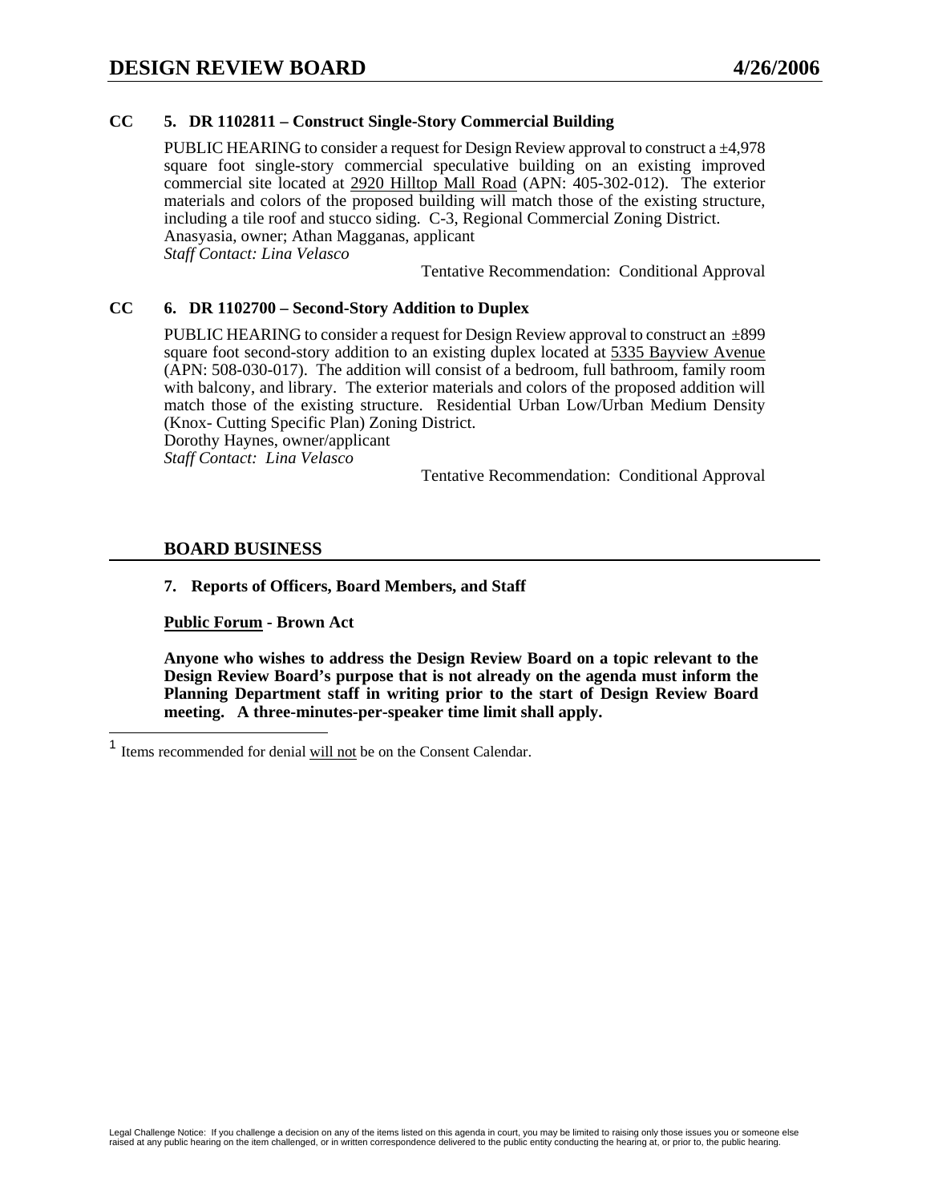**CC 5. DR 1102811 – Construct Single-Story Commercial Building**

PUBLIC HEARING to consider a request for Design Review approval to construct a ±4,978 square foot single-story commercial speculative building on an existing improved commercial site located at 2920 Hilltop Mall Road (APN: 405-302-012). The exterior materials and colors of the proposed building will match those of the existing structure, including a tile roof and stucco siding. C-3, Regional Commercial Zoning District.
Anasyasia, owner; Athan Magganas, applicant
*Staff Contact: Lina Velasco*

Tentative Recommendation: Conditional Approval

**CC 6. DR 1102700 – Second-Story Addition to Duplex**

PUBLIC HEARING to consider a request for Design Review approval to construct an ±899 square foot second-story addition to an existing duplex located at 5335 Bayview Avenue (APN: 508-030-017). The addition will consist of a bedroom, full bathroom, family room with balcony, and library. The exterior materials and colors of the proposed addition will match those of the existing structure. Residential Urban Low/Urban Medium Density (Knox- Cutting Specific Plan) Zoning District.
Dorothy Haynes, owner/applicant
*Staff Contact: Lina Velasco*

Tentative Recommendation: Conditional Approval

## BOARD BUSINESS

**7. Reports of Officers, Board Members, and Staff**

**Public Forum - Brown Act**

**Anyone who wishes to address the Design Review Board on a topic relevant to the Design Review Board's purpose that is not already on the agenda must inform the Planning Department staff in writing prior to the start of Design Review Board meeting. A three-minutes-per-speaker time limit shall apply.**

[1] Items recommended for denial will not be on the Consent Calendar.

Legal Challenge Notice: If you challenge a decision on any of the items listed on this agenda in court, you may be limited to raising only those issues you or someone else raised at any public hearing on the item challenged, or in written correspondence delivered to the public entity conducting the hearing at, or prior to, the public hearing.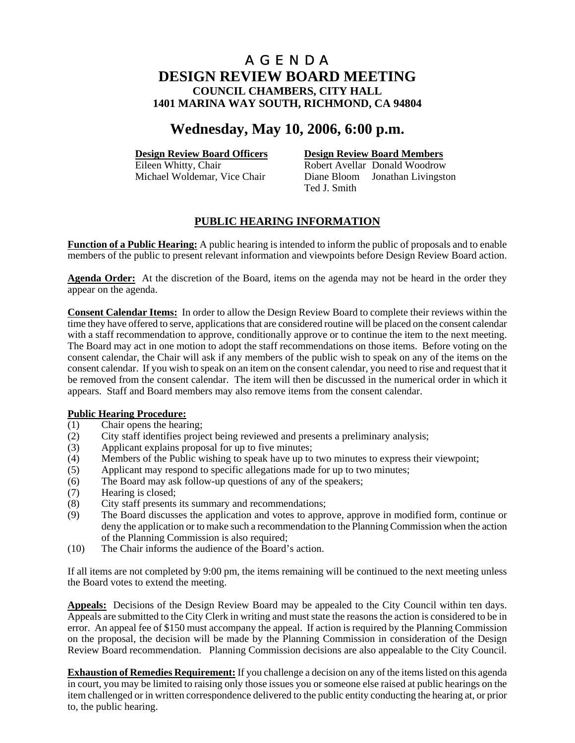# A G E N D A
# DESIGN REVIEW BOARD MEETING
### COUNCIL CHAMBERS, CITY HALL
### 1401 MARINA WAY SOUTH, RICHMOND, CA 94804

## Wednesday, May 10, 2006, 6:00 p.m.

| **Design Review Board Officers** | **Design Review Board Members** | |
|---|---|---|
| Eileen Whitty, Chair | Robert Avellar | Donald Woodrow |
| Michael Woldemar, Vice Chair | Diane Bloom | Jonathan Livingston |
| | Ted J. Smith | |

## PUBLIC HEARING INFORMATION

**Function of a Public Hearing:** A public hearing is intended to inform the public of proposals and to enable members of the public to present relevant information and viewpoints before Design Review Board action.

**Agenda Order:** At the discretion of the Board, items on the agenda may not be heard in the order they appear on the agenda.

**Consent Calendar Items:** In order to allow the Design Review Board to complete their reviews within the time they have offered to serve, applications that are considered routine will be placed on the consent calendar with a staff recommendation to approve, conditionally approve or to continue the item to the next meeting. The Board may act in one motion to adopt the staff recommendations on those items. Before voting on the consent calendar, the Chair will ask if any members of the public wish to speak on any of the items on the consent calendar. If you wish to speak on an item on the consent calendar, you need to rise and request that it be removed from the consent calendar. The item will then be discussed in the numerical order in which it appears. Staff and Board members may also remove items from the consent calendar.

**Public Hearing Procedure:**

(1) Chair opens the hearing;
(2) City staff identifies project being reviewed and presents a preliminary analysis;
(3) Applicant explains proposal for up to five minutes;
(4) Members of the Public wishing to speak have up to two minutes to express their viewpoint;
(5) Applicant may respond to specific allegations made for up to two minutes;
(6) The Board may ask follow-up questions of any of the speakers;
(7) Hearing is closed;
(8) City staff presents its summary and recommendations;
(9) The Board discusses the application and votes to approve, approve in modified form, continue or deny the application or to make such a recommendation to the Planning Commission when the action of the Planning Commission is also required;
(10) The Chair informs the audience of the Board's action.

If all items are not completed by 9:00 pm, the items remaining will be continued to the next meeting unless the Board votes to extend the meeting.

**Appeals:** Decisions of the Design Review Board may be appealed to the City Council within ten days. Appeals are submitted to the City Clerk in writing and must state the reasons the action is considered to be in error. An appeal fee of $150 must accompany the appeal. If action is required by the Planning Commission on the proposal, the decision will be made by the Planning Commission in consideration of the Design Review Board recommendation. Planning Commission decisions are also appealable to the City Council.

**Exhaustion of Remedies Requirement:** If you challenge a decision on any of the items listed on this agenda in court, you may be limited to raising only those issues you or someone else raised at public hearings on the item challenged or in written correspondence delivered to the public entity conducting the hearing at, or prior to, the public hearing.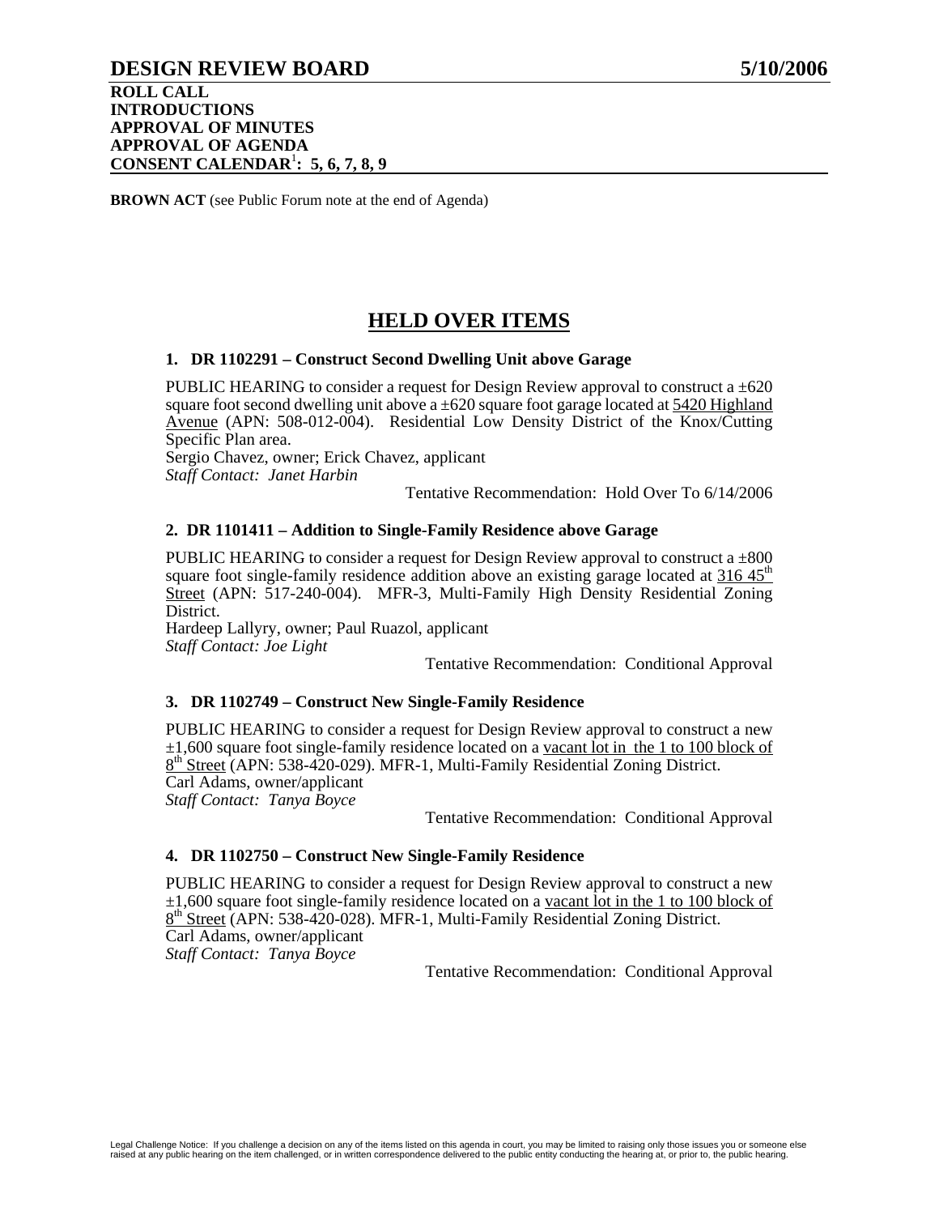# DESIGN REVIEW BOARD 5/10/2006

**ROLL CALL**
**INTRODUCTIONS**
**APPROVAL OF MINUTES**
**APPROVAL OF AGENDA**
**CONSENT CALENDAR[1]: 5, 6, 7, 8, 9**

**BROWN ACT** (see Public Forum note at the end of Agenda)

## HELD OVER ITEMS

### 1. DR 1102291 – Construct Second Dwelling Unit above Garage

PUBLIC HEARING to consider a request for Design Review approval to construct a ±620 square foot second dwelling unit above a ±620 square foot garage located at 5420 Highland Avenue (APN: 508-012-004). Residential Low Density District of the Knox/Cutting Specific Plan area.
Sergio Chavez, owner; Erick Chavez, applicant
*Staff Contact: Janet Harbin*

Tentative Recommendation: Hold Over To 6/14/2006

### 2. DR 1101411 – Addition to Single-Family Residence above Garage

PUBLIC HEARING to consider a request for Design Review approval to construct a ±800 square foot single-family residence addition above an existing garage located at 316 45th Street (APN: 517-240-004). MFR-3, Multi-Family High Density Residential Zoning District.
Hardeep Lallyry, owner; Paul Ruazol, applicant
*Staff Contact: Joe Light*

Tentative Recommendation: Conditional Approval

### 3. DR 1102749 – Construct New Single-Family Residence

PUBLIC HEARING to consider a request for Design Review approval to construct a new ±1,600 square foot single-family residence located on a vacant lot in the 1 to 100 block of 8th Street (APN: 538-420-029). MFR-1, Multi-Family Residential Zoning District.
Carl Adams, owner/applicant
*Staff Contact: Tanya Boyce*

Tentative Recommendation: Conditional Approval

### 4. DR 1102750 – Construct New Single-Family Residence

PUBLIC HEARING to consider a request for Design Review approval to construct a new ±1,600 square foot single-family residence located on a vacant lot in the 1 to 100 block of 8th Street (APN: 538-420-028). MFR-1, Multi-Family Residential Zoning District.
Carl Adams, owner/applicant
*Staff Contact: Tanya Boyce*

Tentative Recommendation: Conditional Approval

Legal Challenge Notice: If you challenge a decision on any of the items listed on this agenda in court, you may be limited to raising only those issues you or someone else raised at any public hearing on the item challenged, or in written correspondence delivered to the public entity conducting the hearing at, or prior to, the public hearing.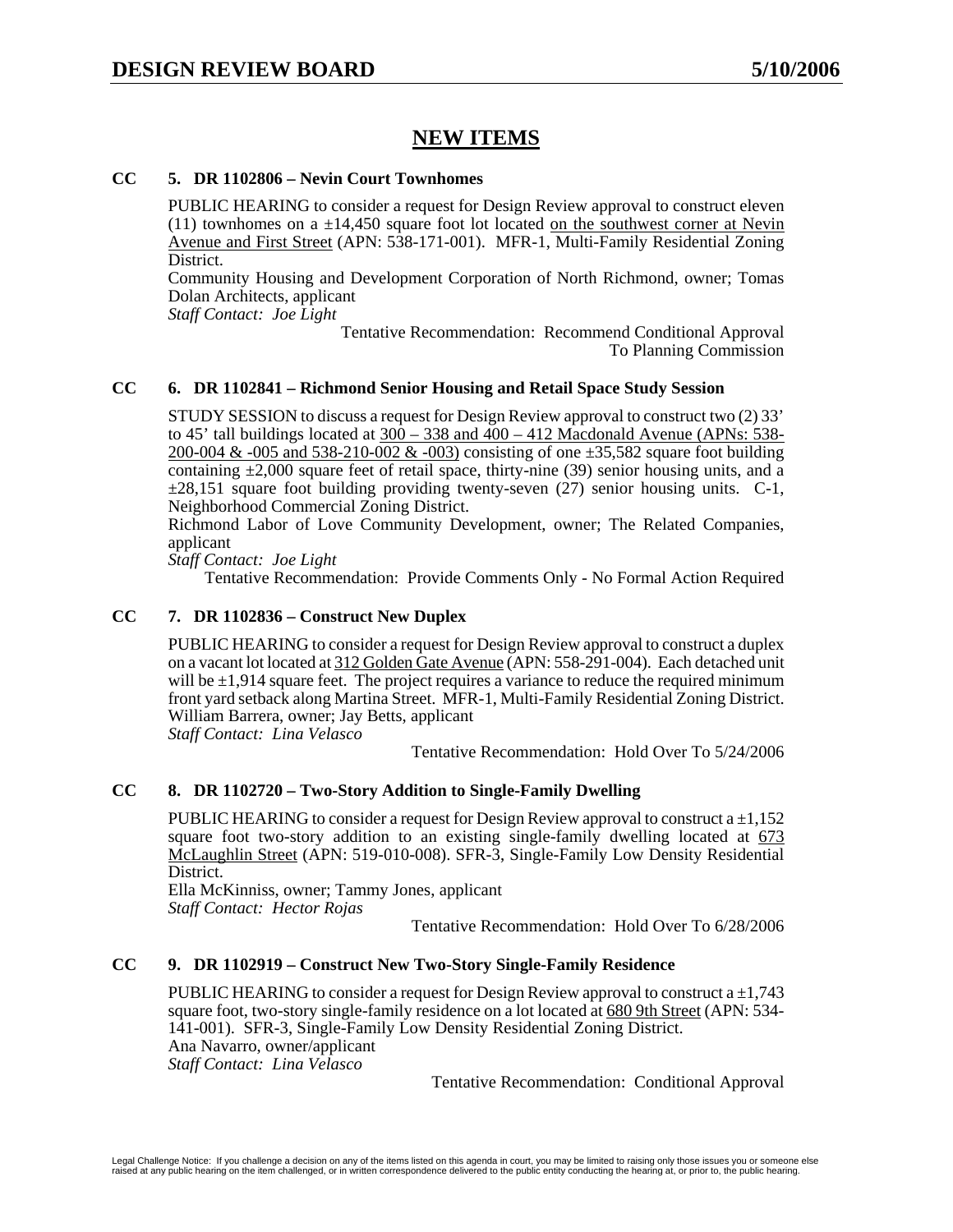## NEW ITEMS

**CC 5. DR 1102806 – Nevin Court Townhomes**

PUBLIC HEARING to consider a request for Design Review approval to construct eleven (11) townhomes on a ±14,450 square foot lot located on the southwest corner at Nevin Avenue and First Street (APN: 538-171-001). MFR-1, Multi-Family Residential Zoning District.
Community Housing and Development Corporation of North Richmond, owner; Tomas Dolan Architects, applicant
*Staff Contact: Joe Light*

Tentative Recommendation: Recommend Conditional Approval To Planning Commission

**CC 6. DR 1102841 – Richmond Senior Housing and Retail Space Study Session**

STUDY SESSION to discuss a request for Design Review approval to construct two (2) 33' to 45' tall buildings located at 300 – 338 and 400 – 412 Macdonald Avenue (APNs: 538-200-004 & -005 and 538-210-002 & -003) consisting of one ±35,582 square foot building containing ±2,000 square feet of retail space, thirty-nine (39) senior housing units, and a ±28,151 square foot building providing twenty-seven (27) senior housing units. C-1, Neighborhood Commercial Zoning District.
Richmond Labor of Love Community Development, owner; The Related Companies, applicant
*Staff Contact: Joe Light*

Tentative Recommendation: Provide Comments Only - No Formal Action Required

**CC 7. DR 1102836 – Construct New Duplex**

PUBLIC HEARING to consider a request for Design Review approval to construct a duplex on a vacant lot located at 312 Golden Gate Avenue (APN: 558-291-004). Each detached unit will be ±1,914 square feet. The project requires a variance to reduce the required minimum front yard setback along Martina Street. MFR-1, Multi-Family Residential Zoning District.
William Barrera, owner; Jay Betts, applicant
*Staff Contact: Lina Velasco*

Tentative Recommendation: Hold Over To 5/24/2006

**CC 8. DR 1102720 – Two-Story Addition to Single-Family Dwelling**

PUBLIC HEARING to consider a request for Design Review approval to construct a ±1,152 square foot two-story addition to an existing single-family dwelling located at 673 McLaughlin Street (APN: 519-010-008). SFR-3, Single-Family Low Density Residential District.
Ella McKinniss, owner; Tammy Jones, applicant
*Staff Contact: Hector Rojas*

Tentative Recommendation: Hold Over To 6/28/2006

**CC 9. DR 1102919 – Construct New Two-Story Single-Family Residence**

PUBLIC HEARING to consider a request for Design Review approval to construct a ±1,743 square foot, two-story single-family residence on a lot located at 680 9th Street (APN: 534-141-001). SFR-3, Single-Family Low Density Residential Zoning District.
Ana Navarro, owner/applicant
*Staff Contact: Lina Velasco*

Tentative Recommendation: Conditional Approval

Legal Challenge Notice: If you challenge a decision on any of the items listed on this agenda in court, you may be limited to raising only those issues you or someone else raised at any public hearing on the item challenged, or in written correspondence delivered to the public entity conducting the hearing at, or prior to, the public hearing.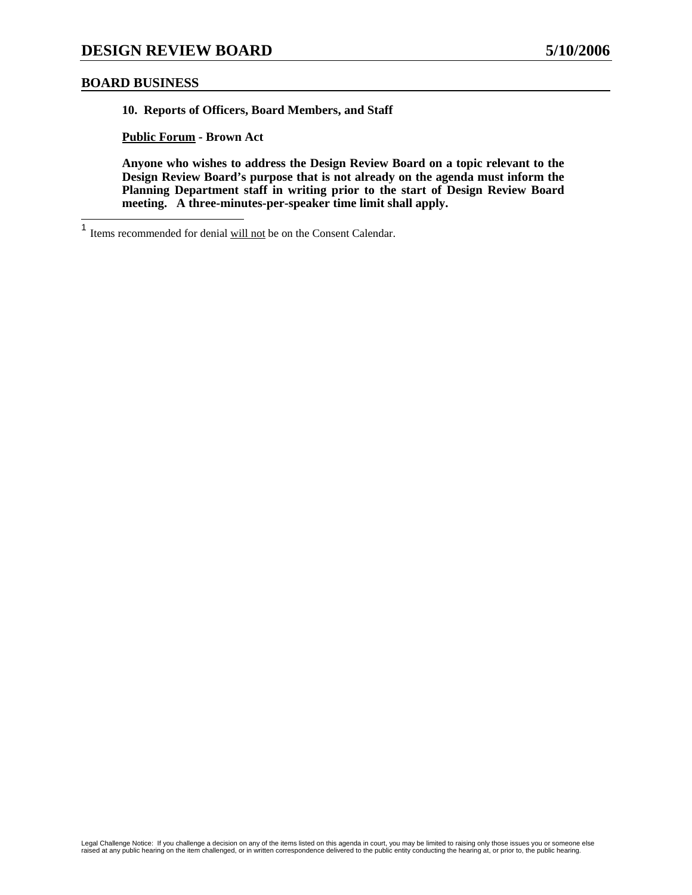## BOARD BUSINESS

**10. Reports of Officers, Board Members, and Staff**

**Public Forum - Brown Act**

**Anyone who wishes to address the Design Review Board on a topic relevant to the Design Review Board's purpose that is not already on the agenda must inform the Planning Department staff in writing prior to the start of Design Review Board meeting. A three-minutes-per-speaker time limit shall apply.**

---

[1] Items recommended for denial will not be on the Consent Calendar.

Legal Challenge Notice: If you challenge a decision on any of the items listed on this agenda in court, you may be limited to raising only those issues you or someone else raised at any public hearing on the item challenged, or in written correspondence delivered to the public entity conducting the hearing at, or prior to, the public hearing.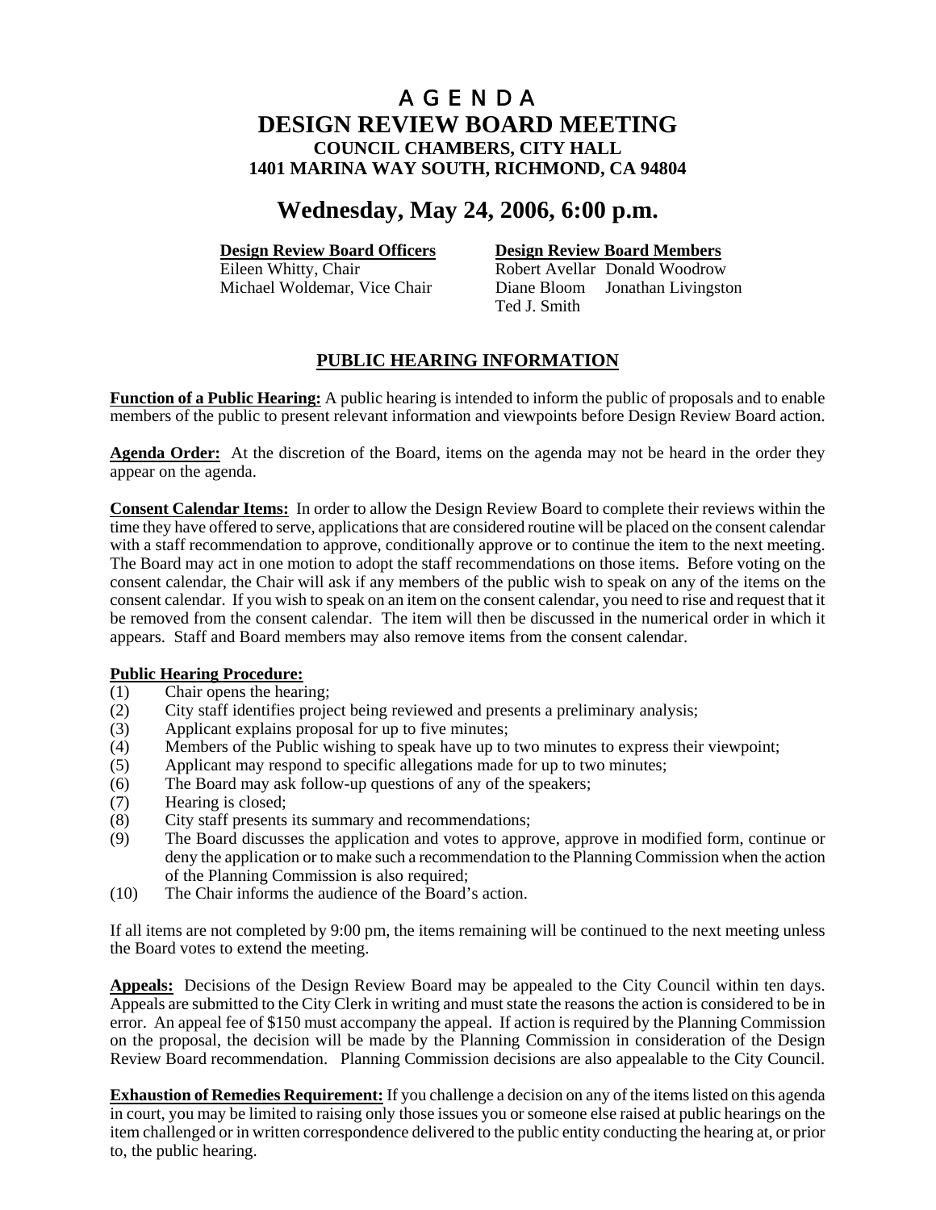# A G E N D A
# DESIGN REVIEW BOARD MEETING
### COUNCIL CHAMBERS, CITY HALL
### 1401 MARINA WAY SOUTH, RICHMOND, CA 94804

## Wednesday, May 24, 2006, 6:00 p.m.

| **Design Review Board Officers** | **Design Review Board Members** | |
|---|---|---|
| Eileen Whitty, Chair | Robert Avellar | Donald Woodrow |
| Michael Woldemar, Vice Chair | Diane Bloom | Jonathan Livingston |
| | Ted J. Smith | |

## PUBLIC HEARING INFORMATION

**Function of a Public Hearing:** A public hearing is intended to inform the public of proposals and to enable members of the public to present relevant information and viewpoints before Design Review Board action.

**Agenda Order:** At the discretion of the Board, items on the agenda may not be heard in the order they appear on the agenda.

**Consent Calendar Items:** In order to allow the Design Review Board to complete their reviews within the time they have offered to serve, applications that are considered routine will be placed on the consent calendar with a staff recommendation to approve, conditionally approve or to continue the item to the next meeting. The Board may act in one motion to adopt the staff recommendations on those items. Before voting on the consent calendar, the Chair will ask if any members of the public wish to speak on any of the items on the consent calendar. If you wish to speak on an item on the consent calendar, you need to rise and request that it be removed from the consent calendar. The item will then be discussed in the numerical order in which it appears. Staff and Board members may also remove items from the consent calendar.

**Public Hearing Procedure:**

(1) Chair opens the hearing;
(2) City staff identifies project being reviewed and presents a preliminary analysis;
(3) Applicant explains proposal for up to five minutes;
(4) Members of the Public wishing to speak have up to two minutes to express their viewpoint;
(5) Applicant may respond to specific allegations made for up to two minutes;
(6) The Board may ask follow-up questions of any of the speakers;
(7) Hearing is closed;
(8) City staff presents its summary and recommendations;
(9) The Board discusses the application and votes to approve, approve in modified form, continue or deny the application or to make such a recommendation to the Planning Commission when the action of the Planning Commission is also required;
(10) The Chair informs the audience of the Board's action.

If all items are not completed by 9:00 pm, the items remaining will be continued to the next meeting unless the Board votes to extend the meeting.

**Appeals:** Decisions of the Design Review Board may be appealed to the City Council within ten days. Appeals are submitted to the City Clerk in writing and must state the reasons the action is considered to be in error. An appeal fee of $150 must accompany the appeal. If action is required by the Planning Commission on the proposal, the decision will be made by the Planning Commission in consideration of the Design Review Board recommendation. Planning Commission decisions are also appealable to the City Council.

**Exhaustion of Remedies Requirement:** If you challenge a decision on any of the items listed on this agenda in court, you may be limited to raising only those issues you or someone else raised at public hearings on the item challenged or in written correspondence delivered to the public entity conducting the hearing at, or prior to, the public hearing.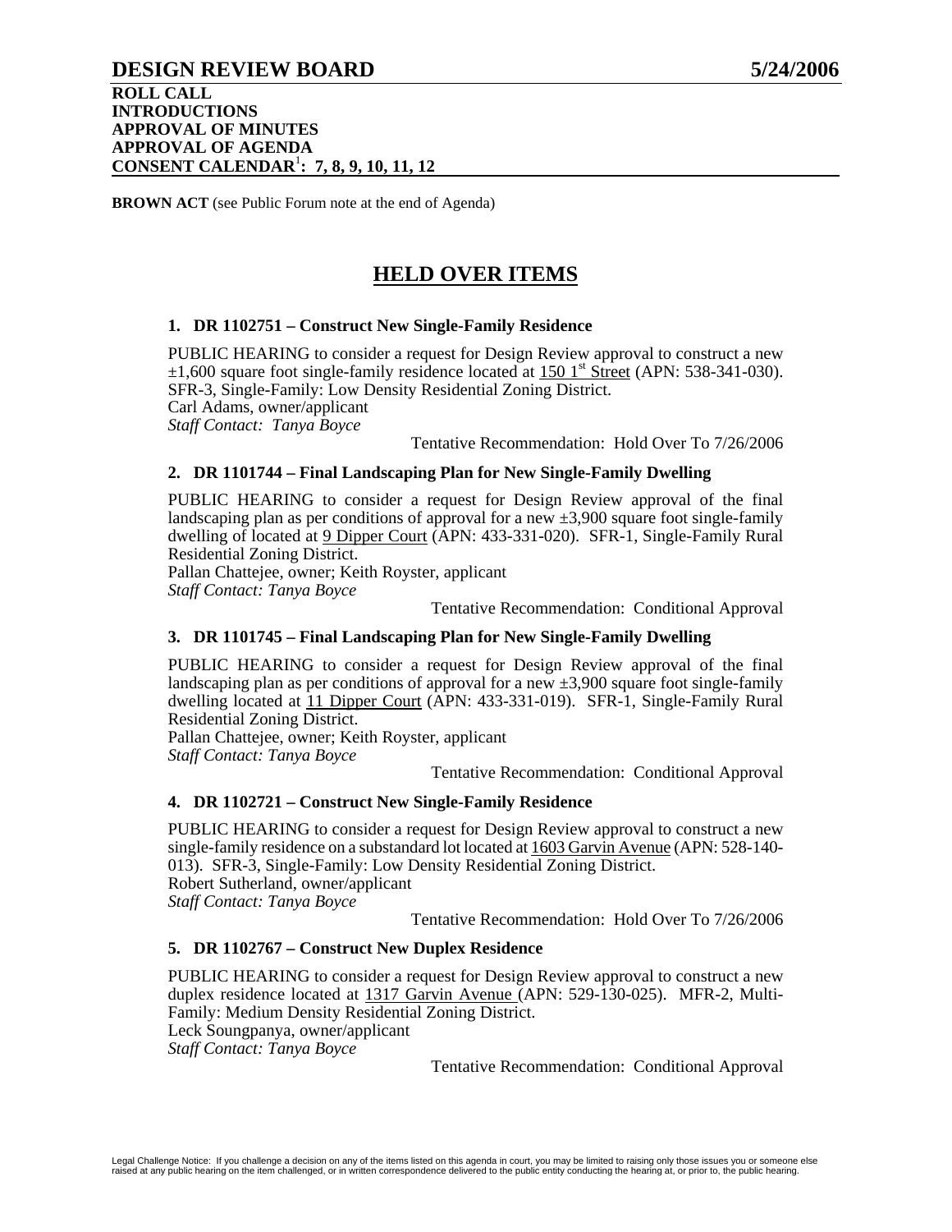# DESIGN REVIEW BOARD 5/24/2006

**ROLL CALL**
**INTRODUCTIONS**
**APPROVAL OF MINUTES**
**APPROVAL OF AGENDA**
**CONSENT CALENDAR[1]: 7, 8, 9, 10, 11, 12**

**BROWN ACT** (see Public Forum note at the end of Agenda)

## HELD OVER ITEMS

### 1. DR 1102751 – Construct New Single-Family Residence

PUBLIC HEARING to consider a request for Design Review approval to construct a new ±1,600 square foot single-family residence located at 150 1st Street (APN: 538-341-030). SFR-3, Single-Family: Low Density Residential Zoning District.
Carl Adams, owner/applicant
*Staff Contact: Tanya Boyce*

Tentative Recommendation: Hold Over To 7/26/2006

### 2. DR 1101744 – Final Landscaping Plan for New Single-Family Dwelling

PUBLIC HEARING to consider a request for Design Review approval of the final landscaping plan as per conditions of approval for a new ±3,900 square foot single-family dwelling of located at 9 Dipper Court (APN: 433-331-020). SFR-1, Single-Family Rural Residential Zoning District.
Pallan Chattejee, owner; Keith Royster, applicant
*Staff Contact: Tanya Boyce*

Tentative Recommendation: Conditional Approval

### 3. DR 1101745 – Final Landscaping Plan for New Single-Family Dwelling

PUBLIC HEARING to consider a request for Design Review approval of the final landscaping plan as per conditions of approval for a new ±3,900 square foot single-family dwelling located at 11 Dipper Court (APN: 433-331-019). SFR-1, Single-Family Rural Residential Zoning District.
Pallan Chattejee, owner; Keith Royster, applicant
*Staff Contact: Tanya Boyce*

Tentative Recommendation: Conditional Approval

### 4. DR 1102721 – Construct New Single-Family Residence

PUBLIC HEARING to consider a request for Design Review approval to construct a new single-family residence on a substandard lot located at 1603 Garvin Avenue (APN: 528-140-013). SFR-3, Single-Family: Low Density Residential Zoning District.
Robert Sutherland, owner/applicant
*Staff Contact: Tanya Boyce*

Tentative Recommendation: Hold Over To 7/26/2006

### 5. DR 1102767 – Construct New Duplex Residence

PUBLIC HEARING to consider a request for Design Review approval to construct a new duplex residence located at 1317 Garvin Avenue (APN: 529-130-025). MFR-2, Multi-Family: Medium Density Residential Zoning District.
Leck Soungpanya, owner/applicant
*Staff Contact: Tanya Boyce*

Tentative Recommendation: Conditional Approval

Legal Challenge Notice: If you challenge a decision on any of the items listed on this agenda in court, you may be limited to raising only those issues you or someone else raised at any public hearing on the item challenged, or in written correspondence delivered to the public entity conducting the hearing at, or prior to, the public hearing.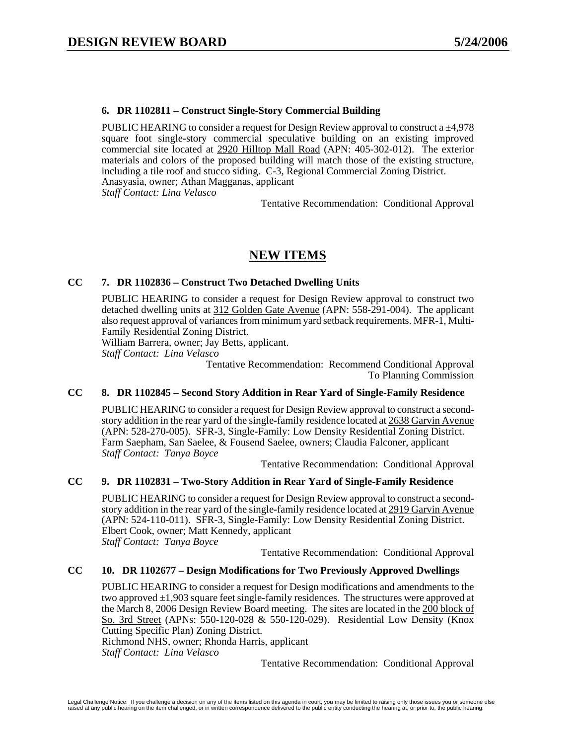**6. DR 1102811 – Construct Single-Story Commercial Building**

PUBLIC HEARING to consider a request for Design Review approval to construct a ±4,978 square foot single-story commercial speculative building on an existing improved commercial site located at 2920 Hilltop Mall Road (APN: 405-302-012). The exterior materials and colors of the proposed building will match those of the existing structure, including a tile roof and stucco siding. C-3, Regional Commercial Zoning District.
Anasyasia, owner; Athan Magganas, applicant
*Staff Contact: Lina Velasco*

Tentative Recommendation: Conditional Approval

## NEW ITEMS

**CC 7. DR 1102836 – Construct Two Detached Dwelling Units**

PUBLIC HEARING to consider a request for Design Review approval to construct two detached dwelling units at 312 Golden Gate Avenue (APN: 558-291-004). The applicant also request approval of variances from minimum yard setback requirements. MFR-1, Multi-Family Residential Zoning District.
William Barrera, owner; Jay Betts, applicant.
*Staff Contact: Lina Velasco*

Tentative Recommendation: Recommend Conditional Approval To Planning Commission

**CC 8. DR 1102845 – Second Story Addition in Rear Yard of Single-Family Residence**

PUBLIC HEARING to consider a request for Design Review approval to construct a second-story addition in the rear yard of the single-family residence located at 2638 Garvin Avenue (APN: 528-270-005). SFR-3, Single-Family: Low Density Residential Zoning District.
Farm Saepham, San Saelee, & Fousend Saelee, owners; Claudia Falconer, applicant
*Staff Contact: Tanya Boyce*

Tentative Recommendation: Conditional Approval

**CC 9. DR 1102831 – Two-Story Addition in Rear Yard of Single-Family Residence**

PUBLIC HEARING to consider a request for Design Review approval to construct a second-story addition in the rear yard of the single-family residence located at 2919 Garvin Avenue (APN: 524-110-011). SFR-3, Single-Family: Low Density Residential Zoning District.
Elbert Cook, owner; Matt Kennedy, applicant
*Staff Contact: Tanya Boyce*

Tentative Recommendation: Conditional Approval

**CC 10. DR 1102677 – Design Modifications for Two Previously Approved Dwellings**

PUBLIC HEARING to consider a request for Design modifications and amendments to the two approved ±1,903 square feet single-family residences. The structures were approved at the March 8, 2006 Design Review Board meeting. The sites are located in the 200 block of So. 3rd Street (APNs: 550-120-028 & 550-120-029). Residential Low Density (Knox Cutting Specific Plan) Zoning District.
Richmond NHS, owner; Rhonda Harris, applicant
*Staff Contact: Lina Velasco*

Tentative Recommendation: Conditional Approval

Legal Challenge Notice: If you challenge a decision on any of the items listed on this agenda in court, you may be limited to raising only those issues you or someone else raised at any public hearing on the item challenged, or in written correspondence delivered to the public entity conducting the hearing at, or prior to, the public hearing.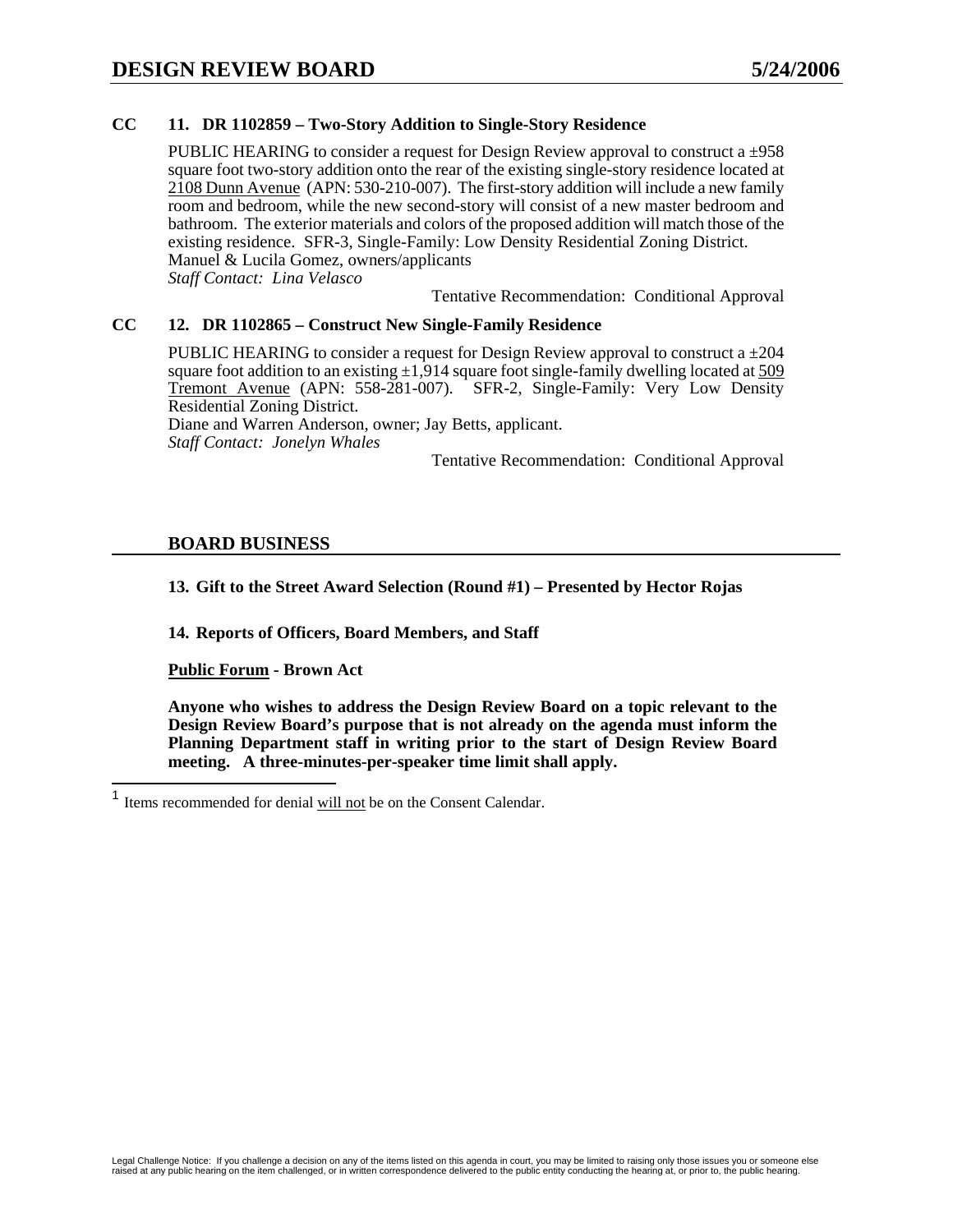**CC 11. DR 1102859 – Two-Story Addition to Single-Story Residence**

PUBLIC HEARING to consider a request for Design Review approval to construct a ±958 square foot two-story addition onto the rear of the existing single-story residence located at 2108 Dunn Avenue (APN: 530-210-007). The first-story addition will include a new family room and bedroom, while the new second-story will consist of a new master bedroom and bathroom. The exterior materials and colors of the proposed addition will match those of the existing residence. SFR-3, Single-Family: Low Density Residential Zoning District.
Manuel & Lucila Gomez, owners/applicants
*Staff Contact: Lina Velasco*

Tentative Recommendation: Conditional Approval

**CC 12. DR 1102865 – Construct New Single-Family Residence**

PUBLIC HEARING to consider a request for Design Review approval to construct a ±204 square foot addition to an existing ±1,914 square foot single-family dwelling located at 509 Tremont Avenue (APN: 558-281-007). SFR-2, Single-Family: Very Low Density Residential Zoning District.
Diane and Warren Anderson, owner; Jay Betts, applicant.
*Staff Contact: Jonelyn Whales*

Tentative Recommendation: Conditional Approval

## BOARD BUSINESS

**13. Gift to the Street Award Selection (Round #1) – Presented by Hector Rojas**

**14. Reports of Officers, Board Members, and Staff**

**Public Forum - Brown Act**

**Anyone who wishes to address the Design Review Board on a topic relevant to the Design Review Board's purpose that is not already on the agenda must inform the Planning Department staff in writing prior to the start of Design Review Board meeting. A three-minutes-per-speaker time limit shall apply.**

[1] Items recommended for denial will not be on the Consent Calendar.

Legal Challenge Notice: If you challenge a decision on any of the items listed on this agenda in court, you may be limited to raising only those issues you or someone else raised at any public hearing on the item challenged, or in written correspondence delivered to the public entity conducting the hearing at, or prior to, the public hearing.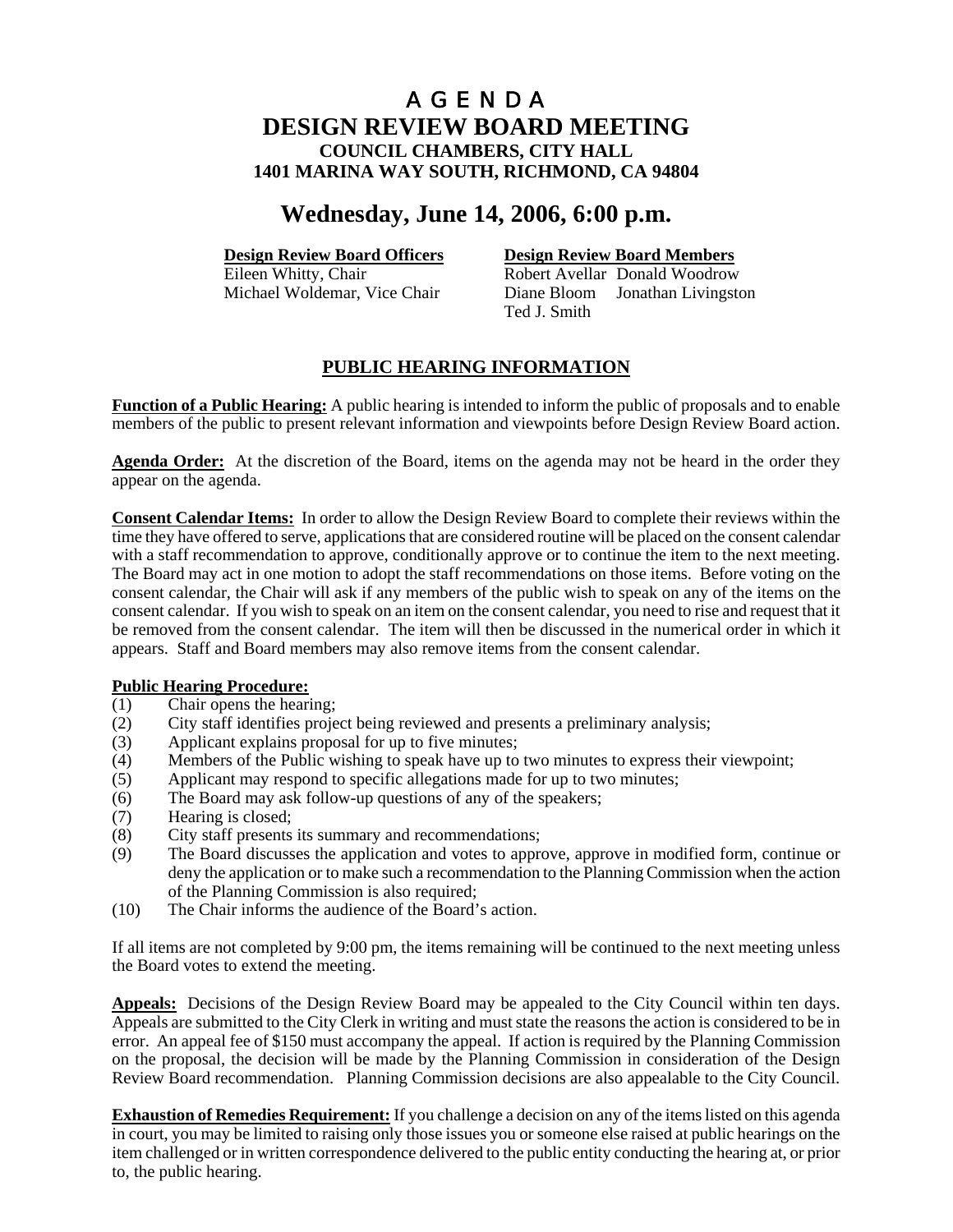# A G E N D A
# DESIGN REVIEW BOARD MEETING
### COUNCIL CHAMBERS, CITY HALL
### 1401 MARINA WAY SOUTH, RICHMOND, CA 94804

## Wednesday, June 14, 2006, 6:00 p.m.

**Design Review Board Officers**
Eileen Whitty, Chair
Michael Woldemar, Vice Chair

**Design Review Board Members**
Robert Avellar, Donald Woodrow
Diane Bloom, Jonathan Livingston
Ted J. Smith

## PUBLIC HEARING INFORMATION

**Function of a Public Hearing:** A public hearing is intended to inform the public of proposals and to enable members of the public to present relevant information and viewpoints before Design Review Board action.

**Agenda Order:** At the discretion of the Board, items on the agenda may not be heard in the order they appear on the agenda.

**Consent Calendar Items:** In order to allow the Design Review Board to complete their reviews within the time they have offered to serve, applications that are considered routine will be placed on the consent calendar with a staff recommendation to approve, conditionally approve or to continue the item to the next meeting. The Board may act in one motion to adopt the staff recommendations on those items. Before voting on the consent calendar, the Chair will ask if any members of the public wish to speak on any of the items on the consent calendar. If you wish to speak on an item on the consent calendar, you need to rise and request that it be removed from the consent calendar. The item will then be discussed in the numerical order in which it appears. Staff and Board members may also remove items from the consent calendar.

**Public Hearing Procedure:**

(1) Chair opens the hearing;
(2) City staff identifies project being reviewed and presents a preliminary analysis;
(3) Applicant explains proposal for up to five minutes;
(4) Members of the Public wishing to speak have up to two minutes to express their viewpoint;
(5) Applicant may respond to specific allegations made for up to two minutes;
(6) The Board may ask follow-up questions of any of the speakers;
(7) Hearing is closed;
(8) City staff presents its summary and recommendations;
(9) The Board discusses the application and votes to approve, approve in modified form, continue or deny the application or to make such a recommendation to the Planning Commission when the action of the Planning Commission is also required;
(10) The Chair informs the audience of the Board's action.

If all items are not completed by 9:00 pm, the items remaining will be continued to the next meeting unless the Board votes to extend the meeting.

**Appeals:** Decisions of the Design Review Board may be appealed to the City Council within ten days. Appeals are submitted to the City Clerk in writing and must state the reasons the action is considered to be in error. An appeal fee of $150 must accompany the appeal. If action is required by the Planning Commission on the proposal, the decision will be made by the Planning Commission in consideration of the Design Review Board recommendation. Planning Commission decisions are also appealable to the City Council.

**Exhaustion of Remedies Requirement:** If you challenge a decision on any of the items listed on this agenda in court, you may be limited to raising only those issues you or someone else raised at public hearings on the item challenged or in written correspondence delivered to the public entity conducting the hearing at, or prior to, the public hearing.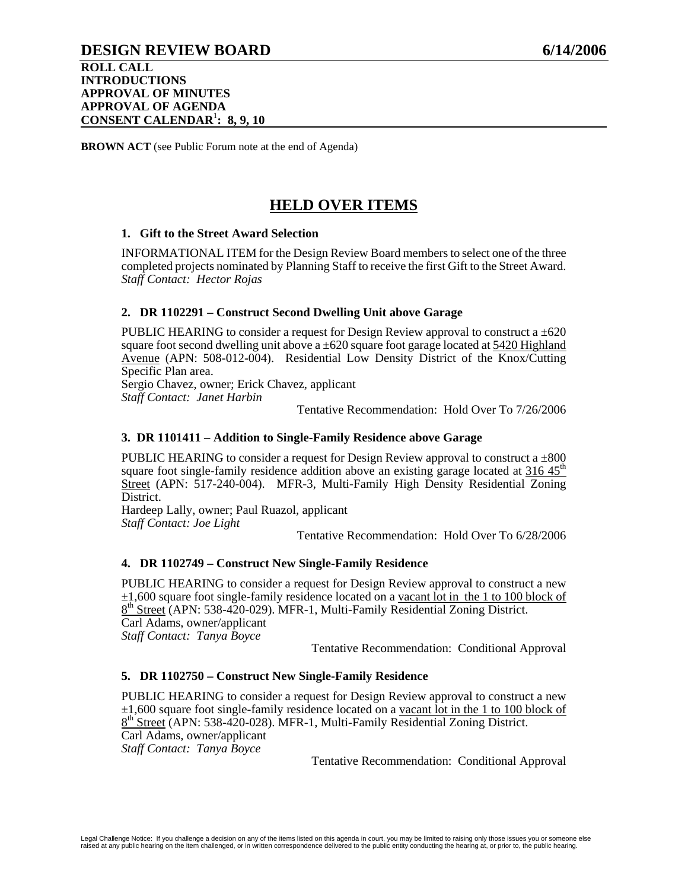# DESIGN REVIEW BOARD 6/14/2006

**ROLL CALL**
**INTRODUCTIONS**
**APPROVAL OF MINUTES**
**APPROVAL OF AGENDA**
**CONSENT CALENDAR[1]: 8, 9, 10**

**BROWN ACT** (see Public Forum note at the end of Agenda)

## HELD OVER ITEMS

### 1. Gift to the Street Award Selection

INFORMATIONAL ITEM for the Design Review Board members to select one of the three completed projects nominated by Planning Staff to receive the first Gift to the Street Award.
*Staff Contact: Hector Rojas*

### 2. DR 1102291 – Construct Second Dwelling Unit above Garage

PUBLIC HEARING to consider a request for Design Review approval to construct a ±620 square foot second dwelling unit above a ±620 square foot garage located at 5420 Highland Avenue (APN: 508-012-004). Residential Low Density District of the Knox/Cutting Specific Plan area.
Sergio Chavez, owner; Erick Chavez, applicant
*Staff Contact: Janet Harbin*

Tentative Recommendation: Hold Over To 7/26/2006

### 3. DR 1101411 – Addition to Single-Family Residence above Garage

PUBLIC HEARING to consider a request for Design Review approval to construct a ±800 square foot single-family residence addition above an existing garage located at 316 45th Street (APN: 517-240-004). MFR-3, Multi-Family High Density Residential Zoning District.
Hardeep Lally, owner; Paul Ruazol, applicant
*Staff Contact: Joe Light*

Tentative Recommendation: Hold Over To 6/28/2006

### 4. DR 1102749 – Construct New Single-Family Residence

PUBLIC HEARING to consider a request for Design Review approval to construct a new ±1,600 square foot single-family residence located on a vacant lot in the 1 to 100 block of 8th Street (APN: 538-420-029). MFR-1, Multi-Family Residential Zoning District.
Carl Adams, owner/applicant
*Staff Contact: Tanya Boyce*

Tentative Recommendation: Conditional Approval

### 5. DR 1102750 – Construct New Single-Family Residence

PUBLIC HEARING to consider a request for Design Review approval to construct a new ±1,600 square foot single-family residence located on a vacant lot in the 1 to 100 block of 8th Street (APN: 538-420-028). MFR-1, Multi-Family Residential Zoning District.
Carl Adams, owner/applicant
*Staff Contact: Tanya Boyce*

Tentative Recommendation: Conditional Approval

Legal Challenge Notice: If you challenge a decision on any of the items listed on this agenda in court, you may be limited to raising only those issues you or someone else raised at any public hearing on the item challenged, or in written correspondence delivered to the public entity conducting the hearing at, or prior to, the public hearing.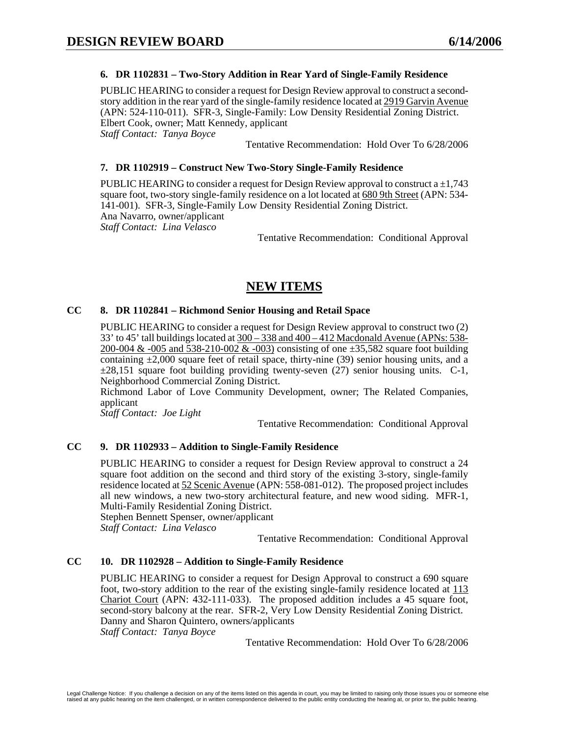### 6. DR 1102831 – Two-Story Addition in Rear Yard of Single-Family Residence

PUBLIC HEARING to consider a request for Design Review approval to construct a second-story addition in the rear yard of the single-family residence located at 2919 Garvin Avenue (APN: 524-110-011). SFR-3, Single-Family: Low Density Residential Zoning District.
Elbert Cook, owner; Matt Kennedy, applicant
*Staff Contact: Tanya Boyce*

Tentative Recommendation: Hold Over To 6/28/2006

### 7. DR 1102919 – Construct New Two-Story Single-Family Residence

PUBLIC HEARING to consider a request for Design Review approval to construct a ±1,743 square foot, two-story single-family residence on a lot located at 680 9th Street (APN: 534-141-001). SFR-3, Single-Family Low Density Residential Zoning District.
Ana Navarro, owner/applicant
*Staff Contact: Lina Velasco*

Tentative Recommendation: Conditional Approval

## NEW ITEMS

### CC 8. DR 1102841 – Richmond Senior Housing and Retail Space

PUBLIC HEARING to consider a request for Design Review approval to construct two (2) 33' to 45' tall buildings located at 300 – 338 and 400 – 412 Macdonald Avenue (APNs: 538-200-004 & -005 and 538-210-002 & -003) consisting of one ±35,582 square foot building containing ±2,000 square feet of retail space, thirty-nine (39) senior housing units, and a ±28,151 square foot building providing twenty-seven (27) senior housing units. C-1, Neighborhood Commercial Zoning District.
Richmond Labor of Love Community Development, owner; The Related Companies, applicant
*Staff Contact: Joe Light*

Tentative Recommendation: Conditional Approval

### CC 9. DR 1102933 – Addition to Single-Family Residence

PUBLIC HEARING to consider a request for Design Review approval to construct a 24 square foot addition on the second and third story of the existing 3-story, single-family residence located at 52 Scenic Avenue (APN: 558-081-012). The proposed project includes all new windows, a new two-story architectural feature, and new wood siding. MFR-1, Multi-Family Residential Zoning District.
Stephen Bennett Spenser, owner/applicant
*Staff Contact: Lina Velasco*

Tentative Recommendation: Conditional Approval

### CC 10. DR 1102928 – Addition to Single-Family Residence

PUBLIC HEARING to consider a request for Design Approval to construct a 690 square foot, two-story addition to the rear of the existing single-family residence located at 113 Chariot Court (APN: 432-111-033). The proposed addition includes a 45 square foot, second-story balcony at the rear. SFR-2, Very Low Density Residential Zoning District.
Danny and Sharon Quintero, owners/applicants
*Staff Contact: Tanya Boyce*

Tentative Recommendation: Hold Over To 6/28/2006

Legal Challenge Notice: If you challenge a decision on any of the items listed on this agenda in court, you may be limited to raising only those issues you or someone else raised at any public hearing on the item challenged, or in written correspondence delivered to the public entity conducting the hearing at, or prior to, the public hearing.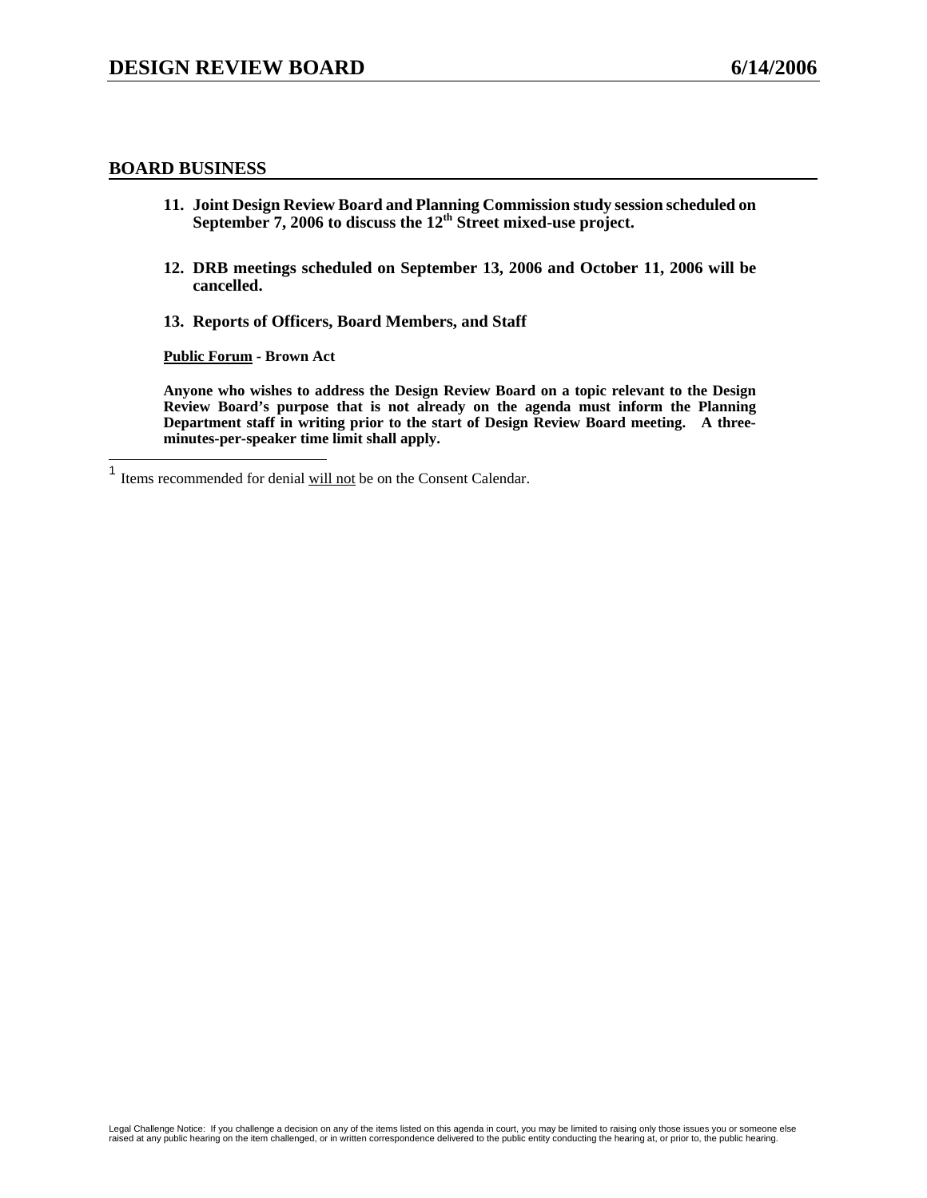## BOARD BUSINESS

11. **Joint Design Review Board and Planning Commission study session scheduled on September 7, 2006 to discuss the 12th Street mixed-use project.**

12. **DRB meetings scheduled on September 13, 2006 and October 11, 2006 will be cancelled.**

13. **Reports of Officers, Board Members, and Staff**

**Public Forum - Brown Act**

**Anyone who wishes to address the Design Review Board on a topic relevant to the Design Review Board's purpose that is not already on the agenda must inform the Planning Department staff in writing prior to the start of Design Review Board meeting. A three-minutes-per-speaker time limit shall apply.**

---

[1] Items recommended for denial will not be on the Consent Calendar.

Legal Challenge Notice: If you challenge a decision on any of the items listed on this agenda in court, you may be limited to raising only those issues you or someone else raised at any public hearing on the item challenged, or in written correspondence delivered to the public entity conducting the hearing at, or prior to, the public hearing.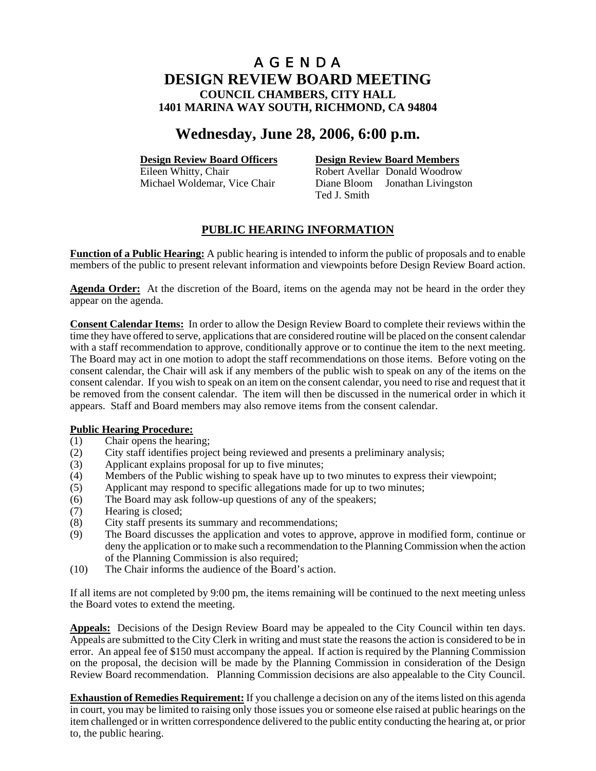# A G E N D A
# DESIGN REVIEW BOARD MEETING
### COUNCIL CHAMBERS, CITY HALL
### 1401 MARINA WAY SOUTH, RICHMOND, CA 94804

## Wednesday, June 28, 2006, 6:00 p.m.

| **Design Review Board Officers** | **Design Review Board Members** | |
|---|---|---|
| Eileen Whitty, Chair | Robert Avellar | Donald Woodrow |
| Michael Woldemar, Vice Chair | Diane Bloom | Jonathan Livingston |
| | Ted J. Smith | |

## PUBLIC HEARING INFORMATION

**Function of a Public Hearing:** A public hearing is intended to inform the public of proposals and to enable members of the public to present relevant information and viewpoints before Design Review Board action.

**Agenda Order:** At the discretion of the Board, items on the agenda may not be heard in the order they appear on the agenda.

**Consent Calendar Items:** In order to allow the Design Review Board to complete their reviews within the time they have offered to serve, applications that are considered routine will be placed on the consent calendar with a staff recommendation to approve, conditionally approve or to continue the item to the next meeting. The Board may act in one motion to adopt the staff recommendations on those items. Before voting on the consent calendar, the Chair will ask if any members of the public wish to speak on any of the items on the consent calendar. If you wish to speak on an item on the consent calendar, you need to rise and request that it be removed from the consent calendar. The item will then be discussed in the numerical order in which it appears. Staff and Board members may also remove items from the consent calendar.

**Public Hearing Procedure:**

(1) Chair opens the hearing;
(2) City staff identifies project being reviewed and presents a preliminary analysis;
(3) Applicant explains proposal for up to five minutes;
(4) Members of the Public wishing to speak have up to two minutes to express their viewpoint;
(5) Applicant may respond to specific allegations made for up to two minutes;
(6) The Board may ask follow-up questions of any of the speakers;
(7) Hearing is closed;
(8) City staff presents its summary and recommendations;
(9) The Board discusses the application and votes to approve, approve in modified form, continue or deny the application or to make such a recommendation to the Planning Commission when the action of the Planning Commission is also required;
(10) The Chair informs the audience of the Board's action.

If all items are not completed by 9:00 pm, the items remaining will be continued to the next meeting unless the Board votes to extend the meeting.

**Appeals:** Decisions of the Design Review Board may be appealed to the City Council within ten days. Appeals are submitted to the City Clerk in writing and must state the reasons the action is considered to be in error. An appeal fee of $150 must accompany the appeal. If action is required by the Planning Commission on the proposal, the decision will be made by the Planning Commission in consideration of the Design Review Board recommendation. Planning Commission decisions are also appealable to the City Council.

**Exhaustion of Remedies Requirement:** If you challenge a decision on any of the items listed on this agenda in court, you may be limited to raising only those issues you or someone else raised at public hearings on the item challenged or in written correspondence delivered to the public entity conducting the hearing at, or prior to, the public hearing.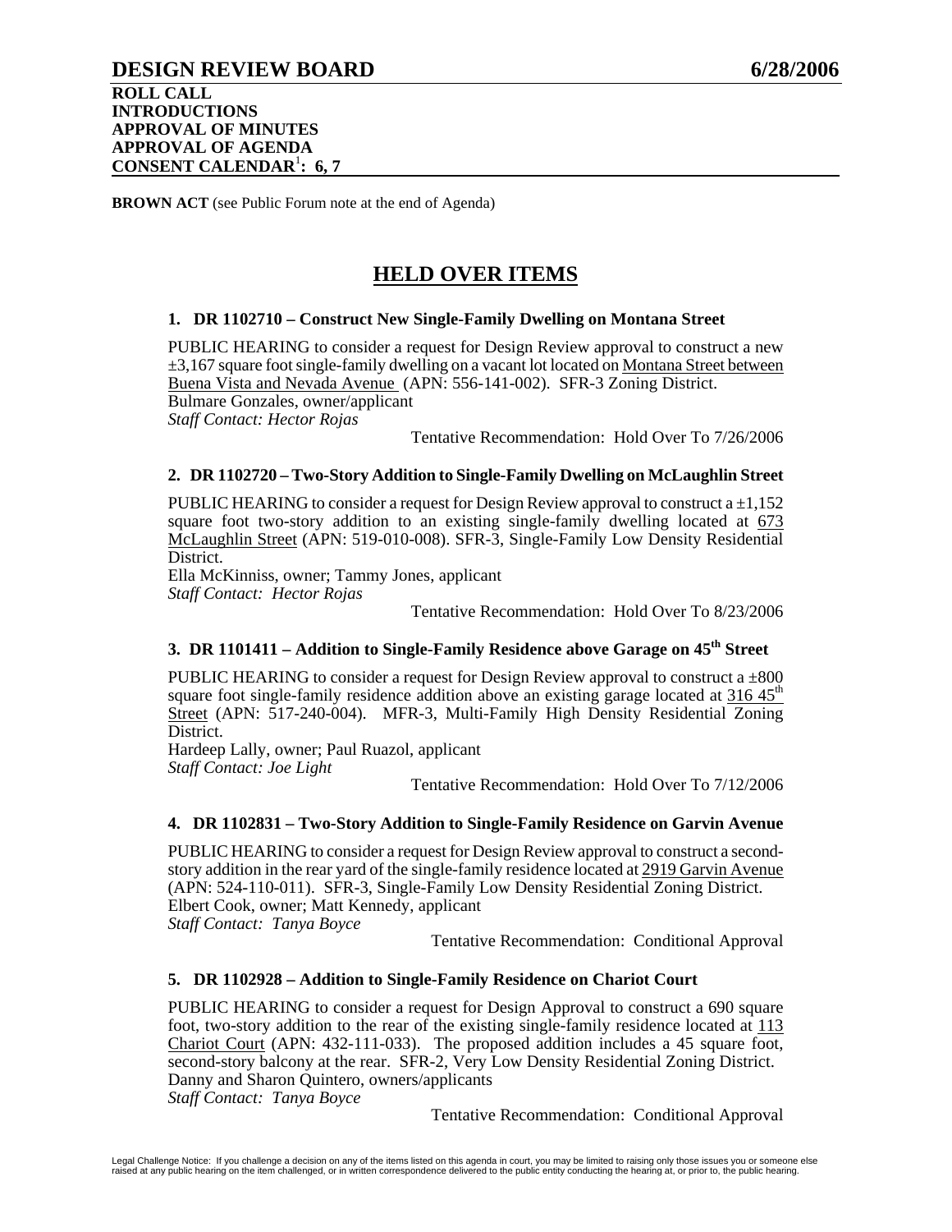# DESIGN REVIEW BOARD 6/28/2006

**ROLL CALL**
**INTRODUCTIONS**
**APPROVAL OF MINUTES**
**APPROVAL OF AGENDA**
**CONSENT CALENDAR[1]: 6, 7**

**BROWN ACT** (see Public Forum note at the end of Agenda)

## HELD OVER ITEMS

### 1. DR 1102710 – Construct New Single-Family Dwelling on Montana Street

PUBLIC HEARING to consider a request for Design Review approval to construct a new ±3,167 square foot single-family dwelling on a vacant lot located on Montana Street between Buena Vista and Nevada Avenue (APN: 556-141-002). SFR-3 Zoning District.
Bulmare Gonzales, owner/applicant
*Staff Contact: Hector Rojas*

Tentative Recommendation: Hold Over To 7/26/2006

### 2. DR 1102720 – Two-Story Addition to Single-Family Dwelling on McLaughlin Street

PUBLIC HEARING to consider a request for Design Review approval to construct a ±1,152 square foot two-story addition to an existing single-family dwelling located at 673 McLaughlin Street (APN: 519-010-008). SFR-3, Single-Family Low Density Residential District.
Ella McKinniss, owner; Tammy Jones, applicant
*Staff Contact: Hector Rojas*

Tentative Recommendation: Hold Over To 8/23/2006

### 3. DR 1101411 – Addition to Single-Family Residence above Garage on 45th Street

PUBLIC HEARING to consider a request for Design Review approval to construct a ±800 square foot single-family residence addition above an existing garage located at 316 45th Street (APN: 517-240-004). MFR-3, Multi-Family High Density Residential Zoning District.
Hardeep Lally, owner; Paul Ruazol, applicant
*Staff Contact: Joe Light*

Tentative Recommendation: Hold Over To 7/12/2006

### 4. DR 1102831 – Two-Story Addition to Single-Family Residence on Garvin Avenue

PUBLIC HEARING to consider a request for Design Review approval to construct a second-story addition in the rear yard of the single-family residence located at 2919 Garvin Avenue (APN: 524-110-011). SFR-3, Single-Family Low Density Residential Zoning District.
Elbert Cook, owner; Matt Kennedy, applicant
*Staff Contact: Tanya Boyce*

Tentative Recommendation: Conditional Approval

### 5. DR 1102928 – Addition to Single-Family Residence on Chariot Court

PUBLIC HEARING to consider a request for Design Approval to construct a 690 square foot, two-story addition to the rear of the existing single-family residence located at 113 Chariot Court (APN: 432-111-033). The proposed addition includes a 45 square foot, second-story balcony at the rear. SFR-2, Very Low Density Residential Zoning District.
Danny and Sharon Quintero, owners/applicants
*Staff Contact: Tanya Boyce*

Tentative Recommendation: Conditional Approval

Legal Challenge Notice: If you challenge a decision on any of the items listed on this agenda in court, you may be limited to raising only those issues you or someone else raised at any public hearing on the item challenged, or in written correspondence delivered to the public entity conducting the hearing at, or prior to, the public hearing.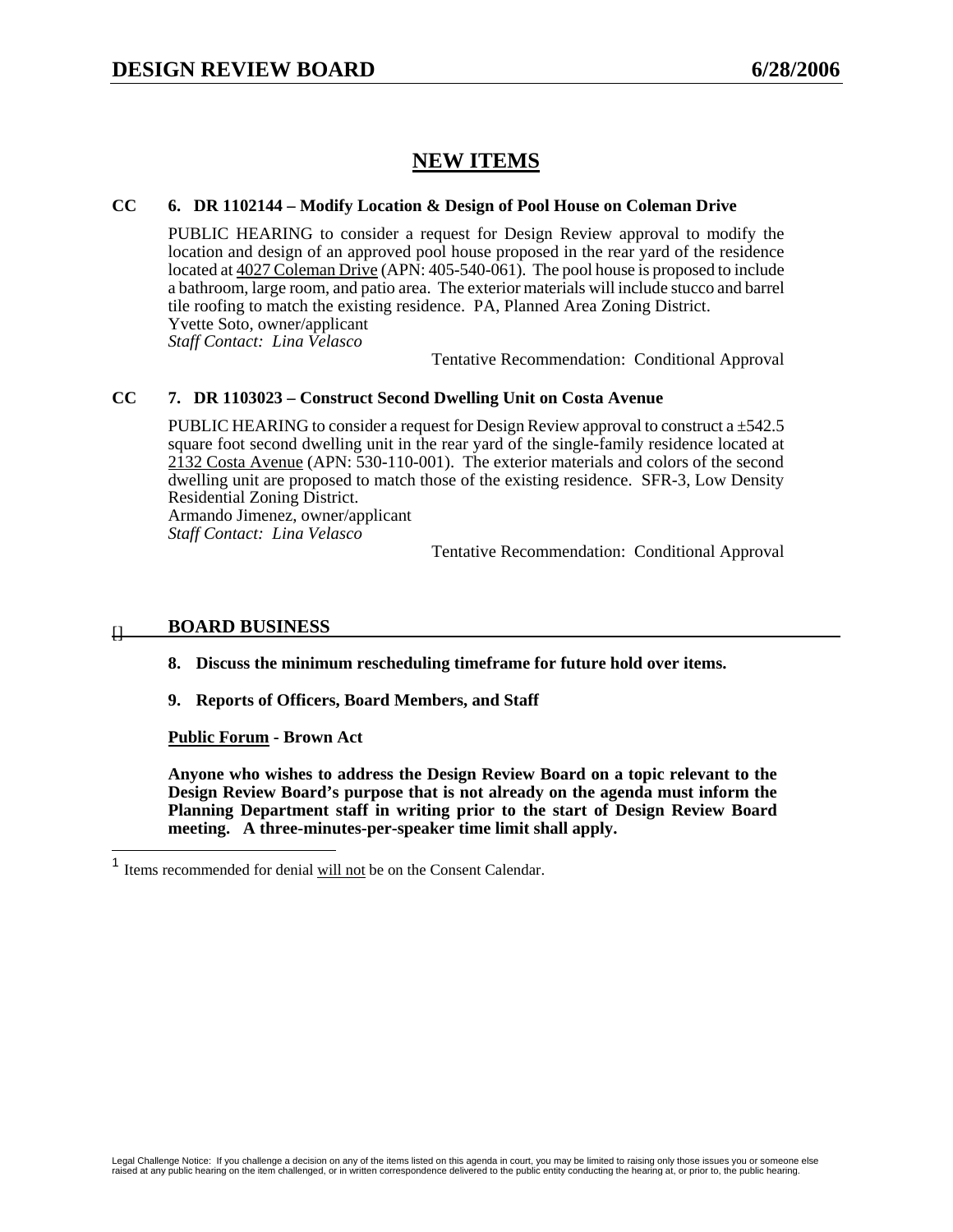## NEW ITEMS

**CC 6. DR 1102144 – Modify Location & Design of Pool House on Coleman Drive**

PUBLIC HEARING to consider a request for Design Review approval to modify the location and design of an approved pool house proposed in the rear yard of the residence located at 4027 Coleman Drive (APN: 405-540-061). The pool house is proposed to include a bathroom, large room, and patio area. The exterior materials will include stucco and barrel tile roofing to match the existing residence. PA, Planned Area Zoning District.
Yvette Soto, owner/applicant
*Staff Contact: Lina Velasco*

Tentative Recommendation: Conditional Approval

**CC 7. DR 1103023 – Construct Second Dwelling Unit on Costa Avenue**

PUBLIC HEARING to consider a request for Design Review approval to construct a ±542.5 square foot second dwelling unit in the rear yard of the single-family residence located at 2132 Costa Avenue (APN: 530-110-001). The exterior materials and colors of the second dwelling unit are proposed to match those of the existing residence. SFR-3, Low Density Residential Zoning District.
Armando Jimenez, owner/applicant
*Staff Contact: Lina Velasco*

Tentative Recommendation: Conditional Approval

## BOARD BUSINESS

**8. Discuss the minimum rescheduling timeframe for future hold over items.**

**9. Reports of Officers, Board Members, and Staff**

**Public Forum - Brown Act**

**Anyone who wishes to address the Design Review Board on a topic relevant to the Design Review Board's purpose that is not already on the agenda must inform the Planning Department staff in writing prior to the start of Design Review Board meeting. A three-minutes-per-speaker time limit shall apply.**

[1] Items recommended for denial will not be on the Consent Calendar.

Legal Challenge Notice: If you challenge a decision on any of the items listed on this agenda in court, you may be limited to raising only those issues you or someone else raised at any public hearing on the item challenged, or in written correspondence delivered to the public entity conducting the hearing at, or prior to, the public hearing.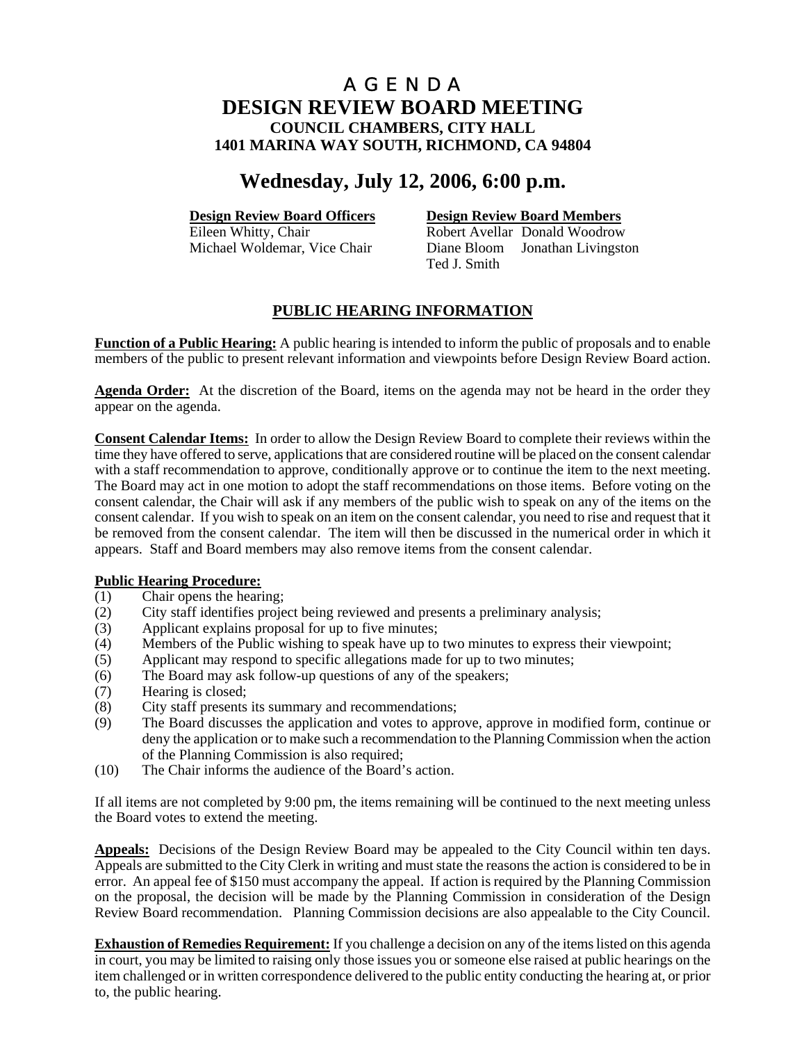# A G E N D A
# DESIGN REVIEW BOARD MEETING
### COUNCIL CHAMBERS, CITY HALL
### 1401 MARINA WAY SOUTH, RICHMOND, CA 94804

## Wednesday, July 12, 2006, 6:00 p.m.

| **Design Review Board Officers** | **Design Review Board Members** | |
|---|---|---|
| Eileen Whitty, Chair | Robert Avellar | Donald Woodrow |
| Michael Woldemar, Vice Chair | Diane Bloom | Jonathan Livingston |
| | Ted J. Smith | |

## PUBLIC HEARING INFORMATION

**Function of a Public Hearing:** A public hearing is intended to inform the public of proposals and to enable members of the public to present relevant information and viewpoints before Design Review Board action.

**Agenda Order:** At the discretion of the Board, items on the agenda may not be heard in the order they appear on the agenda.

**Consent Calendar Items:** In order to allow the Design Review Board to complete their reviews within the time they have offered to serve, applications that are considered routine will be placed on the consent calendar with a staff recommendation to approve, conditionally approve or to continue the item to the next meeting. The Board may act in one motion to adopt the staff recommendations on those items. Before voting on the consent calendar, the Chair will ask if any members of the public wish to speak on any of the items on the consent calendar. If you wish to speak on an item on the consent calendar, you need to rise and request that it be removed from the consent calendar. The item will then be discussed in the numerical order in which it appears. Staff and Board members may also remove items from the consent calendar.

**Public Hearing Procedure:**

(1) Chair opens the hearing;
(2) City staff identifies project being reviewed and presents a preliminary analysis;
(3) Applicant explains proposal for up to five minutes;
(4) Members of the Public wishing to speak have up to two minutes to express their viewpoint;
(5) Applicant may respond to specific allegations made for up to two minutes;
(6) The Board may ask follow-up questions of any of the speakers;
(7) Hearing is closed;
(8) City staff presents its summary and recommendations;
(9) The Board discusses the application and votes to approve, approve in modified form, continue or deny the application or to make such a recommendation to the Planning Commission when the action of the Planning Commission is also required;
(10) The Chair informs the audience of the Board's action.

If all items are not completed by 9:00 pm, the items remaining will be continued to the next meeting unless the Board votes to extend the meeting.

**Appeals:** Decisions of the Design Review Board may be appealed to the City Council within ten days. Appeals are submitted to the City Clerk in writing and must state the reasons the action is considered to be in error. An appeal fee of $150 must accompany the appeal. If action is required by the Planning Commission on the proposal, the decision will be made by the Planning Commission in consideration of the Design Review Board recommendation. Planning Commission decisions are also appealable to the City Council.

**Exhaustion of Remedies Requirement:** If you challenge a decision on any of the items listed on this agenda in court, you may be limited to raising only those issues you or someone else raised at public hearings on the item challenged or in written correspondence delivered to the public entity conducting the hearing at, or prior to, the public hearing.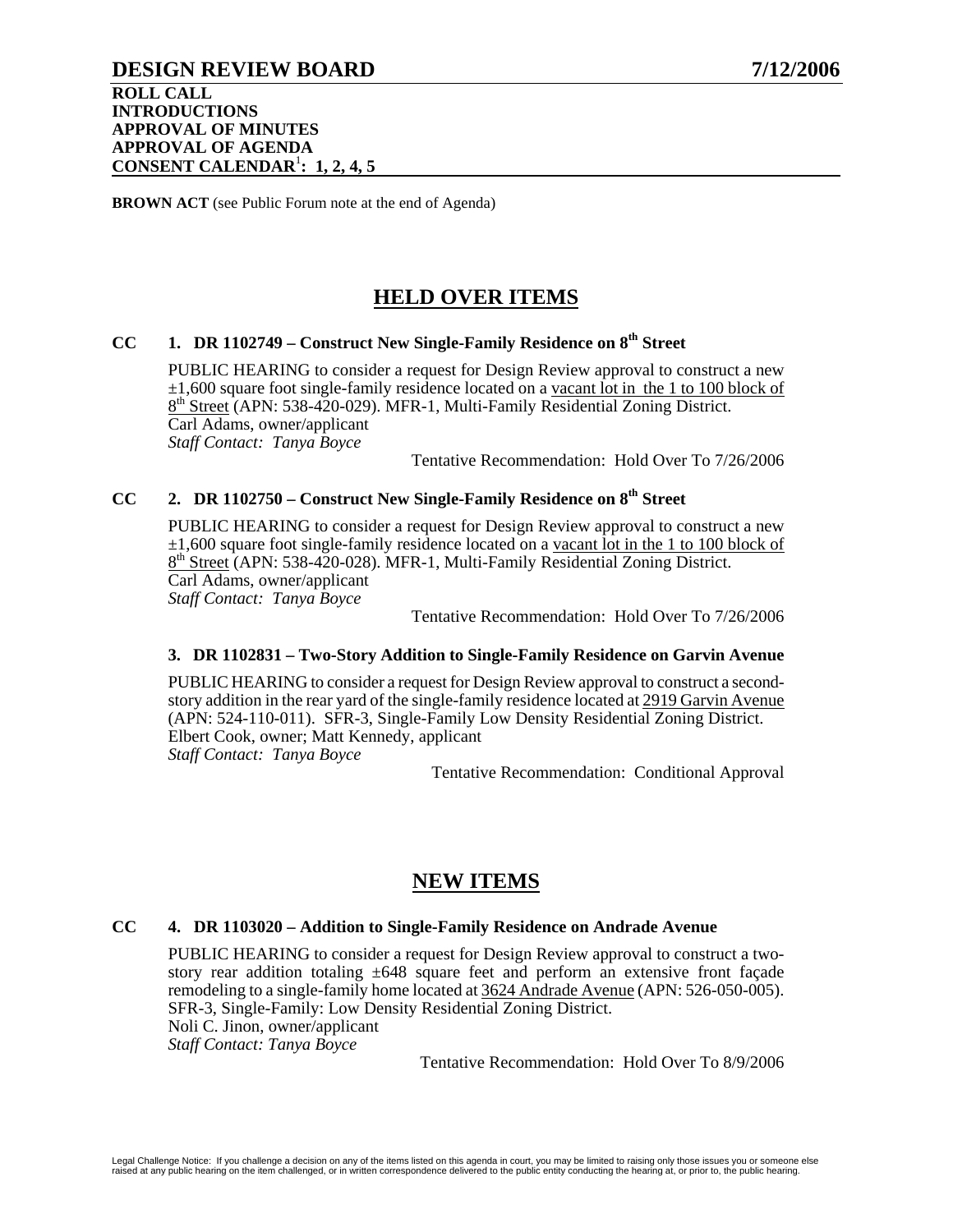# DESIGN REVIEW BOARD 7/12/2006

**ROLL CALL**
**INTRODUCTIONS**
**APPROVAL OF MINUTES**
**APPROVAL OF AGENDA**
**CONSENT CALENDAR[1]: 1, 2, 4, 5**

**BROWN ACT** (see Public Forum note at the end of Agenda)

## HELD OVER ITEMS

### CC 1. DR 1102749 – Construct New Single-Family Residence on 8th Street

PUBLIC HEARING to consider a request for Design Review approval to construct a new ±1,600 square foot single-family residence located on a vacant lot in the 1 to 100 block of 8th Street (APN: 538-420-029). MFR-1, Multi-Family Residential Zoning District.
Carl Adams, owner/applicant
*Staff Contact: Tanya Boyce*

Tentative Recommendation: Hold Over To 7/26/2006

### CC 2. DR 1102750 – Construct New Single-Family Residence on 8th Street

PUBLIC HEARING to consider a request for Design Review approval to construct a new ±1,600 square foot single-family residence located on a vacant lot in the 1 to 100 block of 8th Street (APN: 538-420-028). MFR-1, Multi-Family Residential Zoning District.
Carl Adams, owner/applicant
*Staff Contact: Tanya Boyce*

Tentative Recommendation: Hold Over To 7/26/2006

### 3. DR 1102831 – Two-Story Addition to Single-Family Residence on Garvin Avenue

PUBLIC HEARING to consider a request for Design Review approval to construct a second-story addition in the rear yard of the single-family residence located at 2919 Garvin Avenue (APN: 524-110-011). SFR-3, Single-Family Low Density Residential Zoning District.
Elbert Cook, owner; Matt Kennedy, applicant
*Staff Contact: Tanya Boyce*

Tentative Recommendation: Conditional Approval

## NEW ITEMS

### CC 4. DR 1103020 – Addition to Single-Family Residence on Andrade Avenue

PUBLIC HEARING to consider a request for Design Review approval to construct a two-story rear addition totaling ±648 square feet and perform an extensive front façade remodeling to a single-family home located at 3624 Andrade Avenue (APN: 526-050-005). SFR-3, Single-Family: Low Density Residential Zoning District.
Noli C. Jinon, owner/applicant
*Staff Contact: Tanya Boyce*

Tentative Recommendation: Hold Over To 8/9/2006

Legal Challenge Notice: If you challenge a decision on any of the items listed on this agenda in court, you may be limited to raising only those issues you or someone else raised at any public hearing on the item challenged, or in written correspondence delivered to the public entity conducting the hearing at, or prior to, the public hearing.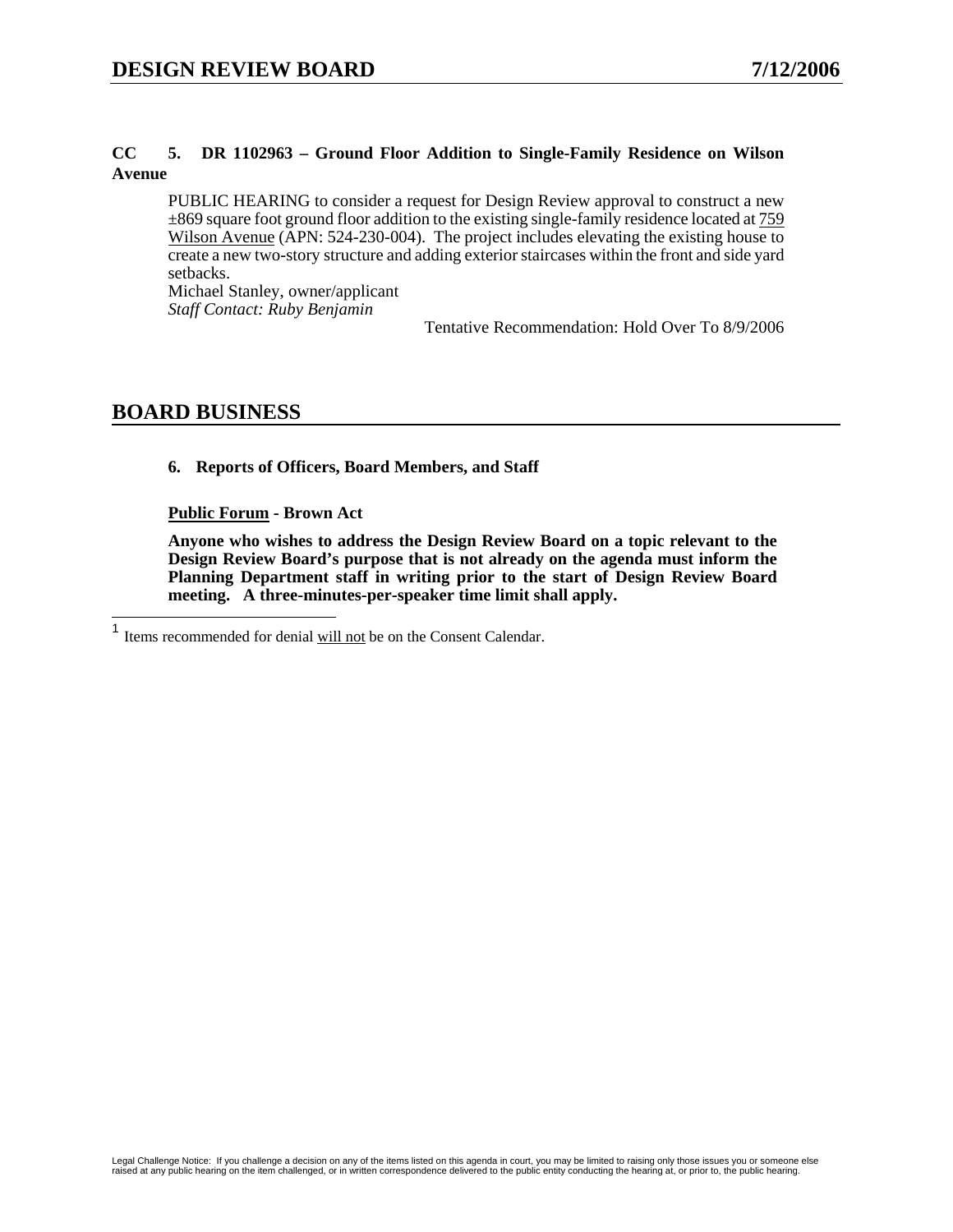**CC 5. DR 1102963 – Ground Floor Addition to Single-Family Residence on Wilson Avenue**

PUBLIC HEARING to consider a request for Design Review approval to construct a new ±869 square foot ground floor addition to the existing single-family residence located at 759 Wilson Avenue (APN: 524-230-004). The project includes elevating the existing house to create a new two-story structure and adding exterior staircases within the front and side yard setbacks.
Michael Stanley, owner/applicant
*Staff Contact: Ruby Benjamin*

Tentative Recommendation: Hold Over To 8/9/2006

## BOARD BUSINESS

**6. Reports of Officers, Board Members, and Staff**

**Public Forum - Brown Act**

**Anyone who wishes to address the Design Review Board on a topic relevant to the Design Review Board's purpose that is not already on the agenda must inform the Planning Department staff in writing prior to the start of Design Review Board meeting. A three-minutes-per-speaker time limit shall apply.**

---

[1] Items recommended for denial will not be on the Consent Calendar.

Legal Challenge Notice: If you challenge a decision on any of the items listed on this agenda in court, you may be limited to raising only those issues you or someone else raised at any public hearing on the item challenged, or in written correspondence delivered to the public entity conducting the hearing at, or prior to, the public hearing.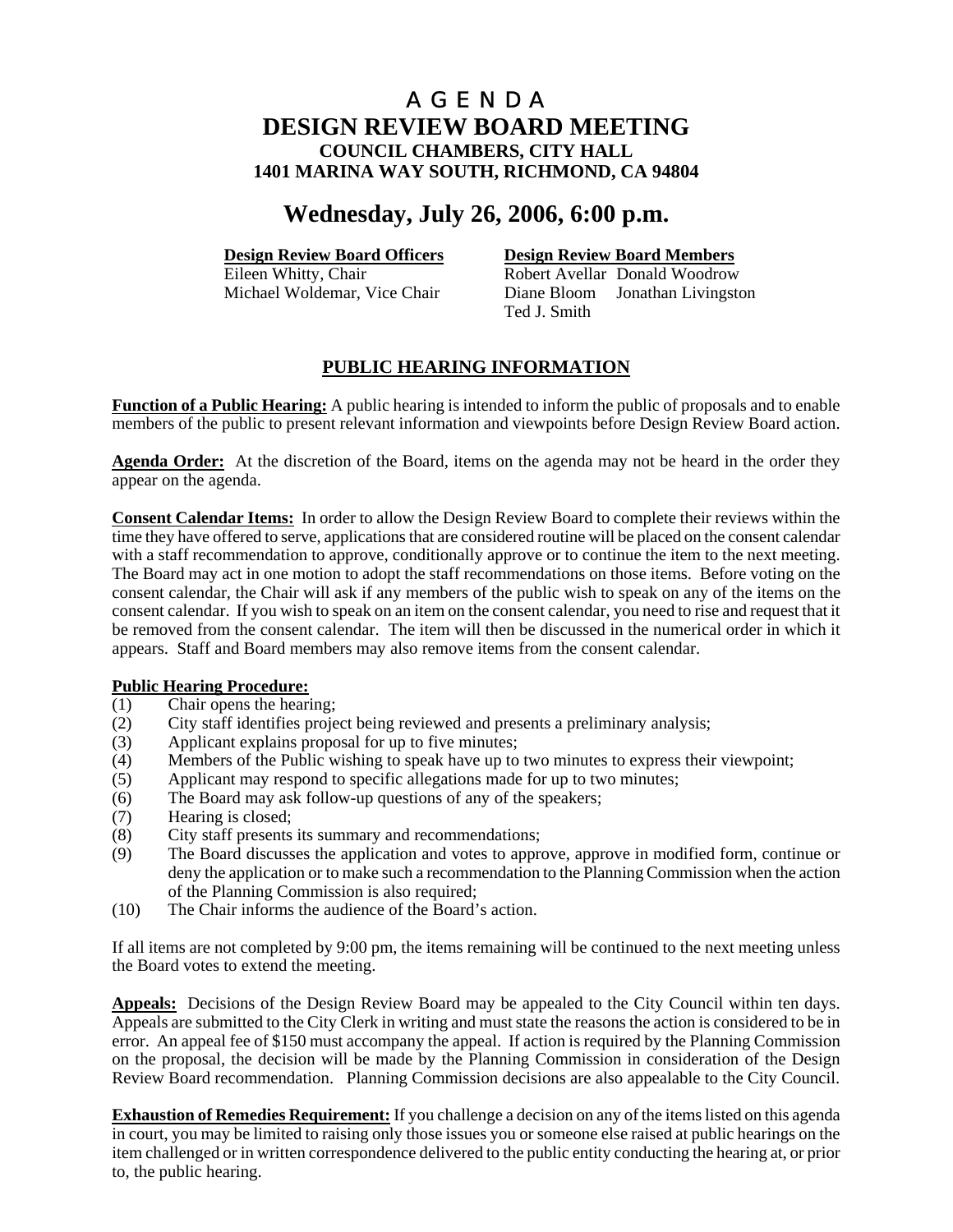# A G E N D A
# DESIGN REVIEW BOARD MEETING
### COUNCIL CHAMBERS, CITY HALL
### 1401 MARINA WAY SOUTH, RICHMOND, CA 94804

## Wednesday, July 26, 2006, 6:00 p.m.

| **Design Review Board Officers** | **Design Review Board Members** | |
|---|---|---|
| Eileen Whitty, Chair | Robert Avellar | Donald Woodrow |
| Michael Woldemar, Vice Chair | Diane Bloom | Jonathan Livingston |
| | Ted J. Smith | |

## PUBLIC HEARING INFORMATION

**Function of a Public Hearing:** A public hearing is intended to inform the public of proposals and to enable members of the public to present relevant information and viewpoints before Design Review Board action.

**Agenda Order:** At the discretion of the Board, items on the agenda may not be heard in the order they appear on the agenda.

**Consent Calendar Items:** In order to allow the Design Review Board to complete their reviews within the time they have offered to serve, applications that are considered routine will be placed on the consent calendar with a staff recommendation to approve, conditionally approve or to continue the item to the next meeting. The Board may act in one motion to adopt the staff recommendations on those items. Before voting on the consent calendar, the Chair will ask if any members of the public wish to speak on any of the items on the consent calendar. If you wish to speak on an item on the consent calendar, you need to rise and request that it be removed from the consent calendar. The item will then be discussed in the numerical order in which it appears. Staff and Board members may also remove items from the consent calendar.

**Public Hearing Procedure:**

(1) Chair opens the hearing;
(2) City staff identifies project being reviewed and presents a preliminary analysis;
(3) Applicant explains proposal for up to five minutes;
(4) Members of the Public wishing to speak have up to two minutes to express their viewpoint;
(5) Applicant may respond to specific allegations made for up to two minutes;
(6) The Board may ask follow-up questions of any of the speakers;
(7) Hearing is closed;
(8) City staff presents its summary and recommendations;
(9) The Board discusses the application and votes to approve, approve in modified form, continue or deny the application or to make such a recommendation to the Planning Commission when the action of the Planning Commission is also required;
(10) The Chair informs the audience of the Board's action.

If all items are not completed by 9:00 pm, the items remaining will be continued to the next meeting unless the Board votes to extend the meeting.

**Appeals:** Decisions of the Design Review Board may be appealed to the City Council within ten days. Appeals are submitted to the City Clerk in writing and must state the reasons the action is considered to be in error. An appeal fee of $150 must accompany the appeal. If action is required by the Planning Commission on the proposal, the decision will be made by the Planning Commission in consideration of the Design Review Board recommendation. Planning Commission decisions are also appealable to the City Council.

**Exhaustion of Remedies Requirement:** If you challenge a decision on any of the items listed on this agenda in court, you may be limited to raising only those issues you or someone else raised at public hearings on the item challenged or in written correspondence delivered to the public entity conducting the hearing at, or prior to, the public hearing.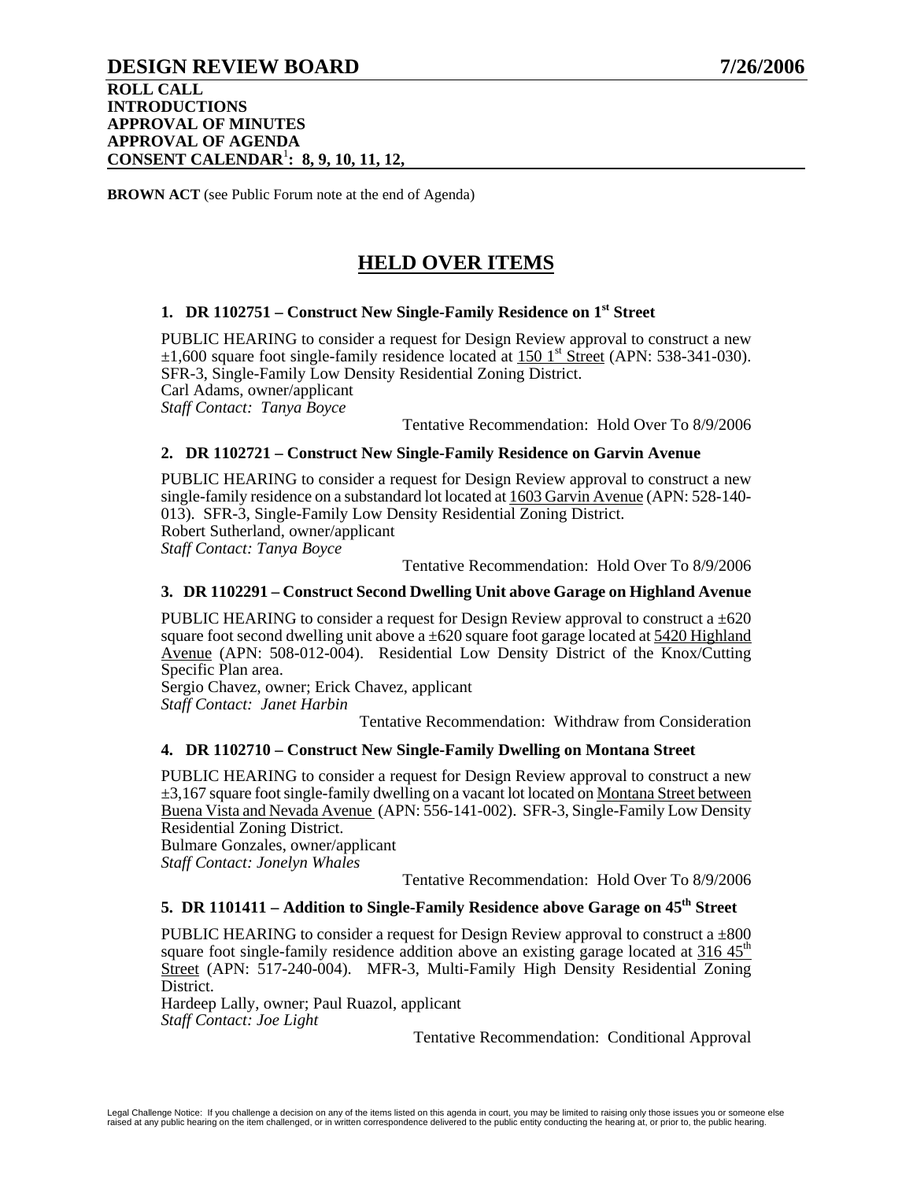# DESIGN REVIEW BOARD 7/26/2006

**ROLL CALL**
**INTRODUCTIONS**
**APPROVAL OF MINUTES**
**APPROVAL OF AGENDA**
**CONSENT CALENDAR[1]: 8, 9, 10, 11, 12,**

**BROWN ACT** (see Public Forum note at the end of Agenda)

## HELD OVER ITEMS

### 1. DR 1102751 – Construct New Single-Family Residence on 1st Street

PUBLIC HEARING to consider a request for Design Review approval to construct a new ±1,600 square foot single-family residence located at 150 1st Street (APN: 538-341-030). SFR-3, Single-Family Low Density Residential Zoning District.
Carl Adams, owner/applicant
*Staff Contact: Tanya Boyce*

Tentative Recommendation: Hold Over To 8/9/2006

### 2. DR 1102721 – Construct New Single-Family Residence on Garvin Avenue

PUBLIC HEARING to consider a request for Design Review approval to construct a new single-family residence on a substandard lot located at 1603 Garvin Avenue (APN: 528-140-013). SFR-3, Single-Family Low Density Residential Zoning District.
Robert Sutherland, owner/applicant
*Staff Contact: Tanya Boyce*

Tentative Recommendation: Hold Over To 8/9/2006

### 3. DR 1102291 – Construct Second Dwelling Unit above Garage on Highland Avenue

PUBLIC HEARING to consider a request for Design Review approval to construct a ±620 square foot second dwelling unit above a ±620 square foot garage located at 5420 Highland Avenue (APN: 508-012-004). Residential Low Density District of the Knox/Cutting Specific Plan area.
Sergio Chavez, owner; Erick Chavez, applicant
*Staff Contact: Janet Harbin*

Tentative Recommendation: Withdraw from Consideration

### 4. DR 1102710 – Construct New Single-Family Dwelling on Montana Street

PUBLIC HEARING to consider a request for Design Review approval to construct a new ±3,167 square foot single-family dwelling on a vacant lot located on Montana Street between Buena Vista and Nevada Avenue (APN: 556-141-002). SFR-3, Single-Family Low Density Residential Zoning District.
Bulmare Gonzales, owner/applicant
*Staff Contact: Jonelyn Whales*

Tentative Recommendation: Hold Over To 8/9/2006

### 5. DR 1101411 – Addition to Single-Family Residence above Garage on 45th Street

PUBLIC HEARING to consider a request for Design Review approval to construct a ±800 square foot single-family residence addition above an existing garage located at 316 45th Street (APN: 517-240-004). MFR-3, Multi-Family High Density Residential Zoning District.
Hardeep Lally, owner; Paul Ruazol, applicant
*Staff Contact: Joe Light*

Tentative Recommendation: Conditional Approval

Legal Challenge Notice: If you challenge a decision on any of the items listed on this agenda in court, you may be limited to raising only those issues you or someone else raised at any public hearing on the item challenged, or in written correspondence delivered to the public entity conducting the hearing at, or prior to, the public hearing.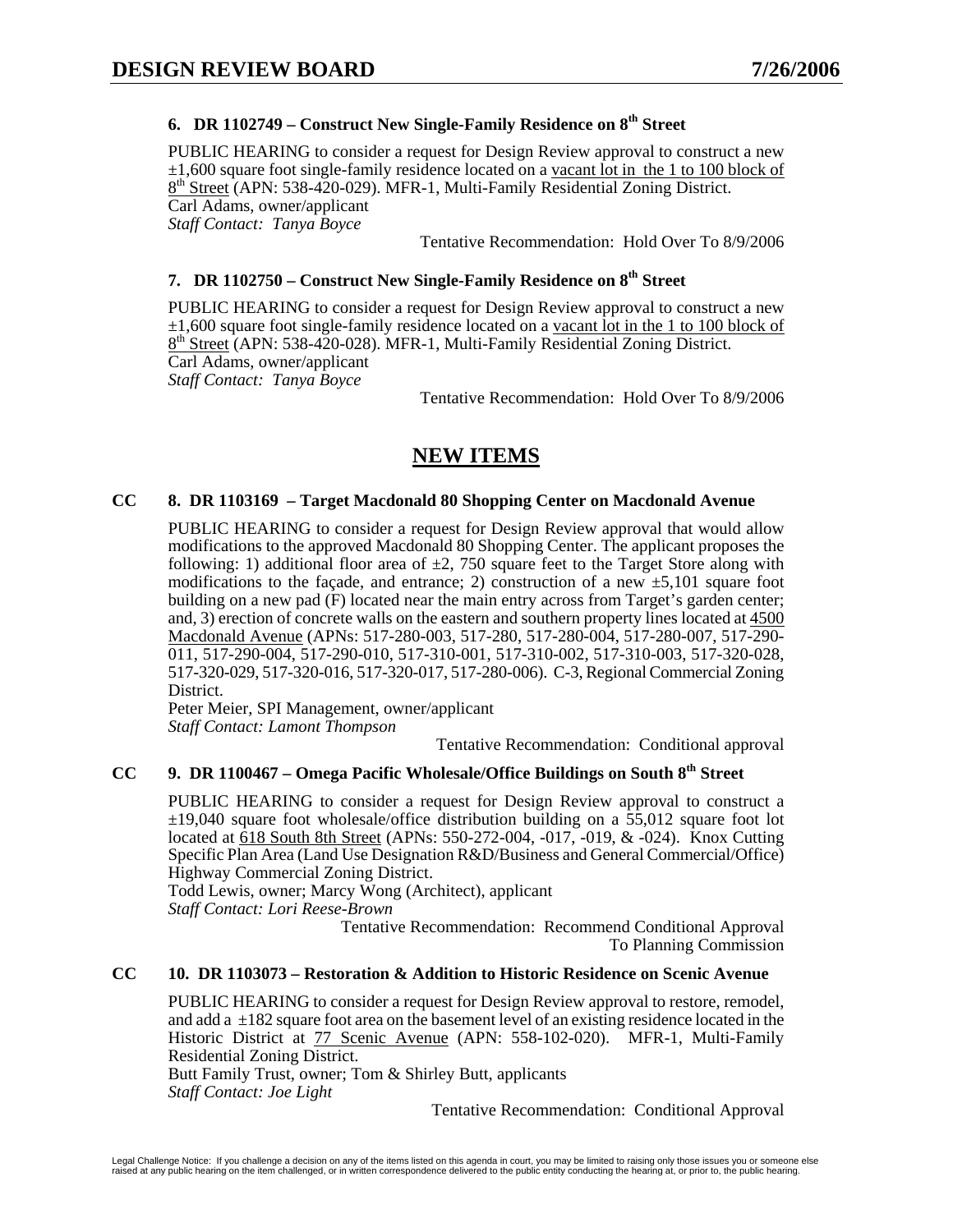### 6. DR 1102749 – Construct New Single-Family Residence on 8th Street

PUBLIC HEARING to consider a request for Design Review approval to construct a new ±1,600 square foot single-family residence located on a vacant lot in the 1 to 100 block of 8th Street (APN: 538-420-029). MFR-1, Multi-Family Residential Zoning District.
Carl Adams, owner/applicant
*Staff Contact: Tanya Boyce*

Tentative Recommendation: Hold Over To 8/9/2006

### 7. DR 1102750 – Construct New Single-Family Residence on 8th Street

PUBLIC HEARING to consider a request for Design Review approval to construct a new ±1,600 square foot single-family residence located on a vacant lot in the 1 to 100 block of 8th Street (APN: 538-420-028). MFR-1, Multi-Family Residential Zoning District.
Carl Adams, owner/applicant
*Staff Contact: Tanya Boyce*

Tentative Recommendation: Hold Over To 8/9/2006

## NEW ITEMS

### CC 8. DR 1103169 – Target Macdonald 80 Shopping Center on Macdonald Avenue

PUBLIC HEARING to consider a request for Design Review approval that would allow modifications to the approved Macdonald 80 Shopping Center. The applicant proposes the following: 1) additional floor area of ±2, 750 square feet to the Target Store along with modifications to the façade, and entrance; 2) construction of a new ±5,101 square foot building on a new pad (F) located near the main entry across from Target's garden center; and, 3) erection of concrete walls on the eastern and southern property lines located at 4500 Macdonald Avenue (APNs: 517-280-003, 517-280, 517-280-004, 517-280-007, 517-290-011, 517-290-004, 517-290-010, 517-310-001, 517-310-002, 517-310-003, 517-320-028, 517-320-029, 517-320-016, 517-320-017, 517-280-006). C-3, Regional Commercial Zoning District.
Peter Meier, SPI Management, owner/applicant
*Staff Contact: Lamont Thompson*

Tentative Recommendation: Conditional approval

### CC 9. DR 1100467 – Omega Pacific Wholesale/Office Buildings on South 8th Street

PUBLIC HEARING to consider a request for Design Review approval to construct a ±19,040 square foot wholesale/office distribution building on a 55,012 square foot lot located at 618 South 8th Street (APNs: 550-272-004, -017, -019, & -024). Knox Cutting Specific Plan Area (Land Use Designation R&D/Business and General Commercial/Office) Highway Commercial Zoning District.
Todd Lewis, owner; Marcy Wong (Architect), applicant
*Staff Contact: Lori Reese-Brown*

Tentative Recommendation: Recommend Conditional Approval To Planning Commission

### CC 10. DR 1103073 – Restoration & Addition to Historic Residence on Scenic Avenue

PUBLIC HEARING to consider a request for Design Review approval to restore, remodel, and add a ±182 square foot area on the basement level of an existing residence located in the Historic District at 77 Scenic Avenue (APN: 558-102-020). MFR-1, Multi-Family Residential Zoning District.
Butt Family Trust, owner; Tom & Shirley Butt, applicants
*Staff Contact: Joe Light*

Tentative Recommendation: Conditional Approval

Legal Challenge Notice: If you challenge a decision on any of the items listed on this agenda in court, you may be limited to raising only those issues you or someone else raised at any public hearing on the item challenged, or in written correspondence delivered to the public entity conducting the hearing at, or prior to, the public hearing.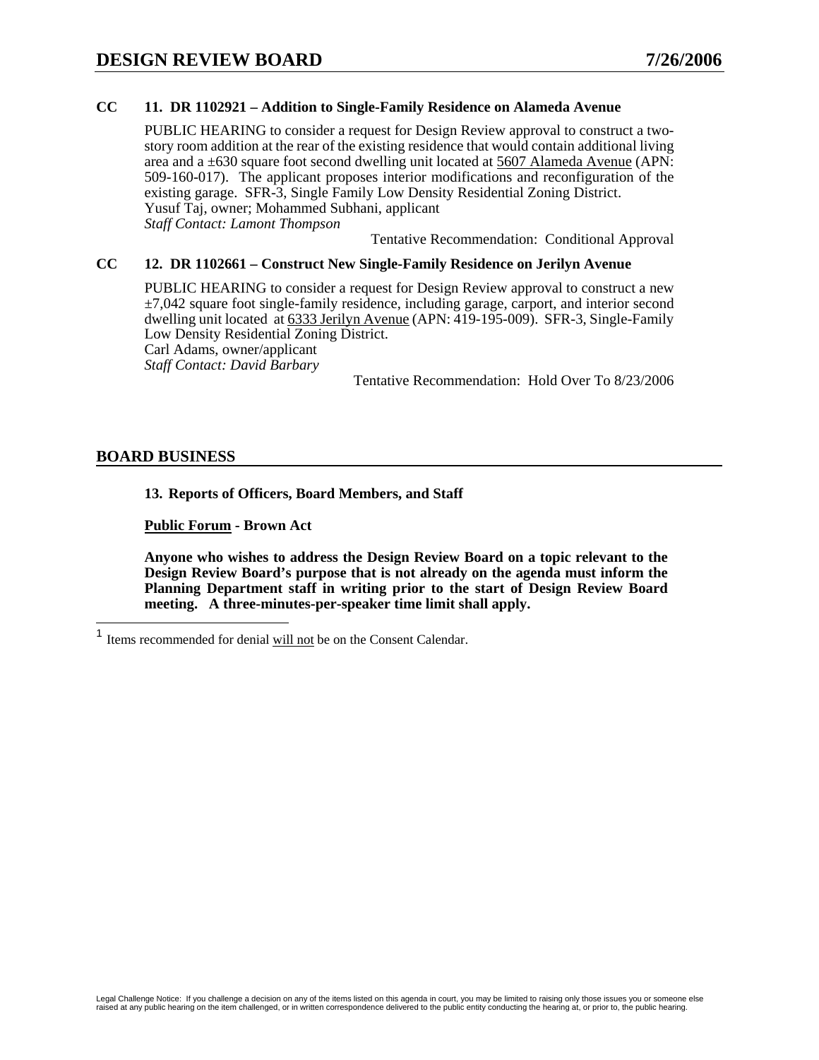**CC 11. DR 1102921 – Addition to Single-Family Residence on Alameda Avenue**

PUBLIC HEARING to consider a request for Design Review approval to construct a two-story room addition at the rear of the existing residence that would contain additional living area and a ±630 square foot second dwelling unit located at <u>5607 Alameda Avenue</u> (APN: 509-160-017). The applicant proposes interior modifications and reconfiguration of the existing garage. SFR-3, Single Family Low Density Residential Zoning District.
Yusuf Taj, owner; Mohammed Subhani, applicant
*Staff Contact: Lamont Thompson*

Tentative Recommendation: Conditional Approval

**CC 12. DR 1102661 – Construct New Single-Family Residence on Jerilyn Avenue**

PUBLIC HEARING to consider a request for Design Review approval to construct a new ±7,042 square foot single-family residence, including garage, carport, and interior second dwelling unit located at <u>6333 Jerilyn Avenue</u> (APN: 419-195-009). SFR-3, Single-Family Low Density Residential Zoning District.
Carl Adams, owner/applicant
*Staff Contact: David Barbary*

Tentative Recommendation: Hold Over To 8/23/2006

## BOARD BUSINESS

**13. Reports of Officers, Board Members, and Staff**

**<u>Public Forum</u> - Brown Act**

**Anyone who wishes to address the Design Review Board on a topic relevant to the Design Review Board's purpose that is not already on the agenda must inform the Planning Department staff in writing prior to the start of Design Review Board meeting. A three-minutes-per-speaker time limit shall apply.**

---

[1] Items recommended for denial <u>will not</u> be on the Consent Calendar.

Legal Challenge Notice: If you challenge a decision on any of the items listed on this agenda in court, you may be limited to raising only those issues you or someone else raised at any public hearing on the item challenged, or in written correspondence delivered to the public entity conducting the hearing at, or prior to, the public hearing.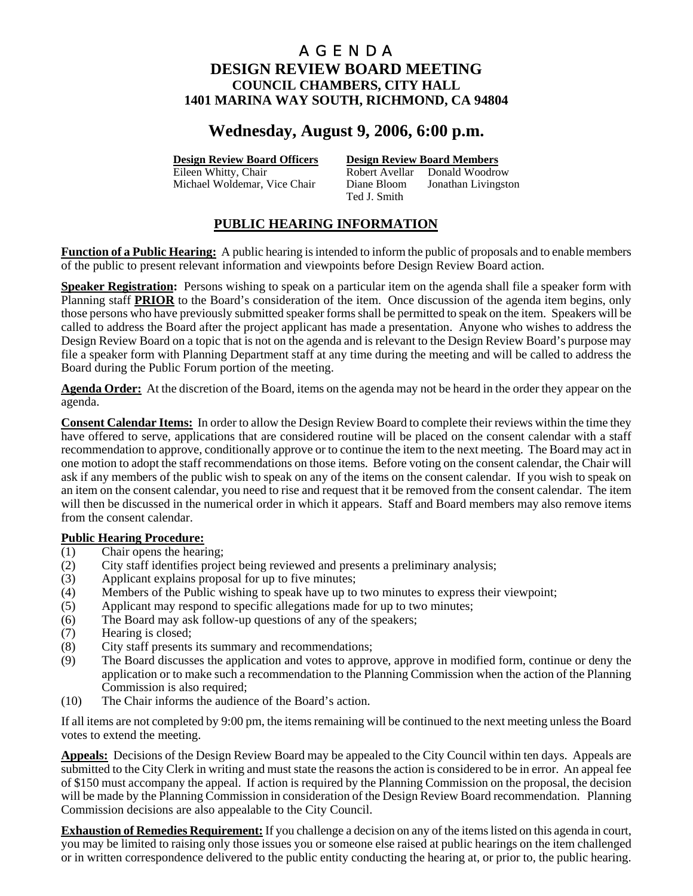# A G E N D A

# DESIGN REVIEW BOARD MEETING

### COUNCIL CHAMBERS, CITY HALL
### 1401 MARINA WAY SOUTH, RICHMOND, CA 94804

## Wednesday, August 9, 2006, 6:00 p.m.

| **Design Review Board Officers** | **Design Review Board Members** | |
|---|---|---|
| Eileen Whitty, Chair | Robert Avellar | Donald Woodrow |
| Michael Woldemar, Vice Chair | Diane Bloom | Jonathan Livingston |
| | Ted J. Smith | |

## PUBLIC HEARING INFORMATION

**Function of a Public Hearing:** A public hearing is intended to inform the public of proposals and to enable members of the public to present relevant information and viewpoints before Design Review Board action.

**Speaker Registration:** Persons wishing to speak on a particular item on the agenda shall file a speaker form with Planning staff **PRIOR** to the Board's consideration of the item. Once discussion of the agenda item begins, only those persons who have previously submitted speaker forms shall be permitted to speak on the item. Speakers will be called to address the Board after the project applicant has made a presentation. Anyone who wishes to address the Design Review Board on a topic that is not on the agenda and is relevant to the Design Review Board's purpose may file a speaker form with Planning Department staff at any time during the meeting and will be called to address the Board during the Public Forum portion of the meeting.

**Agenda Order:** At the discretion of the Board, items on the agenda may not be heard in the order they appear on the agenda.

**Consent Calendar Items:** In order to allow the Design Review Board to complete their reviews within the time they have offered to serve, applications that are considered routine will be placed on the consent calendar with a staff recommendation to approve, conditionally approve or to continue the item to the next meeting. The Board may act in one motion to adopt the staff recommendations on those items. Before voting on the consent calendar, the Chair will ask if any members of the public wish to speak on any of the items on the consent calendar. If you wish to speak on an item on the consent calendar, you need to rise and request that it be removed from the consent calendar. The item will then be discussed in the numerical order in which it appears. Staff and Board members may also remove items from the consent calendar.

**Public Hearing Procedure:**

(1) Chair opens the hearing;
(2) City staff identifies project being reviewed and presents a preliminary analysis;
(3) Applicant explains proposal for up to five minutes;
(4) Members of the Public wishing to speak have up to two minutes to express their viewpoint;
(5) Applicant may respond to specific allegations made for up to two minutes;
(6) The Board may ask follow-up questions of any of the speakers;
(7) Hearing is closed;
(8) City staff presents its summary and recommendations;
(9) The Board discusses the application and votes to approve, approve in modified form, continue or deny the application or to make such a recommendation to the Planning Commission when the action of the Planning Commission is also required;
(10) The Chair informs the audience of the Board's action.

If all items are not completed by 9:00 pm, the items remaining will be continued to the next meeting unless the Board votes to extend the meeting.

**Appeals:** Decisions of the Design Review Board may be appealed to the City Council within ten days. Appeals are submitted to the City Clerk in writing and must state the reasons the action is considered to be in error. An appeal fee of $150 must accompany the appeal. If action is required by the Planning Commission on the proposal, the decision will be made by the Planning Commission in consideration of the Design Review Board recommendation. Planning Commission decisions are also appealable to the City Council.

**Exhaustion of Remedies Requirement:** If you challenge a decision on any of the items listed on this agenda in court, you may be limited to raising only those issues you or someone else raised at public hearings on the item challenged or in written correspondence delivered to the public entity conducting the hearing at, or prior to, the public hearing.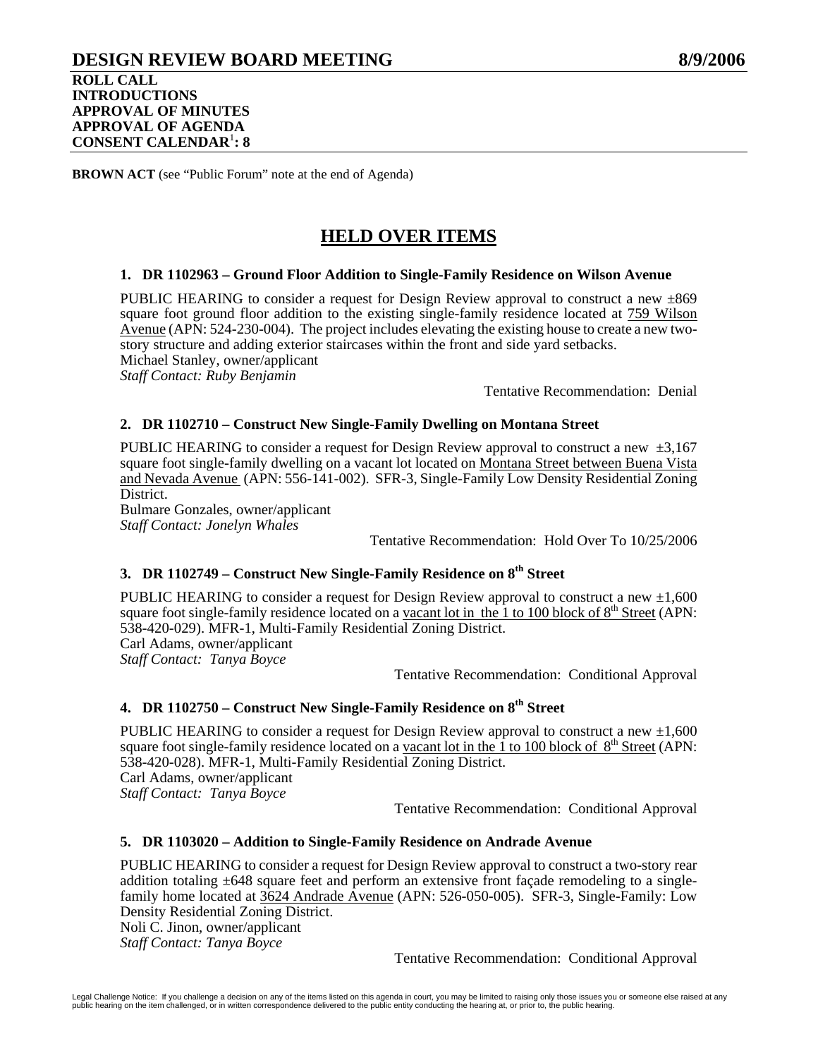# DESIGN REVIEW BOARD MEETING 8/9/2006

**ROLL CALL**
**INTRODUCTIONS**
**APPROVAL OF MINUTES**
**APPROVAL OF AGENDA**
**CONSENT CALENDAR[1]: 8**

**BROWN ACT** (see "Public Forum" note at the end of Agenda)

## HELD OVER ITEMS

### 1. DR 1102963 – Ground Floor Addition to Single-Family Residence on Wilson Avenue

PUBLIC HEARING to consider a request for Design Review approval to construct a new ±869 square foot ground floor addition to the existing single-family residence located at 759 Wilson Avenue (APN: 524-230-004). The project includes elevating the existing house to create a new two-story structure and adding exterior staircases within the front and side yard setbacks.
Michael Stanley, owner/applicant
*Staff Contact: Ruby Benjamin*

Tentative Recommendation: Denial

### 2. DR 1102710 – Construct New Single-Family Dwelling on Montana Street

PUBLIC HEARING to consider a request for Design Review approval to construct a new ±3,167 square foot single-family dwelling on a vacant lot located on Montana Street between Buena Vista and Nevada Avenue (APN: 556-141-002). SFR-3, Single-Family Low Density Residential Zoning District.
Bulmare Gonzales, owner/applicant
*Staff Contact: Jonelyn Whales*

Tentative Recommendation: Hold Over To 10/25/2006

### 3. DR 1102749 – Construct New Single-Family Residence on 8th Street

PUBLIC HEARING to consider a request for Design Review approval to construct a new ±1,600 square foot single-family residence located on a vacant lot in the 1 to 100 block of 8th Street (APN: 538-420-029). MFR-1, Multi-Family Residential Zoning District.
Carl Adams, owner/applicant
*Staff Contact: Tanya Boyce*

Tentative Recommendation: Conditional Approval

### 4. DR 1102750 – Construct New Single-Family Residence on 8th Street

PUBLIC HEARING to consider a request for Design Review approval to construct a new ±1,600 square foot single-family residence located on a vacant lot in the 1 to 100 block of 8th Street (APN: 538-420-028). MFR-1, Multi-Family Residential Zoning District.
Carl Adams, owner/applicant
*Staff Contact: Tanya Boyce*

Tentative Recommendation: Conditional Approval

### 5. DR 1103020 – Addition to Single-Family Residence on Andrade Avenue

PUBLIC HEARING to consider a request for Design Review approval to construct a two-story rear addition totaling ±648 square feet and perform an extensive front façade remodeling to a single-family home located at 3624 Andrade Avenue (APN: 526-050-005). SFR-3, Single-Family: Low Density Residential Zoning District.
Noli C. Jinon, owner/applicant
*Staff Contact: Tanya Boyce*

Tentative Recommendation: Conditional Approval

Legal Challenge Notice: If you challenge a decision on any of the items listed on this agenda in court, you may be limited to raising only those issues you or someone else raised at any public hearing on the item challenged, or in written correspondence delivered to the public entity conducting the hearing at, or prior to, the public hearing.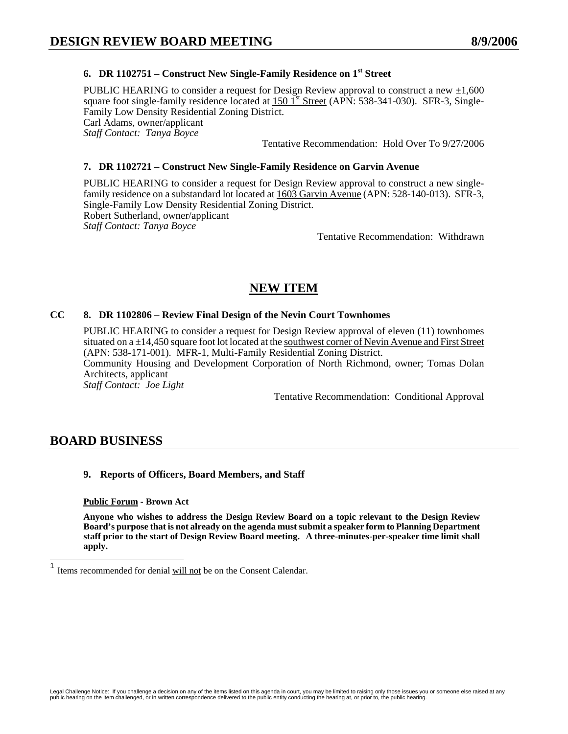#### 6. DR 1102751 – Construct New Single-Family Residence on 1st Street

PUBLIC HEARING to consider a request for Design Review approval to construct a new ±1,600 square foot single-family residence located at 150 1st Street (APN: 538-341-030). SFR-3, Single-Family Low Density Residential Zoning District.
Carl Adams, owner/applicant
*Staff Contact: Tanya Boyce*

Tentative Recommendation: Hold Over To 9/27/2006

#### 7. DR 1102721 – Construct New Single-Family Residence on Garvin Avenue

PUBLIC HEARING to consider a request for Design Review approval to construct a new single-family residence on a substandard lot located at 1603 Garvin Avenue (APN: 528-140-013). SFR-3, Single-Family Low Density Residential Zoning District.
Robert Sutherland, owner/applicant
*Staff Contact: Tanya Boyce*

Tentative Recommendation: Withdrawn

## NEW ITEM

#### CC 8. DR 1102806 – Review Final Design of the Nevin Court Townhomes

PUBLIC HEARING to consider a request for Design Review approval of eleven (11) townhomes situated on a ±14,450 square foot lot located at the southwest corner of Nevin Avenue and First Street (APN: 538-171-001). MFR-1, Multi-Family Residential Zoning District.
Community Housing and Development Corporation of North Richmond, owner; Tomas Dolan Architects, applicant
*Staff Contact: Joe Light*

Tentative Recommendation: Conditional Approval

## BOARD BUSINESS

#### 9. Reports of Officers, Board Members, and Staff

**Public Forum - Brown Act**

**Anyone who wishes to address the Design Review Board on a topic relevant to the Design Review Board's purpose that is not already on the agenda must submit a speaker form to Planning Department staff prior to the start of Design Review Board meeting. A three-minutes-per-speaker time limit shall apply.**

[1] Items recommended for denial will not be on the Consent Calendar.

Legal Challenge Notice: If you challenge a decision on any of the items listed on this agenda in court, you may be limited to raising only those issues you or someone else raised at any public hearing on the item challenged, or in written correspondence delivered to the public entity conducting the hearing at, or prior to, the public hearing.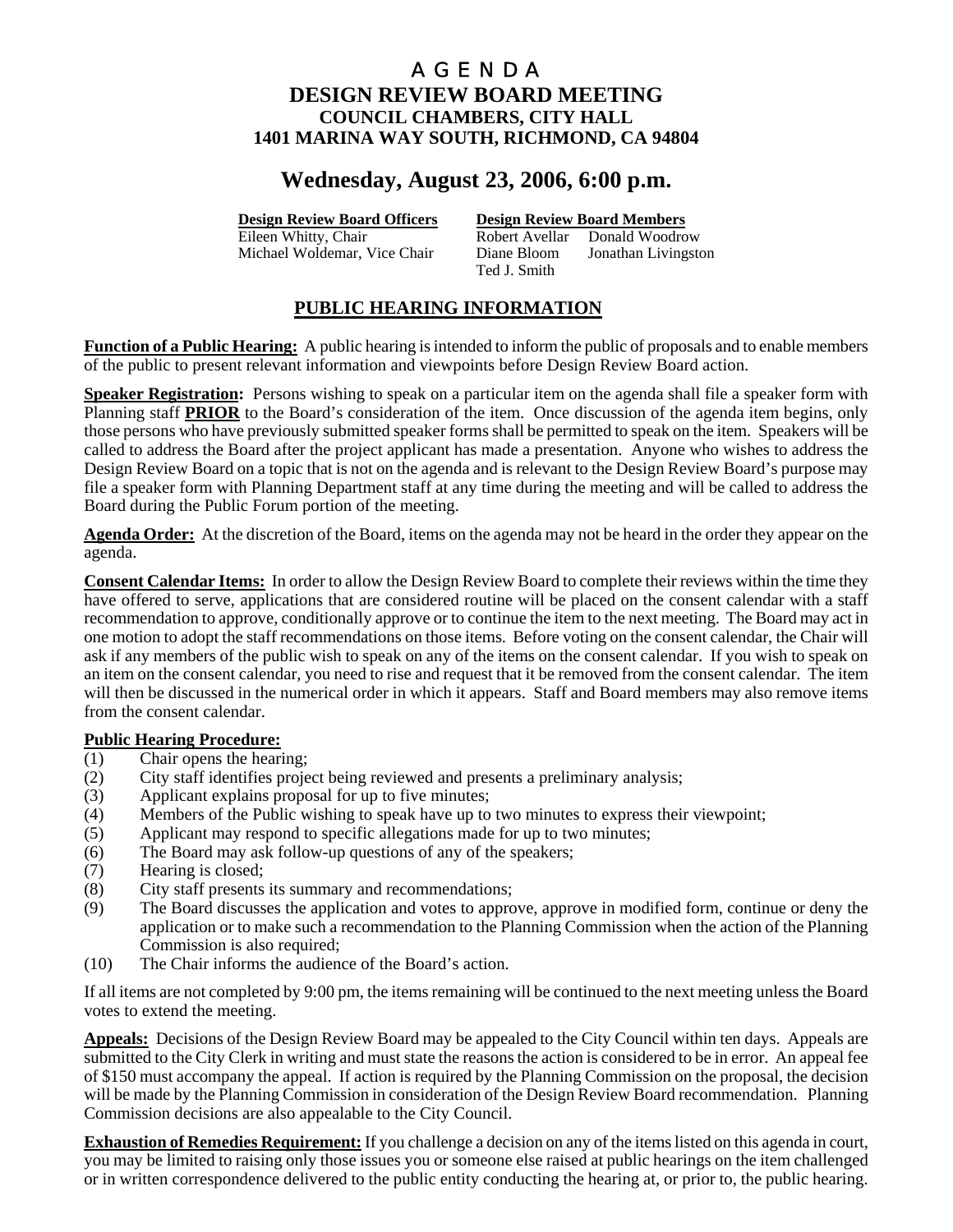# A G E N D A

## DESIGN REVIEW BOARD MEETING

### COUNCIL CHAMBERS, CITY HALL
### 1401 MARINA WAY SOUTH, RICHMOND, CA 94804

## Wednesday, August 23, 2006, 6:00 p.m.

| **Design Review Board Officers** | **Design Review Board Members** | |
|---|---|---|
| Eileen Whitty, Chair | Robert Avellar | Donald Woodrow |
| Michael Woldemar, Vice Chair | Diane Bloom | Jonathan Livingston |
| | Ted J. Smith | |

## PUBLIC HEARING INFORMATION

**Function of a Public Hearing:** A public hearing is intended to inform the public of proposals and to enable members of the public to present relevant information and viewpoints before Design Review Board action.

**Speaker Registration:** Persons wishing to speak on a particular item on the agenda shall file a speaker form with Planning staff **PRIOR** to the Board's consideration of the item. Once discussion of the agenda item begins, only those persons who have previously submitted speaker forms shall be permitted to speak on the item. Speakers will be called to address the Board after the project applicant has made a presentation. Anyone who wishes to address the Design Review Board on a topic that is not on the agenda and is relevant to the Design Review Board's purpose may file a speaker form with Planning Department staff at any time during the meeting and will be called to address the Board during the Public Forum portion of the meeting.

**Agenda Order:** At the discretion of the Board, items on the agenda may not be heard in the order they appear on the agenda.

**Consent Calendar Items:** In order to allow the Design Review Board to complete their reviews within the time they have offered to serve, applications that are considered routine will be placed on the consent calendar with a staff recommendation to approve, conditionally approve or to continue the item to the next meeting. The Board may act in one motion to adopt the staff recommendations on those items. Before voting on the consent calendar, the Chair will ask if any members of the public wish to speak on any of the items on the consent calendar. If you wish to speak on an item on the consent calendar, you need to rise and request that it be removed from the consent calendar. The item will then be discussed in the numerical order in which it appears. Staff and Board members may also remove items from the consent calendar.

**Public Hearing Procedure:**

(1) Chair opens the hearing;
(2) City staff identifies project being reviewed and presents a preliminary analysis;
(3) Applicant explains proposal for up to five minutes;
(4) Members of the Public wishing to speak have up to two minutes to express their viewpoint;
(5) Applicant may respond to specific allegations made for up to two minutes;
(6) The Board may ask follow-up questions of any of the speakers;
(7) Hearing is closed;
(8) City staff presents its summary and recommendations;
(9) The Board discusses the application and votes to approve, approve in modified form, continue or deny the application or to make such a recommendation to the Planning Commission when the action of the Planning Commission is also required;
(10) The Chair informs the audience of the Board's action.

If all items are not completed by 9:00 pm, the items remaining will be continued to the next meeting unless the Board votes to extend the meeting.

**Appeals:** Decisions of the Design Review Board may be appealed to the City Council within ten days. Appeals are submitted to the City Clerk in writing and must state the reasons the action is considered to be in error. An appeal fee of $150 must accompany the appeal. If action is required by the Planning Commission on the proposal, the decision will be made by the Planning Commission in consideration of the Design Review Board recommendation. Planning Commission decisions are also appealable to the City Council.

**Exhaustion of Remedies Requirement:** If you challenge a decision on any of the items listed on this agenda in court, you may be limited to raising only those issues you or someone else raised at public hearings on the item challenged or in written correspondence delivered to the public entity conducting the hearing at, or prior to, the public hearing.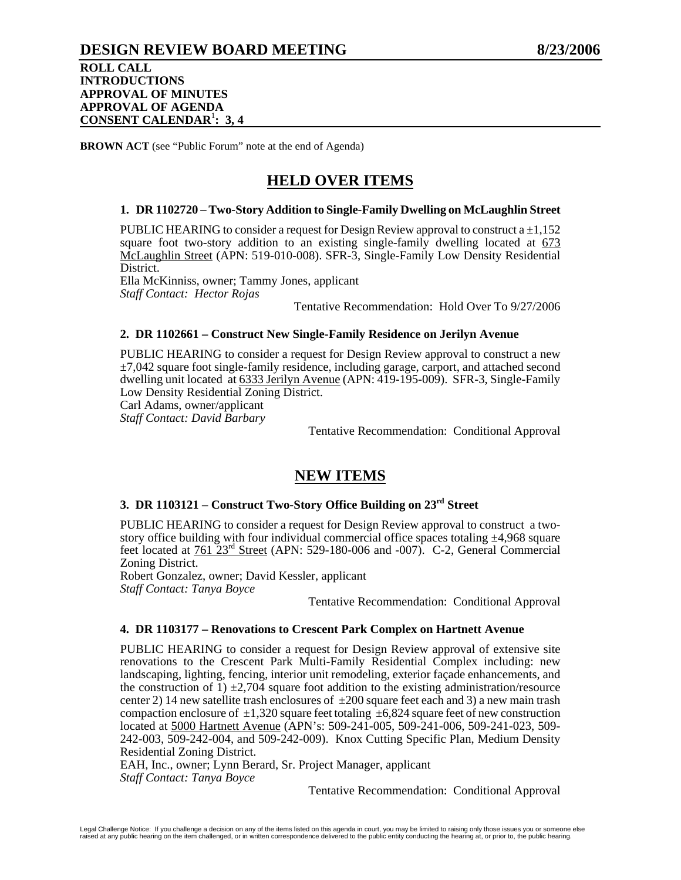# DESIGN REVIEW BOARD MEETING 8/23/2006

**ROLL CALL**
**INTRODUCTIONS**
**APPROVAL OF MINUTES**
**APPROVAL OF AGENDA**
**CONSENT CALENDAR[1]: 3, 4**

**BROWN ACT** (see "Public Forum" note at the end of Agenda)

## HELD OVER ITEMS

### 1. DR 1102720 – Two-Story Addition to Single-Family Dwelling on McLaughlin Street

PUBLIC HEARING to consider a request for Design Review approval to construct a ±1,152 square foot two-story addition to an existing single-family dwelling located at 673 McLaughlin Street (APN: 519-010-008). SFR-3, Single-Family Low Density Residential District.
Ella McKinniss, owner; Tammy Jones, applicant
*Staff Contact: Hector Rojas*

Tentative Recommendation: Hold Over To 9/27/2006

### 2. DR 1102661 – Construct New Single-Family Residence on Jerilyn Avenue

PUBLIC HEARING to consider a request for Design Review approval to construct a new ±7,042 square foot single-family residence, including garage, carport, and attached second dwelling unit located at 6333 Jerilyn Avenue (APN: 419-195-009). SFR-3, Single-Family Low Density Residential Zoning District.
Carl Adams, owner/applicant
*Staff Contact: David Barbary*

Tentative Recommendation: Conditional Approval

## NEW ITEMS

### 3. DR 1103121 – Construct Two-Story Office Building on 23rd Street

PUBLIC HEARING to consider a request for Design Review approval to construct a two-story office building with four individual commercial office spaces totaling ±4,968 square feet located at 761 23rd Street (APN: 529-180-006 and -007). C-2, General Commercial Zoning District.
Robert Gonzalez, owner; David Kessler, applicant
*Staff Contact: Tanya Boyce*

Tentative Recommendation: Conditional Approval

### 4. DR 1103177 – Renovations to Crescent Park Complex on Hartnett Avenue

PUBLIC HEARING to consider a request for Design Review approval of extensive site renovations to the Crescent Park Multi-Family Residential Complex including: new landscaping, lighting, fencing, interior unit remodeling, exterior façade enhancements, and the construction of 1) ±2,704 square foot addition to the existing administration/resource center 2) 14 new satellite trash enclosures of ±200 square feet each and 3) a new main trash compaction enclosure of ±1,320 square feet totaling ±6,824 square feet of new construction located at 5000 Hartnett Avenue (APN's: 509-241-005, 509-241-006, 509-241-023, 509-242-003, 509-242-004, and 509-242-009). Knox Cutting Specific Plan, Medium Density Residential Zoning District.
EAH, Inc., owner; Lynn Berard, Sr. Project Manager, applicant
*Staff Contact: Tanya Boyce*

Tentative Recommendation: Conditional Approval

Legal Challenge Notice: If you challenge a decision on any of the items listed on this agenda in court, you may be limited to raising only those issues you or someone else raised at any public hearing on the item challenged, or in written correspondence delivered to the public entity conducting the hearing at, or prior to, the public hearing.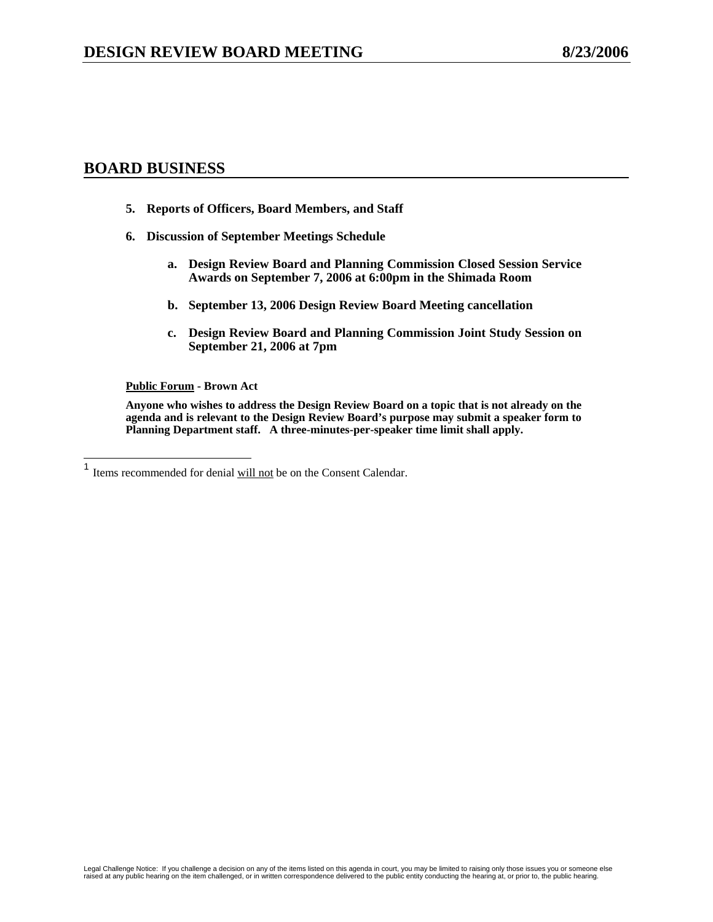## BOARD BUSINESS

**5. Reports of Officers, Board Members, and Staff**

**6. Discussion of September Meetings Schedule**

  **a. Design Review Board and Planning Commission Closed Session Service Awards on September 7, 2006 at 6:00pm in the Shimada Room**

  **b. September 13, 2006 Design Review Board Meeting cancellation**

  **c. Design Review Board and Planning Commission Joint Study Session on September 21, 2006 at 7pm**

**Public Forum - Brown Act**

**Anyone who wishes to address the Design Review Board on a topic that is not already on the agenda and is relevant to the Design Review Board's purpose may submit a speaker form to Planning Department staff. A three-minutes-per-speaker time limit shall apply.**

---

[1] Items recommended for denial will not be on the Consent Calendar.

Legal Challenge Notice: If you challenge a decision on any of the items listed on this agenda in court, you may be limited to raising only those issues you or someone else raised at any public hearing on the item challenged, or in written correspondence delivered to the public entity conducting the hearing at, or prior to, the public hearing.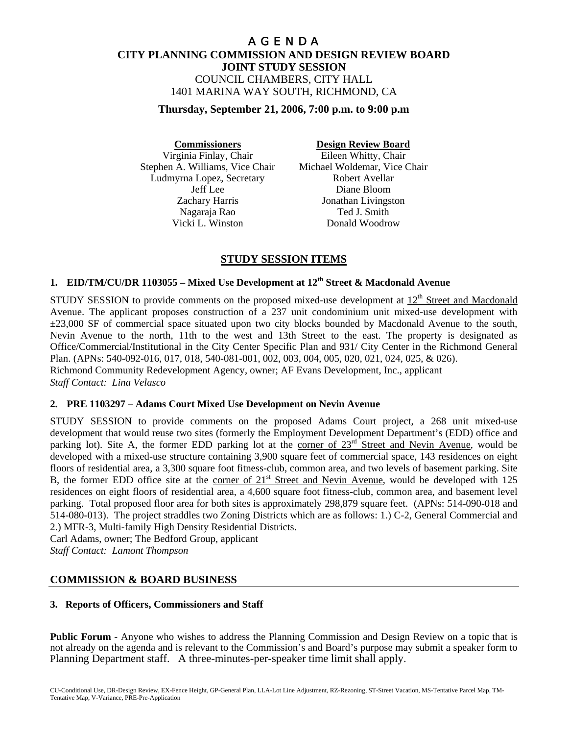# AGENDA

## CITY PLANNING COMMISSION AND DESIGN REVIEW BOARD JOINT STUDY SESSION

COUNCIL CHAMBERS, CITY HALL
1401 MARINA WAY SOUTH, RICHMOND, CA

**Thursday, September 21, 2006, 7:00 p.m. to 9:00 p.m**

| **Commissioners** | **Design Review Board** |
|---|---|
| Virginia Finlay, Chair | Eileen Whitty, Chair |
| Stephen A. Williams, Vice Chair | Michael Woldemar, Vice Chair |
| Ludmyrna Lopez, Secretary | Robert Avellar |
| Jeff Lee | Diane Bloom |
| Zachary Harris | Jonathan Livingston |
| Nagaraja Rao | Ted J. Smith |
| Vicki L. Winston | Donald Woodrow |

## STUDY SESSION ITEMS

### 1. EID/TM/CU/DR 1103055 – Mixed Use Development at 12th Street & Macdonald Avenue

STUDY SESSION to provide comments on the proposed mixed-use development at 12th Street and Macdonald Avenue. The applicant proposes construction of a 237 unit condominium unit mixed-use development with ±23,000 SF of commercial space situated upon two city blocks bounded by Macdonald Avenue to the south, Nevin Avenue to the north, 11th to the west and 13th Street to the east. The property is designated as Office/Commercial/Institutional in the City Center Specific Plan and 931/ City Center in the Richmond General Plan. (APNs: 540-092-016, 017, 018, 540-081-001, 002, 003, 004, 005, 020, 021, 024, 025, & 026).
Richmond Community Redevelopment Agency, owner; AF Evans Development, Inc., applicant
*Staff Contact: Lina Velasco*

### 2. PRE 1103297 – Adams Court Mixed Use Development on Nevin Avenue

STUDY SESSION to provide comments on the proposed Adams Court project, a 268 unit mixed-use development that would reuse two sites (formerly the Employment Development Department's (EDD) office and parking lot). Site A, the former EDD parking lot at the corner of 23rd Street and Nevin Avenue, would be developed with a mixed-use structure containing 3,900 square feet of commercial space, 143 residences on eight floors of residential area, a 3,300 square foot fitness-club, common area, and two levels of basement parking. Site B, the former EDD office site at the corner of 21st Street and Nevin Avenue, would be developed with 125 residences on eight floors of residential area, a 4,600 square foot fitness-club, common area, and basement level parking. Total proposed floor area for both sites is approximately 298,879 square feet. (APNs: 514-090-018 and 514-080-013). The project straddles two Zoning Districts which are as follows: 1.) C-2, General Commercial and 2.) MFR-3, Multi-family High Density Residential Districts.
Carl Adams, owner; The Bedford Group, applicant
*Staff Contact: Lamont Thompson*

## COMMISSION & BOARD BUSINESS

### 3. Reports of Officers, Commissioners and Staff

**Public Forum** - Anyone who wishes to address the Planning Commission and Design Review on a topic that is not already on the agenda and is relevant to the Commission's and Board's purpose may submit a speaker form to Planning Department staff. A three-minutes-per-speaker time limit shall apply.

CU-Conditional Use, DR-Design Review, EX-Fence Height, GP-General Plan, LLA-Lot Line Adjustment, RZ-Rezoning, ST-Street Vacation, MS-Tentative Parcel Map, TM-Tentative Map, V-Variance, PRE-Pre-Application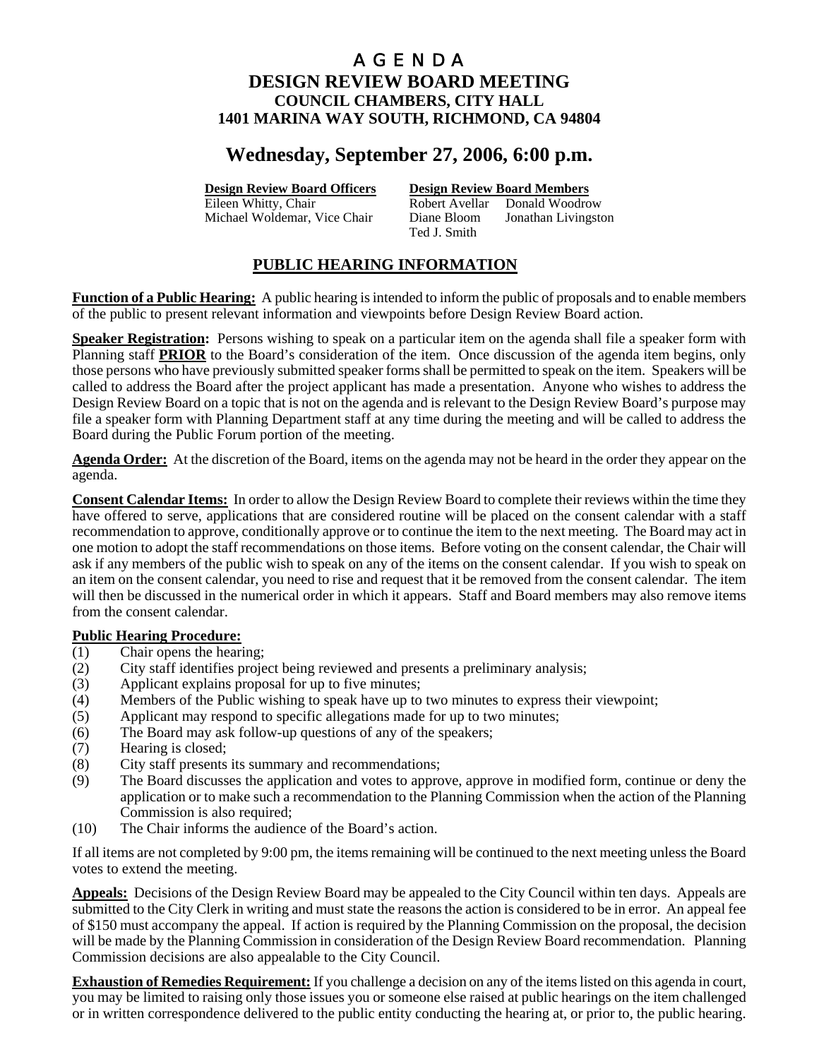# A G E N D A

# DESIGN REVIEW BOARD MEETING

## COUNCIL CHAMBERS, CITY HALL
## 1401 MARINA WAY SOUTH, RICHMOND, CA 94804

# Wednesday, September 27, 2006, 6:00 p.m.

| **Design Review Board Officers** | **Design Review Board Members** | |
|---|---|---|
| Eileen Whitty, Chair | Robert Avellar | Donald Woodrow |
| Michael Woldemar, Vice Chair | Diane Bloom | Jonathan Livingston |
| | Ted J. Smith | |

## PUBLIC HEARING INFORMATION

**Function of a Public Hearing:** A public hearing is intended to inform the public of proposals and to enable members of the public to present relevant information and viewpoints before Design Review Board action.

**Speaker Registration:** Persons wishing to speak on a particular item on the agenda shall file a speaker form with Planning staff **PRIOR** to the Board's consideration of the item. Once discussion of the agenda item begins, only those persons who have previously submitted speaker forms shall be permitted to speak on the item. Speakers will be called to address the Board after the project applicant has made a presentation. Anyone who wishes to address the Design Review Board on a topic that is not on the agenda and is relevant to the Design Review Board's purpose may file a speaker form with Planning Department staff at any time during the meeting and will be called to address the Board during the Public Forum portion of the meeting.

**Agenda Order:** At the discretion of the Board, items on the agenda may not be heard in the order they appear on the agenda.

**Consent Calendar Items:** In order to allow the Design Review Board to complete their reviews within the time they have offered to serve, applications that are considered routine will be placed on the consent calendar with a staff recommendation to approve, conditionally approve or to continue the item to the next meeting. The Board may act in one motion to adopt the staff recommendations on those items. Before voting on the consent calendar, the Chair will ask if any members of the public wish to speak on any of the items on the consent calendar. If you wish to speak on an item on the consent calendar, you need to rise and request that it be removed from the consent calendar. The item will then be discussed in the numerical order in which it appears. Staff and Board members may also remove items from the consent calendar.

**Public Hearing Procedure:**

(1) Chair opens the hearing;
(2) City staff identifies project being reviewed and presents a preliminary analysis;
(3) Applicant explains proposal for up to five minutes;
(4) Members of the Public wishing to speak have up to two minutes to express their viewpoint;
(5) Applicant may respond to specific allegations made for up to two minutes;
(6) The Board may ask follow-up questions of any of the speakers;
(7) Hearing is closed;
(8) City staff presents its summary and recommendations;
(9) The Board discusses the application and votes to approve, approve in modified form, continue or deny the application or to make such a recommendation to the Planning Commission when the action of the Planning Commission is also required;
(10) The Chair informs the audience of the Board's action.

If all items are not completed by 9:00 pm, the items remaining will be continued to the next meeting unless the Board votes to extend the meeting.

**Appeals:** Decisions of the Design Review Board may be appealed to the City Council within ten days. Appeals are submitted to the City Clerk in writing and must state the reasons the action is considered to be in error. An appeal fee of $150 must accompany the appeal. If action is required by the Planning Commission on the proposal, the decision will be made by the Planning Commission in consideration of the Design Review Board recommendation. Planning Commission decisions are also appealable to the City Council.

**Exhaustion of Remedies Requirement:** If you challenge a decision on any of the items listed on this agenda in court, you may be limited to raising only those issues you or someone else raised at public hearings on the item challenged or in written correspondence delivered to the public entity conducting the hearing at, or prior to, the public hearing.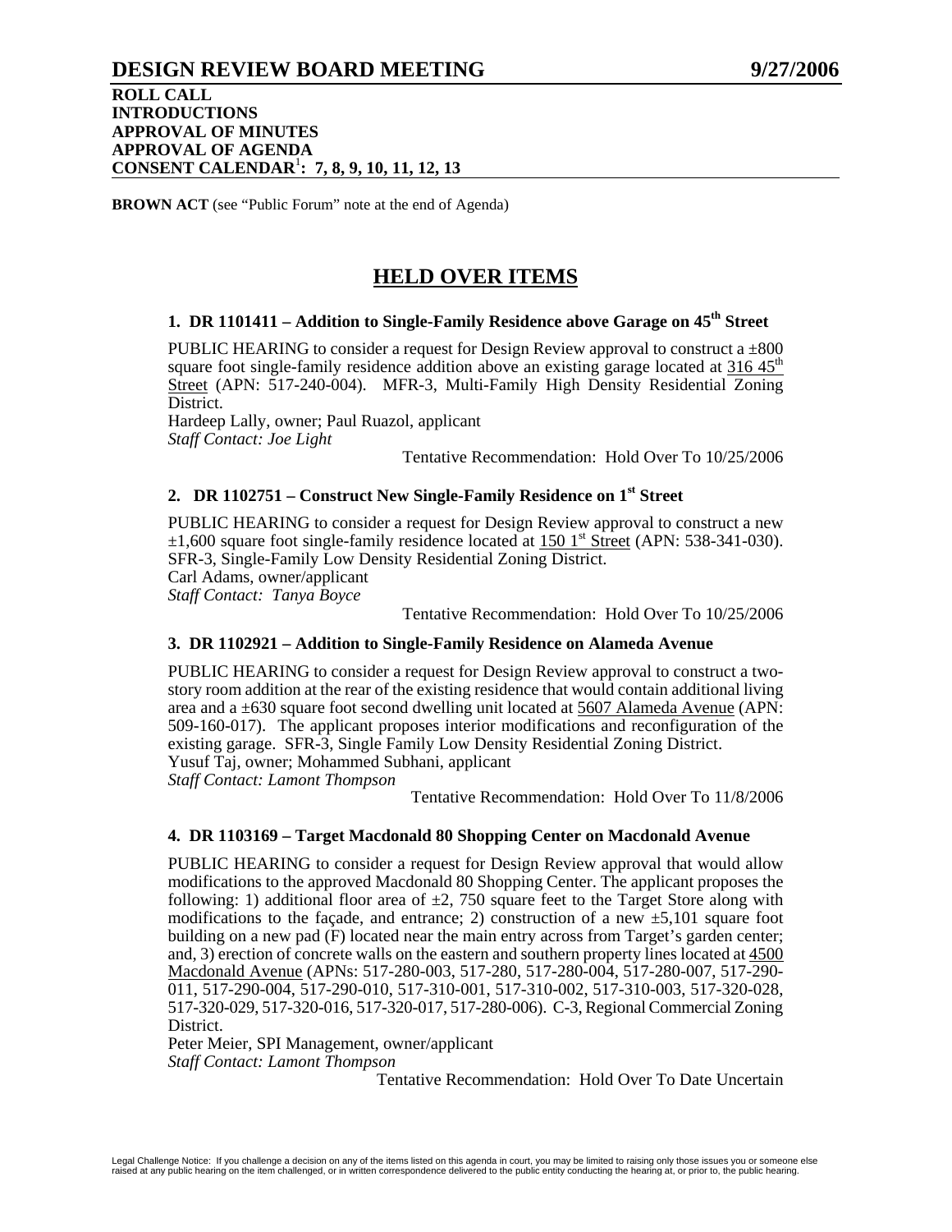# DESIGN REVIEW BOARD MEETING 9/27/2006

**ROLL CALL**
**INTRODUCTIONS**
**APPROVAL OF MINUTES**
**APPROVAL OF AGENDA**
**CONSENT CALENDAR[1]: 7, 8, 9, 10, 11, 12, 13**

**BROWN ACT** (see "Public Forum" note at the end of Agenda)

## HELD OVER ITEMS

### 1. DR 1101411 – Addition to Single-Family Residence above Garage on 45th Street

PUBLIC HEARING to consider a request for Design Review approval to construct a ±800 square foot single-family residence addition above an existing garage located at 316 45th Street (APN: 517-240-004). MFR-3, Multi-Family High Density Residential Zoning District.
Hardeep Lally, owner; Paul Ruazol, applicant
*Staff Contact: Joe Light*

Tentative Recommendation: Hold Over To 10/25/2006

### 2. DR 1102751 – Construct New Single-Family Residence on 1st Street

PUBLIC HEARING to consider a request for Design Review approval to construct a new ±1,600 square foot single-family residence located at 150 1st Street (APN: 538-341-030). SFR-3, Single-Family Low Density Residential Zoning District.
Carl Adams, owner/applicant
*Staff Contact: Tanya Boyce*

Tentative Recommendation: Hold Over To 10/25/2006

### 3. DR 1102921 – Addition to Single-Family Residence on Alameda Avenue

PUBLIC HEARING to consider a request for Design Review approval to construct a two-story room addition at the rear of the existing residence that would contain additional living area and a ±630 square foot second dwelling unit located at 5607 Alameda Avenue (APN: 509-160-017). The applicant proposes interior modifications and reconfiguration of the existing garage. SFR-3, Single Family Low Density Residential Zoning District.
Yusuf Taj, owner; Mohammed Subhani, applicant
*Staff Contact: Lamont Thompson*

Tentative Recommendation: Hold Over To 11/8/2006

### 4. DR 1103169 – Target Macdonald 80 Shopping Center on Macdonald Avenue

PUBLIC HEARING to consider a request for Design Review approval that would allow modifications to the approved Macdonald 80 Shopping Center. The applicant proposes the following: 1) additional floor area of ±2, 750 square feet to the Target Store along with modifications to the façade, and entrance; 2) construction of a new ±5,101 square foot building on a new pad (F) located near the main entry across from Target's garden center; and, 3) erection of concrete walls on the eastern and southern property lines located at 4500 Macdonald Avenue (APNs: 517-280-003, 517-280, 517-280-004, 517-280-007, 517-290-011, 517-290-004, 517-290-010, 517-310-001, 517-310-002, 517-310-003, 517-320-028, 517-320-029, 517-320-016, 517-320-017, 517-280-006). C-3, Regional Commercial Zoning District.
Peter Meier, SPI Management, owner/applicant
*Staff Contact: Lamont Thompson*

Tentative Recommendation: Hold Over To Date Uncertain

Legal Challenge Notice: If you challenge a decision on any of the items listed on this agenda in court, you may be limited to raising only those issues you or someone else raised at any public hearing on the item challenged, or in written correspondence delivered to the public entity conducting the hearing at, or prior to, the public hearing.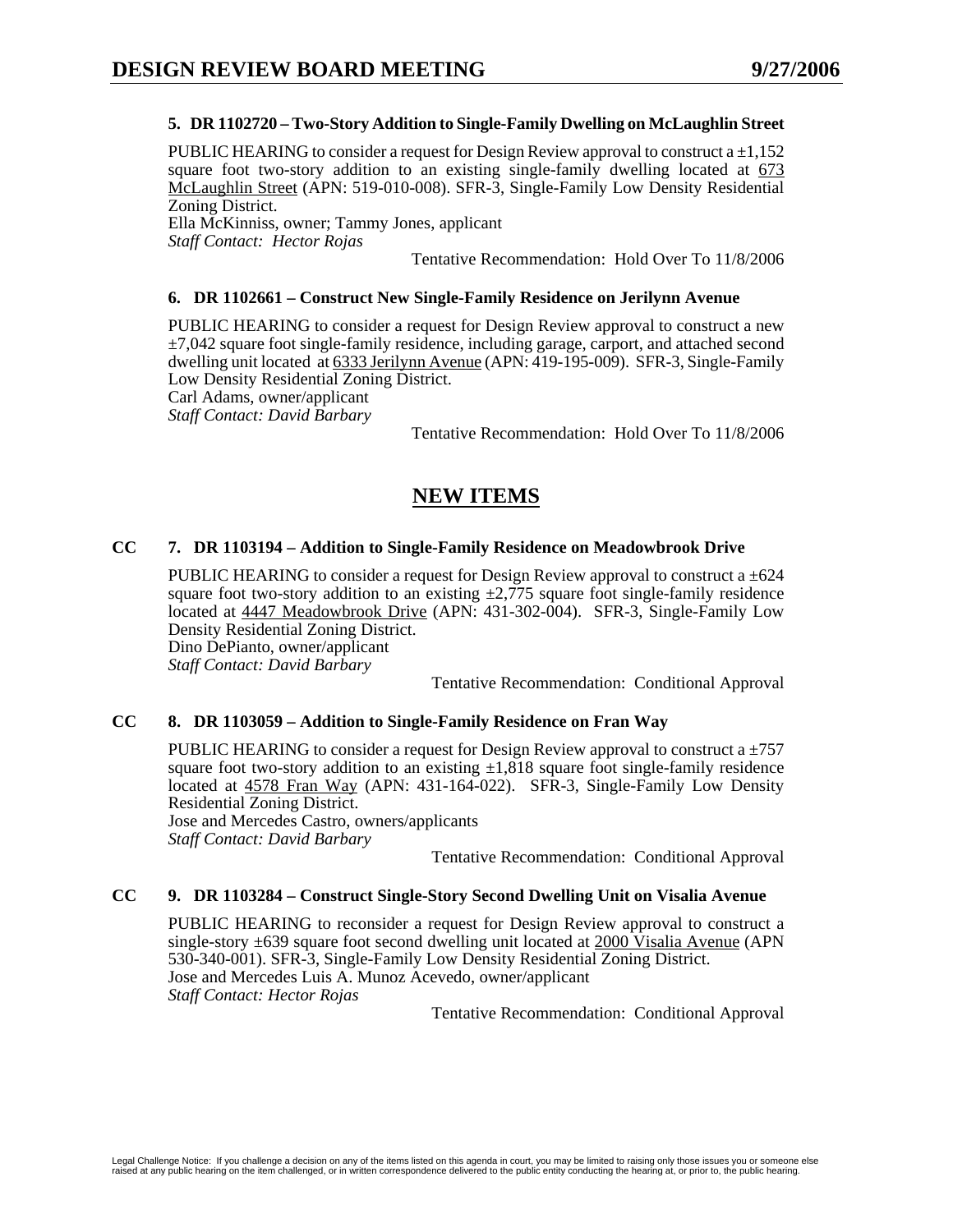**5. DR 1102720 – Two-Story Addition to Single-Family Dwelling on McLaughlin Street**

PUBLIC HEARING to consider a request for Design Review approval to construct a ±1,152 square foot two-story addition to an existing single-family dwelling located at 673 McLaughlin Street (APN: 519-010-008). SFR-3, Single-Family Low Density Residential Zoning District.
Ella McKinniss, owner; Tammy Jones, applicant
*Staff Contact: Hector Rojas*

Tentative Recommendation: Hold Over To 11/8/2006

**6. DR 1102661 – Construct New Single-Family Residence on Jerilynn Avenue**

PUBLIC HEARING to consider a request for Design Review approval to construct a new ±7,042 square foot single-family residence, including garage, carport, and attached second dwelling unit located at 6333 Jerilynn Avenue (APN: 419-195-009). SFR-3, Single-Family Low Density Residential Zoning District.
Carl Adams, owner/applicant
*Staff Contact: David Barbary*

Tentative Recommendation: Hold Over To 11/8/2006

## NEW ITEMS

**CC 7. DR 1103194 – Addition to Single-Family Residence on Meadowbrook Drive**

PUBLIC HEARING to consider a request for Design Review approval to construct a ±624 square foot two-story addition to an existing ±2,775 square foot single-family residence located at 4447 Meadowbrook Drive (APN: 431-302-004). SFR-3, Single-Family Low Density Residential Zoning District.
Dino DePianto, owner/applicant
*Staff Contact: David Barbary*

Tentative Recommendation: Conditional Approval

**CC 8. DR 1103059 – Addition to Single-Family Residence on Fran Way**

PUBLIC HEARING to consider a request for Design Review approval to construct a ±757 square foot two-story addition to an existing ±1,818 square foot single-family residence located at 4578 Fran Way (APN: 431-164-022). SFR-3, Single-Family Low Density Residential Zoning District.
Jose and Mercedes Castro, owners/applicants
*Staff Contact: David Barbary*

Tentative Recommendation: Conditional Approval

**CC 9. DR 1103284 – Construct Single-Story Second Dwelling Unit on Visalia Avenue**

PUBLIC HEARING to reconsider a request for Design Review approval to construct a single-story ±639 square foot second dwelling unit located at 2000 Visalia Avenue (APN 530-340-001). SFR-3, Single-Family Low Density Residential Zoning District.
Jose and Mercedes Luis A. Munoz Acevedo, owner/applicant
*Staff Contact: Hector Rojas*

Tentative Recommendation: Conditional Approval

Legal Challenge Notice: If you challenge a decision on any of the items listed on this agenda in court, you may be limited to raising only those issues you or someone else raised at any public hearing on the item challenged, or in written correspondence delivered to the public entity conducting the hearing at, or prior to, the public hearing.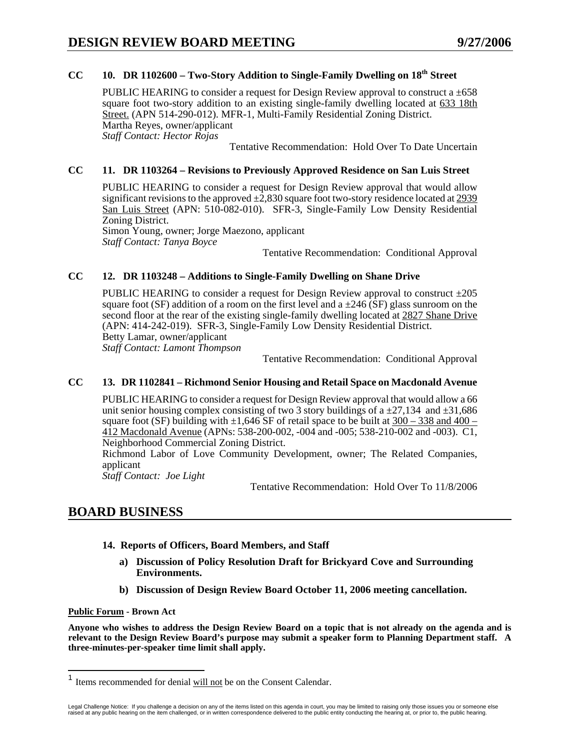**CC 10. DR 1102600 – Two-Story Addition to Single-Family Dwelling on 18th Street**

PUBLIC HEARING to consider a request for Design Review approval to construct a ±658 square foot two-story addition to an existing single-family dwelling located at 633 18th Street. (APN 514-290-012). MFR-1, Multi-Family Residential Zoning District.
Martha Reyes, owner/applicant
*Staff Contact: Hector Rojas*

Tentative Recommendation: Hold Over To Date Uncertain

**CC 11. DR 1103264 – Revisions to Previously Approved Residence on San Luis Street**

PUBLIC HEARING to consider a request for Design Review approval that would allow significant revisions to the approved ±2,830 square foot two-story residence located at 2939 San Luis Street (APN: 510-082-010). SFR-3, Single-Family Low Density Residential Zoning District.
Simon Young, owner; Jorge Maezono, applicant
*Staff Contact: Tanya Boyce*

Tentative Recommendation: Conditional Approval

**CC 12. DR 1103248 – Additions to Single-Family Dwelling on Shane Drive**

PUBLIC HEARING to consider a request for Design Review approval to construct ±205 square foot (SF) addition of a room on the first level and a ±246 (SF) glass sunroom on the second floor at the rear of the existing single-family dwelling located at 2827 Shane Drive (APN: 414-242-019). SFR-3, Single-Family Low Density Residential District.
Betty Lamar, owner/applicant
*Staff Contact: Lamont Thompson*

Tentative Recommendation: Conditional Approval

**CC 13. DR 1102841 – Richmond Senior Housing and Retail Space on Macdonald Avenue**

PUBLIC HEARING to consider a request for Design Review approval that would allow a 66 unit senior housing complex consisting of two 3 story buildings of a ±27,134 and ±31,686 square foot (SF) building with ±1,646 SF of retail space to be built at 300 – 338 and 400 – 412 Macdonald Avenue (APNs: 538-200-002, -004 and -005; 538-210-002 and -003). C1, Neighborhood Commercial Zoning District.
Richmond Labor of Love Community Development, owner; The Related Companies, applicant
*Staff Contact: Joe Light*

Tentative Recommendation: Hold Over To 11/8/2006

## BOARD BUSINESS

**14. Reports of Officers, Board Members, and Staff**

**a) Discussion of Policy Resolution Draft for Brickyard Cove and Surrounding Environments.**

**b) Discussion of Design Review Board October 11, 2006 meeting cancellation.**

**Public Forum - Brown Act**

**Anyone who wishes to address the Design Review Board on a topic that is not already on the agenda and is relevant to the Design Review Board's purpose may submit a speaker form to Planning Department staff. A three-minutes-per-speaker time limit shall apply.**

---

[1] Items recommended for denial will not be on the Consent Calendar.

Legal Challenge Notice: If you challenge a decision on any of the items listed on this agenda in court, you may be limited to raising only those issues you or someone else raised at any public hearing on the item challenged, or in written correspondence delivered to the public entity conducting the hearing at, or prior to, the public hearing.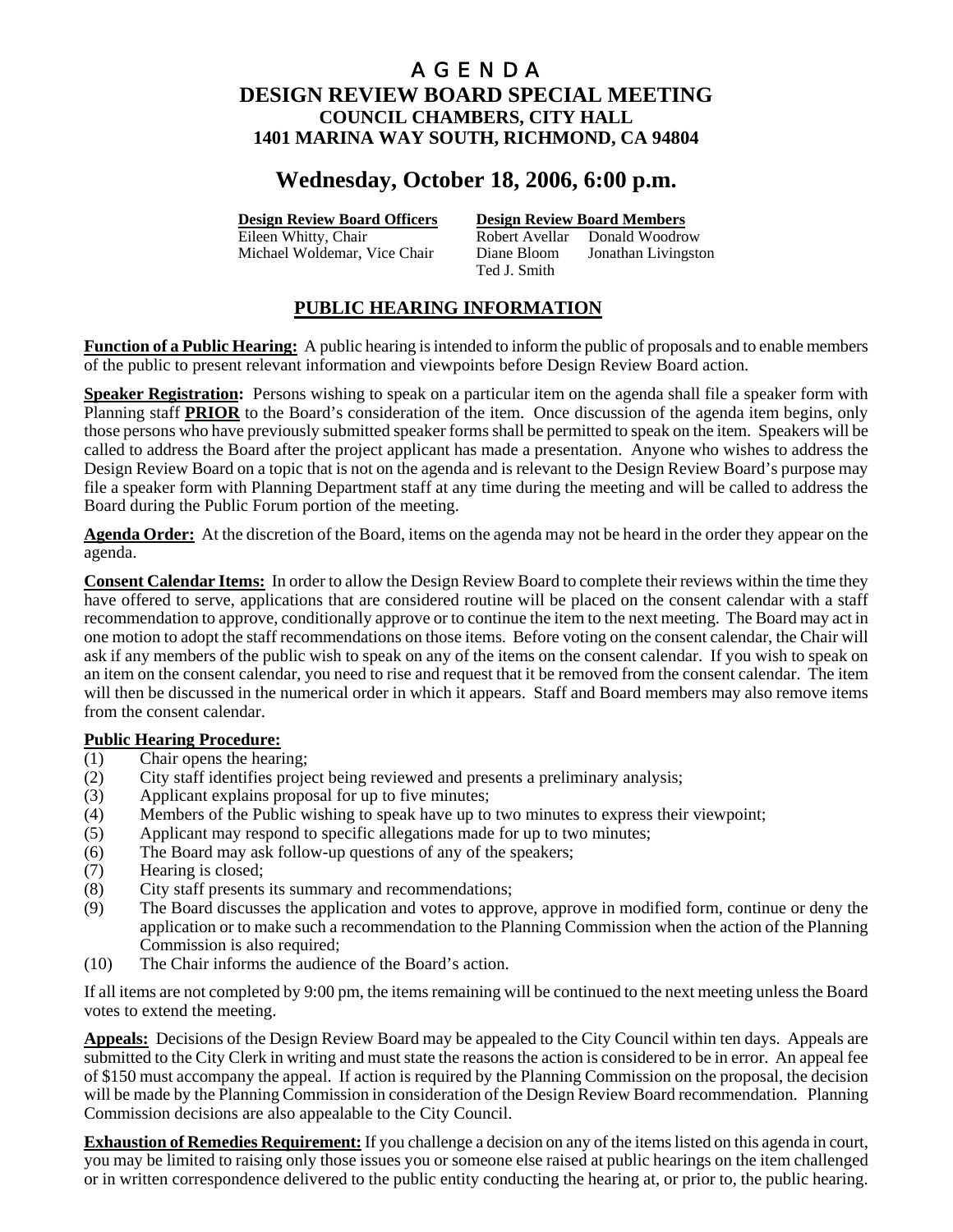# A G E N D A

## DESIGN REVIEW BOARD SPECIAL MEETING

### COUNCIL CHAMBERS, CITY HALL
### 1401 MARINA WAY SOUTH, RICHMOND, CA 94804

## Wednesday, October 18, 2006, 6:00 p.m.

| **Design Review Board Officers** | **Design Review Board Members** | |
|---|---|---|
| Eileen Whitty, Chair | Robert Avellar | Donald Woodrow |
| Michael Woldemar, Vice Chair | Diane Bloom | Jonathan Livingston |
| | Ted J. Smith | |

## PUBLIC HEARING INFORMATION

**Function of a Public Hearing:** A public hearing is intended to inform the public of proposals and to enable members of the public to present relevant information and viewpoints before Design Review Board action.

**Speaker Registration:** Persons wishing to speak on a particular item on the agenda shall file a speaker form with Planning staff **PRIOR** to the Board's consideration of the item. Once discussion of the agenda item begins, only those persons who have previously submitted speaker forms shall be permitted to speak on the item. Speakers will be called to address the Board after the project applicant has made a presentation. Anyone who wishes to address the Design Review Board on a topic that is not on the agenda and is relevant to the Design Review Board's purpose may file a speaker form with Planning Department staff at any time during the meeting and will be called to address the Board during the Public Forum portion of the meeting.

**Agenda Order:** At the discretion of the Board, items on the agenda may not be heard in the order they appear on the agenda.

**Consent Calendar Items:** In order to allow the Design Review Board to complete their reviews within the time they have offered to serve, applications that are considered routine will be placed on the consent calendar with a staff recommendation to approve, conditionally approve or to continue the item to the next meeting. The Board may act in one motion to adopt the staff recommendations on those items. Before voting on the consent calendar, the Chair will ask if any members of the public wish to speak on any of the items on the consent calendar. If you wish to speak on an item on the consent calendar, you need to rise and request that it be removed from the consent calendar. The item will then be discussed in the numerical order in which it appears. Staff and Board members may also remove items from the consent calendar.

**Public Hearing Procedure:**

(1) Chair opens the hearing;
(2) City staff identifies project being reviewed and presents a preliminary analysis;
(3) Applicant explains proposal for up to five minutes;
(4) Members of the Public wishing to speak have up to two minutes to express their viewpoint;
(5) Applicant may respond to specific allegations made for up to two minutes;
(6) The Board may ask follow-up questions of any of the speakers;
(7) Hearing is closed;
(8) City staff presents its summary and recommendations;
(9) The Board discusses the application and votes to approve, approve in modified form, continue or deny the application or to make such a recommendation to the Planning Commission when the action of the Planning Commission is also required;
(10) The Chair informs the audience of the Board's action.

If all items are not completed by 9:00 pm, the items remaining will be continued to the next meeting unless the Board votes to extend the meeting.

**Appeals:** Decisions of the Design Review Board may be appealed to the City Council within ten days. Appeals are submitted to the City Clerk in writing and must state the reasons the action is considered to be in error. An appeal fee of $150 must accompany the appeal. If action is required by the Planning Commission on the proposal, the decision will be made by the Planning Commission in consideration of the Design Review Board recommendation. Planning Commission decisions are also appealable to the City Council.

**Exhaustion of Remedies Requirement:** If you challenge a decision on any of the items listed on this agenda in court, you may be limited to raising only those issues you or someone else raised at public hearings on the item challenged or in written correspondence delivered to the public entity conducting the hearing at, or prior to, the public hearing.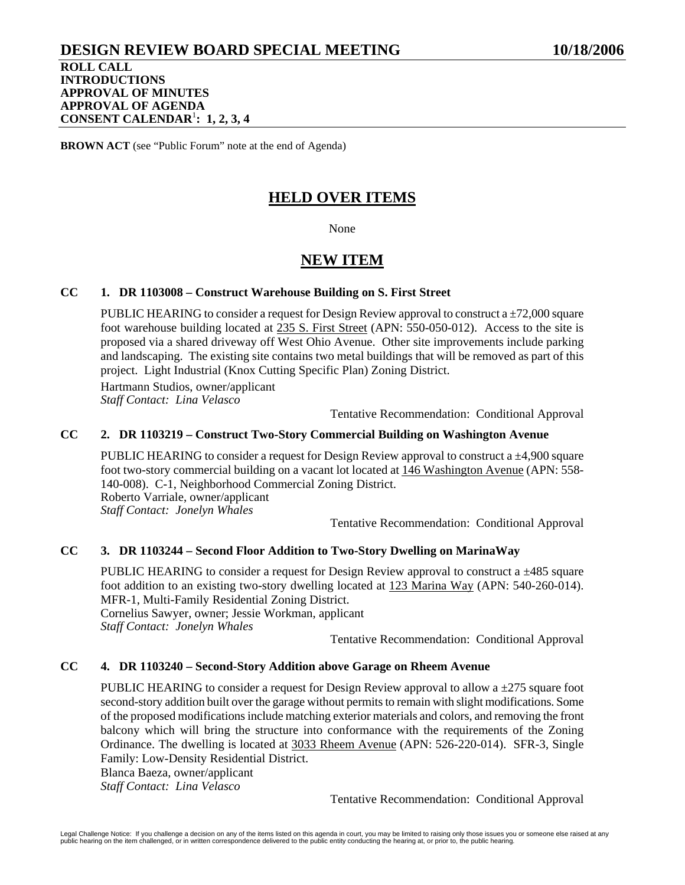# DESIGN REVIEW BOARD SPECIAL MEETING 10/18/2006

**ROLL CALL**
**INTRODUCTIONS**
**APPROVAL OF MINUTES**
**APPROVAL OF AGENDA**
**CONSENT CALENDAR[1]: 1, 2, 3, 4**

**BROWN ACT** (see "Public Forum" note at the end of Agenda)

## HELD OVER ITEMS

None

## NEW ITEM

### CC 1. DR 1103008 – Construct Warehouse Building on S. First Street

PUBLIC HEARING to consider a request for Design Review approval to construct a ±72,000 square foot warehouse building located at 235 S. First Street (APN: 550-050-012). Access to the site is proposed via a shared driveway off West Ohio Avenue. Other site improvements include parking and landscaping. The existing site contains two metal buildings that will be removed as part of this project. Light Industrial (Knox Cutting Specific Plan) Zoning District.

Hartmann Studios, owner/applicant
*Staff Contact: Lina Velasco*

Tentative Recommendation: Conditional Approval

### CC 2. DR 1103219 – Construct Two-Story Commercial Building on Washington Avenue

PUBLIC HEARING to consider a request for Design Review approval to construct a ±4,900 square foot two-story commercial building on a vacant lot located at 146 Washington Avenue (APN: 558-140-008). C-1, Neighborhood Commercial Zoning District.
Roberto Varriale, owner/applicant
*Staff Contact: Jonelyn Whales*

Tentative Recommendation: Conditional Approval

### CC 3. DR 1103244 – Second Floor Addition to Two-Story Dwelling on MarinaWay

PUBLIC HEARING to consider a request for Design Review approval to construct a ±485 square foot addition to an existing two-story dwelling located at 123 Marina Way (APN: 540-260-014). MFR-1, Multi-Family Residential Zoning District.
Cornelius Sawyer, owner; Jessie Workman, applicant
*Staff Contact: Jonelyn Whales*

Tentative Recommendation: Conditional Approval

### CC 4. DR 1103240 – Second-Story Addition above Garage on Rheem Avenue

PUBLIC HEARING to consider a request for Design Review approval to allow a ±275 square foot second-story addition built over the garage without permits to remain with slight modifications. Some of the proposed modifications include matching exterior materials and colors, and removing the front balcony which will bring the structure into conformance with the requirements of the Zoning Ordinance. The dwelling is located at 3033 Rheem Avenue (APN: 526-220-014). SFR-3, Single Family: Low-Density Residential District.
Blanca Baeza, owner/applicant
*Staff Contact: Lina Velasco*

Tentative Recommendation: Conditional Approval

Legal Challenge Notice: If you challenge a decision on any of the items listed on this agenda in court, you may be limited to raising only those issues you or someone else raised at any public hearing on the item challenged, or in written correspondence delivered to the public entity conducting the hearing at, or prior to, the public hearing.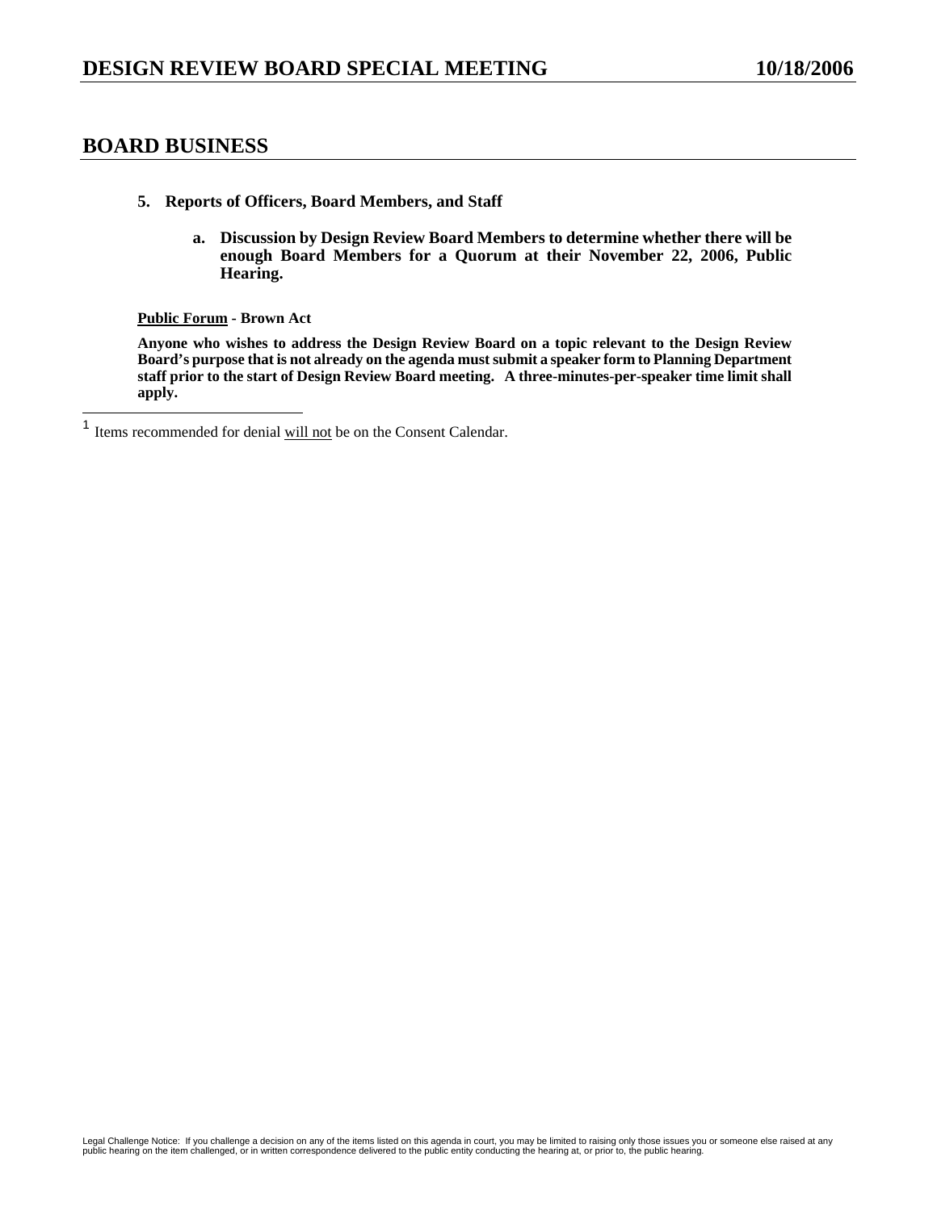## BOARD BUSINESS

**5. Reports of Officers, Board Members, and Staff**

**a. Discussion by Design Review Board Members to determine whether there will be enough Board Members for a Quorum at their November 22, 2006, Public Hearing.**

**Public Forum - Brown Act**

**Anyone who wishes to address the Design Review Board on a topic relevant to the Design Review Board's purpose that is not already on the agenda must submit a speaker form to Planning Department staff prior to the start of Design Review Board meeting. A three-minutes-per-speaker time limit shall apply.**

---

[1] Items recommended for denial will not be on the Consent Calendar.

Legal Challenge Notice: If you challenge a decision on any of the items listed on this agenda in court, you may be limited to raising only those issues you or someone else raised at any public hearing on the item challenged, or in written correspondence delivered to the public entity conducting the hearing at, or prior to, the public hearing.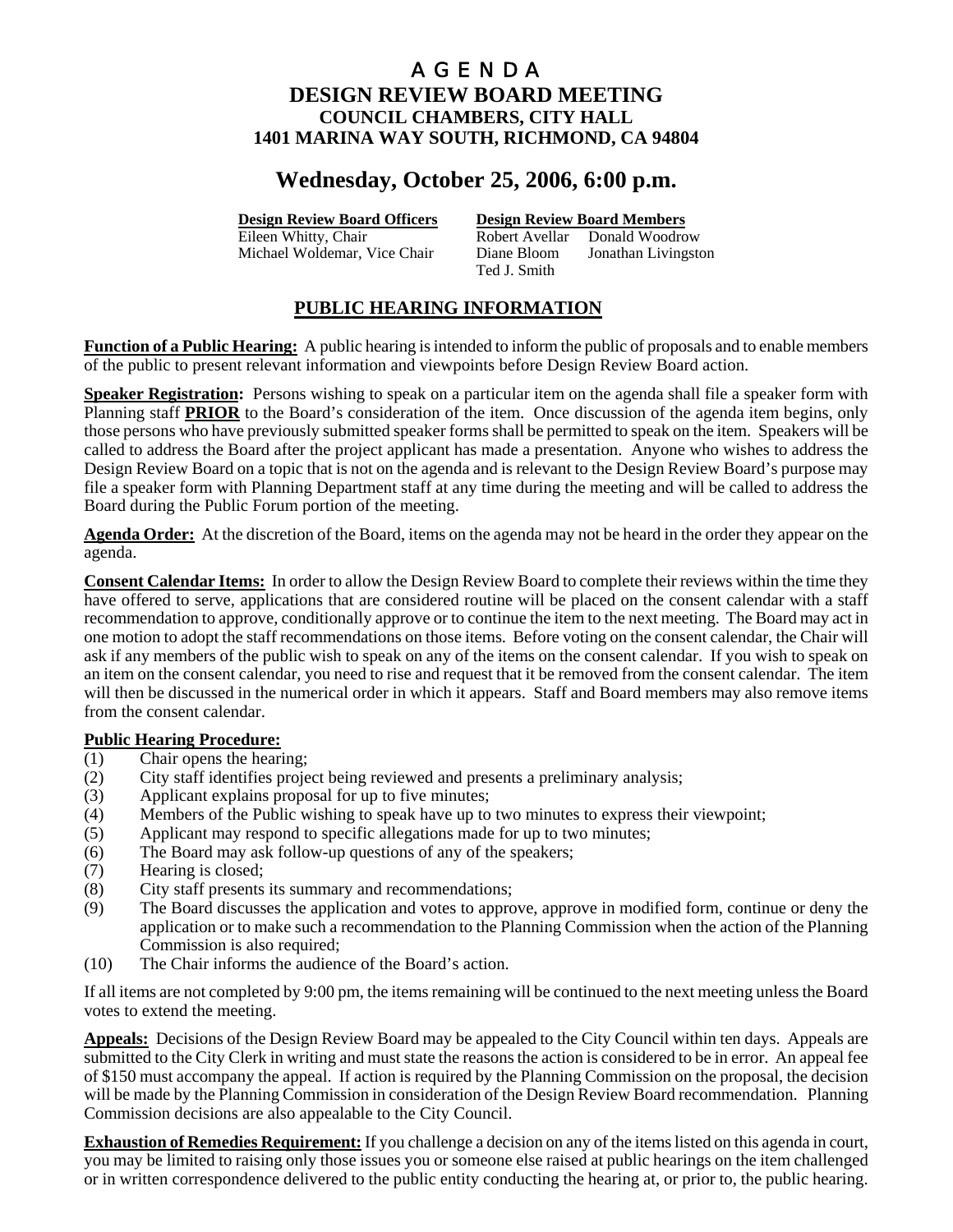# A G E N D A

## DESIGN REVIEW BOARD MEETING

### COUNCIL CHAMBERS, CITY HALL
### 1401 MARINA WAY SOUTH, RICHMOND, CA 94804

## Wednesday, October 25, 2006, 6:00 p.m.

| **Design Review Board Officers** | **Design Review Board Members** | |
|---|---|---|
| Eileen Whitty, Chair | Robert Avellar | Donald Woodrow |
| Michael Woldemar, Vice Chair | Diane Bloom | Jonathan Livingston |
| | Ted J. Smith | |

## PUBLIC HEARING INFORMATION

**Function of a Public Hearing:** A public hearing is intended to inform the public of proposals and to enable members of the public to present relevant information and viewpoints before Design Review Board action.

**Speaker Registration:** Persons wishing to speak on a particular item on the agenda shall file a speaker form with Planning staff **PRIOR** to the Board's consideration of the item. Once discussion of the agenda item begins, only those persons who have previously submitted speaker forms shall be permitted to speak on the item. Speakers will be called to address the Board after the project applicant has made a presentation. Anyone who wishes to address the Design Review Board on a topic that is not on the agenda and is relevant to the Design Review Board's purpose may file a speaker form with Planning Department staff at any time during the meeting and will be called to address the Board during the Public Forum portion of the meeting.

**Agenda Order:** At the discretion of the Board, items on the agenda may not be heard in the order they appear on the agenda.

**Consent Calendar Items:** In order to allow the Design Review Board to complete their reviews within the time they have offered to serve, applications that are considered routine will be placed on the consent calendar with a staff recommendation to approve, conditionally approve or to continue the item to the next meeting. The Board may act in one motion to adopt the staff recommendations on those items. Before voting on the consent calendar, the Chair will ask if any members of the public wish to speak on any of the items on the consent calendar. If you wish to speak on an item on the consent calendar, you need to rise and request that it be removed from the consent calendar. The item will then be discussed in the numerical order in which it appears. Staff and Board members may also remove items from the consent calendar.

**Public Hearing Procedure:**

(1) Chair opens the hearing;
(2) City staff identifies project being reviewed and presents a preliminary analysis;
(3) Applicant explains proposal for up to five minutes;
(4) Members of the Public wishing to speak have up to two minutes to express their viewpoint;
(5) Applicant may respond to specific allegations made for up to two minutes;
(6) The Board may ask follow-up questions of any of the speakers;
(7) Hearing is closed;
(8) City staff presents its summary and recommendations;
(9) The Board discusses the application and votes to approve, approve in modified form, continue or deny the application or to make such a recommendation to the Planning Commission when the action of the Planning Commission is also required;
(10) The Chair informs the audience of the Board's action.

If all items are not completed by 9:00 pm, the items remaining will be continued to the next meeting unless the Board votes to extend the meeting.

**Appeals:** Decisions of the Design Review Board may be appealed to the City Council within ten days. Appeals are submitted to the City Clerk in writing and must state the reasons the action is considered to be in error. An appeal fee of $150 must accompany the appeal. If action is required by the Planning Commission on the proposal, the decision will be made by the Planning Commission in consideration of the Design Review Board recommendation. Planning Commission decisions are also appealable to the City Council.

**Exhaustion of Remedies Requirement:** If you challenge a decision on any of the items listed on this agenda in court, you may be limited to raising only those issues you or someone else raised at public hearings on the item challenged or in written correspondence delivered to the public entity conducting the hearing at, or prior to, the public hearing.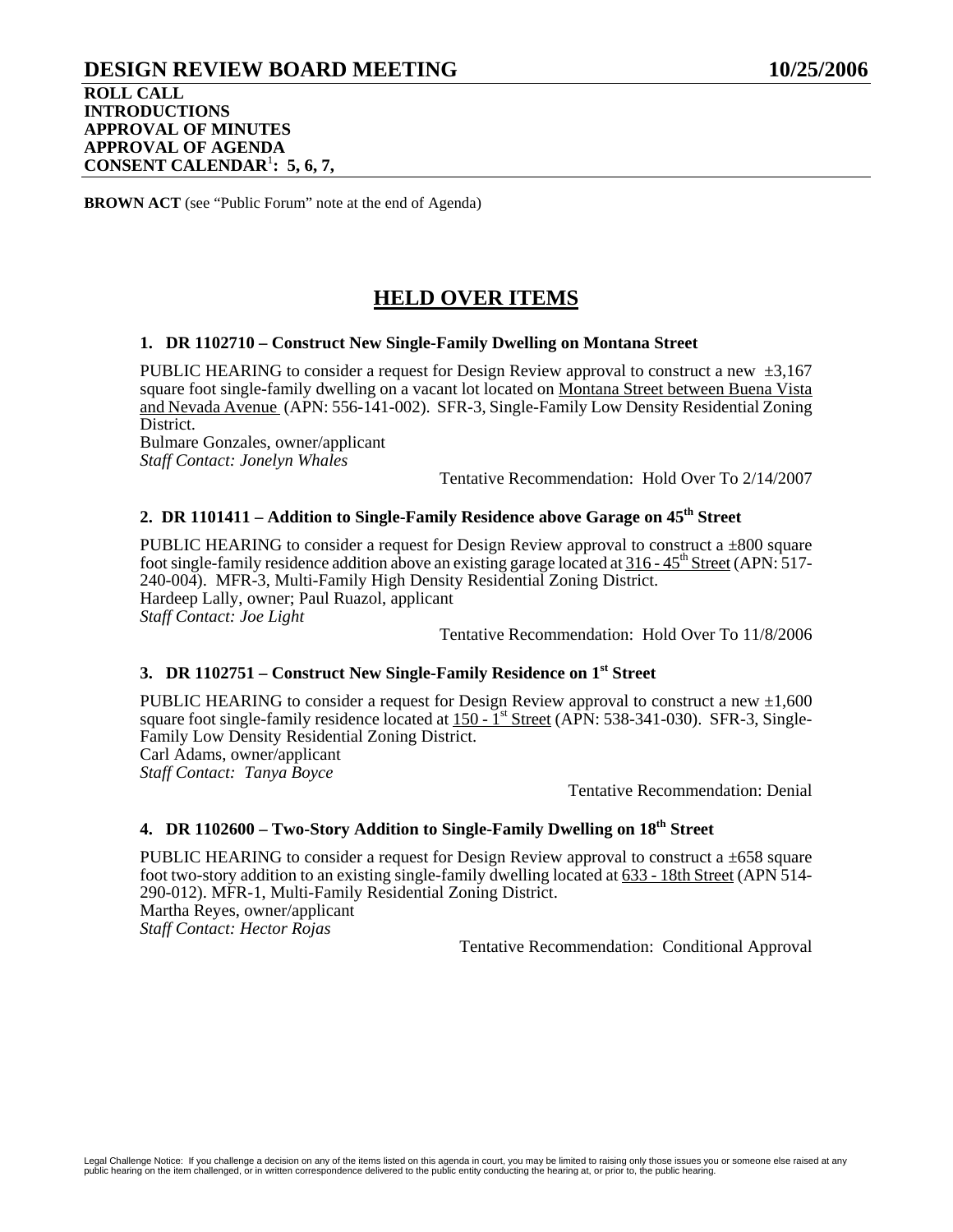# DESIGN REVIEW BOARD MEETING 10/25/2006

**ROLL CALL**
**INTRODUCTIONS**
**APPROVAL OF MINUTES**
**APPROVAL OF AGENDA**
**CONSENT CALENDAR[1]: 5, 6, 7,**

**BROWN ACT** (see "Public Forum" note at the end of Agenda)

## HELD OVER ITEMS

### 1. DR 1102710 – Construct New Single-Family Dwelling on Montana Street

PUBLIC HEARING to consider a request for Design Review approval to construct a new ±3,167 square foot single-family dwelling on a vacant lot located on Montana Street between Buena Vista and Nevada Avenue (APN: 556-141-002). SFR-3, Single-Family Low Density Residential Zoning District.
Bulmare Gonzales, owner/applicant
*Staff Contact: Jonelyn Whales*

Tentative Recommendation: Hold Over To 2/14/2007

### 2. DR 1101411 – Addition to Single-Family Residence above Garage on 45th Street

PUBLIC HEARING to consider a request for Design Review approval to construct a ±800 square foot single-family residence addition above an existing garage located at 316 - 45th Street (APN: 517-240-004). MFR-3, Multi-Family High Density Residential Zoning District.
Hardeep Lally, owner; Paul Ruazol, applicant
*Staff Contact: Joe Light*

Tentative Recommendation: Hold Over To 11/8/2006

### 3. DR 1102751 – Construct New Single-Family Residence on 1st Street

PUBLIC HEARING to consider a request for Design Review approval to construct a new ±1,600 square foot single-family residence located at 150 - 1st Street (APN: 538-341-030). SFR-3, Single-Family Low Density Residential Zoning District.
Carl Adams, owner/applicant
*Staff Contact: Tanya Boyce*

Tentative Recommendation: Denial

### 4. DR 1102600 – Two-Story Addition to Single-Family Dwelling on 18th Street

PUBLIC HEARING to consider a request for Design Review approval to construct a ±658 square foot two-story addition to an existing single-family dwelling located at 633 - 18th Street (APN 514-290-012). MFR-1, Multi-Family Residential Zoning District.
Martha Reyes, owner/applicant
*Staff Contact: Hector Rojas*

Tentative Recommendation: Conditional Approval

Legal Challenge Notice: If you challenge a decision on any of the items listed on this agenda in court, you may be limited to raising only those issues you or someone else raised at any public hearing on the item challenged, or in written correspondence delivered to the public entity conducting the hearing at, or prior to, the public hearing.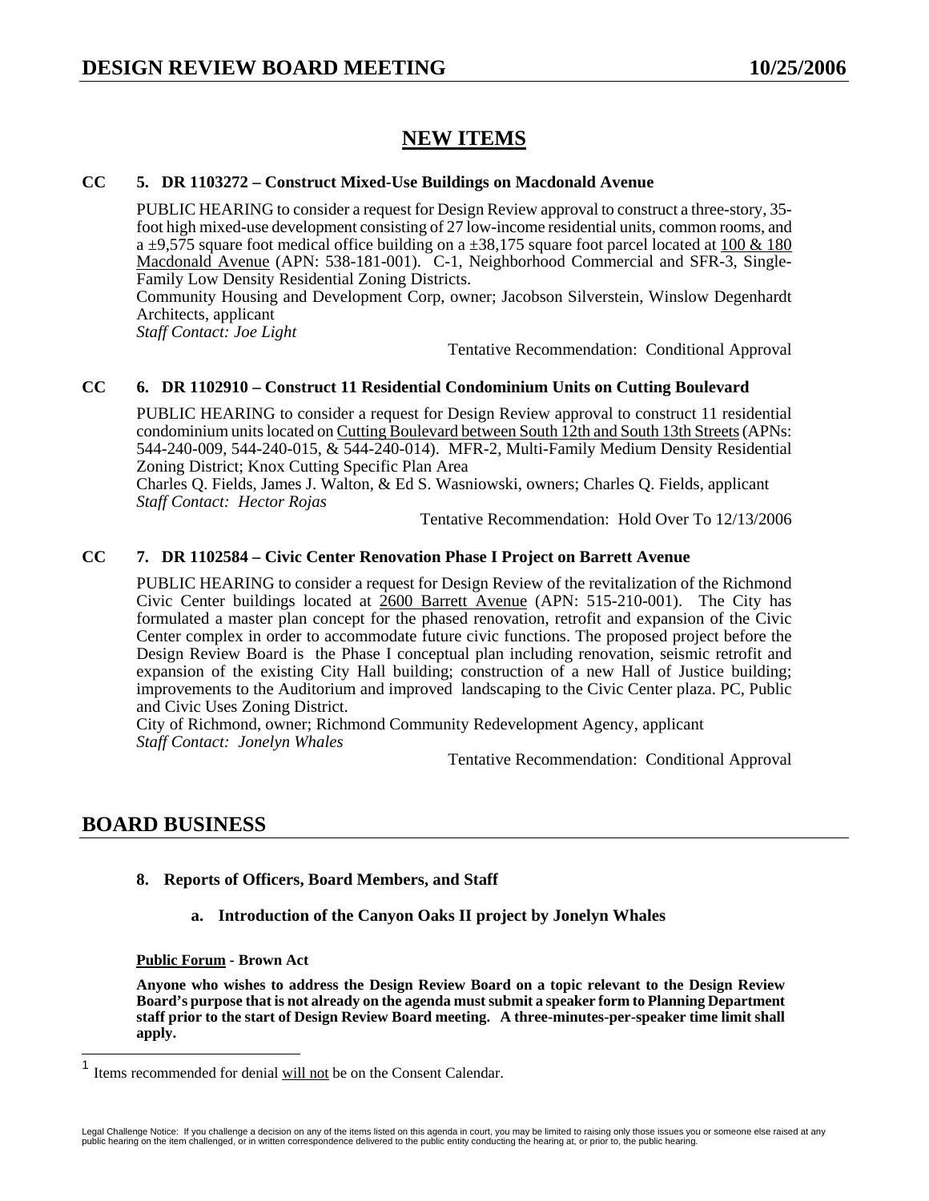## NEW ITEMS

**CC 5. DR 1103272 – Construct Mixed-Use Buildings on Macdonald Avenue**

PUBLIC HEARING to consider a request for Design Review approval to construct a three-story, 35-foot high mixed-use development consisting of 27 low-income residential units, common rooms, and a ±9,575 square foot medical office building on a ±38,175 square foot parcel located at 100 & 180 Macdonald Avenue (APN: 538-181-001). C-1, Neighborhood Commercial and SFR-3, Single-Family Low Density Residential Zoning Districts.
Community Housing and Development Corp, owner; Jacobson Silverstein, Winslow Degenhardt Architects, applicant
*Staff Contact: Joe Light*

Tentative Recommendation: Conditional Approval

**CC 6. DR 1102910 – Construct 11 Residential Condominium Units on Cutting Boulevard**

PUBLIC HEARING to consider a request for Design Review approval to construct 11 residential condominium units located on Cutting Boulevard between South 12th and South 13th Streets (APNs: 544-240-009, 544-240-015, & 544-240-014). MFR-2, Multi-Family Medium Density Residential Zoning District; Knox Cutting Specific Plan Area
Charles Q. Fields, James J. Walton, & Ed S. Wasniowski, owners; Charles Q. Fields, applicant
*Staff Contact: Hector Rojas*

Tentative Recommendation: Hold Over To 12/13/2006

**CC 7. DR 1102584 – Civic Center Renovation Phase I Project on Barrett Avenue**

PUBLIC HEARING to consider a request for Design Review of the revitalization of the Richmond Civic Center buildings located at 2600 Barrett Avenue (APN: 515-210-001). The City has formulated a master plan concept for the phased renovation, retrofit and expansion of the Civic Center complex in order to accommodate future civic functions. The proposed project before the Design Review Board is the Phase I conceptual plan including renovation, seismic retrofit and expansion of the existing City Hall building; construction of a new Hall of Justice building; improvements to the Auditorium and improved landscaping to the Civic Center plaza. PC, Public and Civic Uses Zoning District.
City of Richmond, owner; Richmond Community Redevelopment Agency, applicant
*Staff Contact: Jonelyn Whales*

Tentative Recommendation: Conditional Approval

## BOARD BUSINESS

**8. Reports of Officers, Board Members, and Staff**

**a. Introduction of the Canyon Oaks II project by Jonelyn Whales**

**Public Forum - Brown Act**

**Anyone who wishes to address the Design Review Board on a topic relevant to the Design Review Board's purpose that is not already on the agenda must submit a speaker form to Planning Department staff prior to the start of Design Review Board meeting. A three-minutes-per-speaker time limit shall apply.**

---

[1] Items recommended for denial will not be on the Consent Calendar.

Legal Challenge Notice: If you challenge a decision on any of the items listed on this agenda in court, you may be limited to raising only those issues you or someone else raised at any public hearing on the item challenged, or in written correspondence delivered to the public entity conducting the hearing at, or prior to, the public hearing.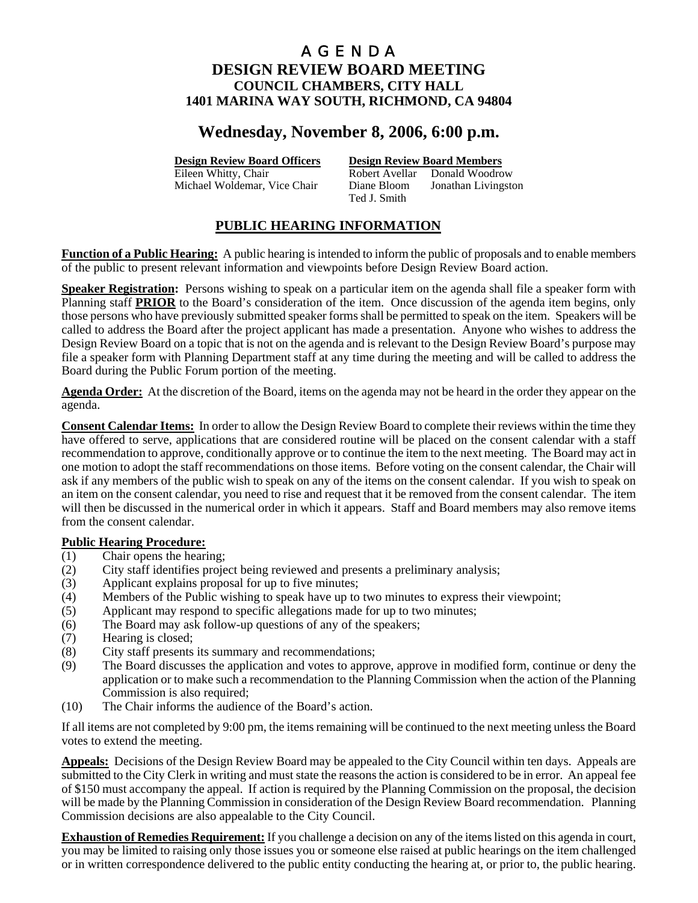# A G E N D A

## DESIGN REVIEW BOARD MEETING

### COUNCIL CHAMBERS, CITY HALL

### 1401 MARINA WAY SOUTH, RICHMOND, CA 94804

## Wednesday, November 8, 2006, 6:00 p.m.

| **Design Review Board Officers** | **Design Review Board Members** | |
|---|---|---|
| Eileen Whitty, Chair | Robert Avellar | Donald Woodrow |
| Michael Woldemar, Vice Chair | Diane Bloom | Jonathan Livingston |
| | Ted J. Smith | |

## PUBLIC HEARING INFORMATION

**Function of a Public Hearing:** A public hearing is intended to inform the public of proposals and to enable members of the public to present relevant information and viewpoints before Design Review Board action.

**Speaker Registration:** Persons wishing to speak on a particular item on the agenda shall file a speaker form with Planning staff **PRIOR** to the Board's consideration of the item. Once discussion of the agenda item begins, only those persons who have previously submitted speaker forms shall be permitted to speak on the item. Speakers will be called to address the Board after the project applicant has made a presentation. Anyone who wishes to address the Design Review Board on a topic that is not on the agenda and is relevant to the Design Review Board's purpose may file a speaker form with Planning Department staff at any time during the meeting and will be called to address the Board during the Public Forum portion of the meeting.

**Agenda Order:** At the discretion of the Board, items on the agenda may not be heard in the order they appear on the agenda.

**Consent Calendar Items:** In order to allow the Design Review Board to complete their reviews within the time they have offered to serve, applications that are considered routine will be placed on the consent calendar with a staff recommendation to approve, conditionally approve or to continue the item to the next meeting. The Board may act in one motion to adopt the staff recommendations on those items. Before voting on the consent calendar, the Chair will ask if any members of the public wish to speak on any of the items on the consent calendar. If you wish to speak on an item on the consent calendar, you need to rise and request that it be removed from the consent calendar. The item will then be discussed in the numerical order in which it appears. Staff and Board members may also remove items from the consent calendar.

**Public Hearing Procedure:**

(1) Chair opens the hearing;
(2) City staff identifies project being reviewed and presents a preliminary analysis;
(3) Applicant explains proposal for up to five minutes;
(4) Members of the Public wishing to speak have up to two minutes to express their viewpoint;
(5) Applicant may respond to specific allegations made for up to two minutes;
(6) The Board may ask follow-up questions of any of the speakers;
(7) Hearing is closed;
(8) City staff presents its summary and recommendations;
(9) The Board discusses the application and votes to approve, approve in modified form, continue or deny the application or to make such a recommendation to the Planning Commission when the action of the Planning Commission is also required;
(10) The Chair informs the audience of the Board's action.

If all items are not completed by 9:00 pm, the items remaining will be continued to the next meeting unless the Board votes to extend the meeting.

**Appeals:** Decisions of the Design Review Board may be appealed to the City Council within ten days. Appeals are submitted to the City Clerk in writing and must state the reasons the action is considered to be in error. An appeal fee of $150 must accompany the appeal. If action is required by the Planning Commission on the proposal, the decision will be made by the Planning Commission in consideration of the Design Review Board recommendation. Planning Commission decisions are also appealable to the City Council.

**Exhaustion of Remedies Requirement:** If you challenge a decision on any of the items listed on this agenda in court, you may be limited to raising only those issues you or someone else raised at public hearings on the item challenged or in written correspondence delivered to the public entity conducting the hearing at, or prior to, the public hearing.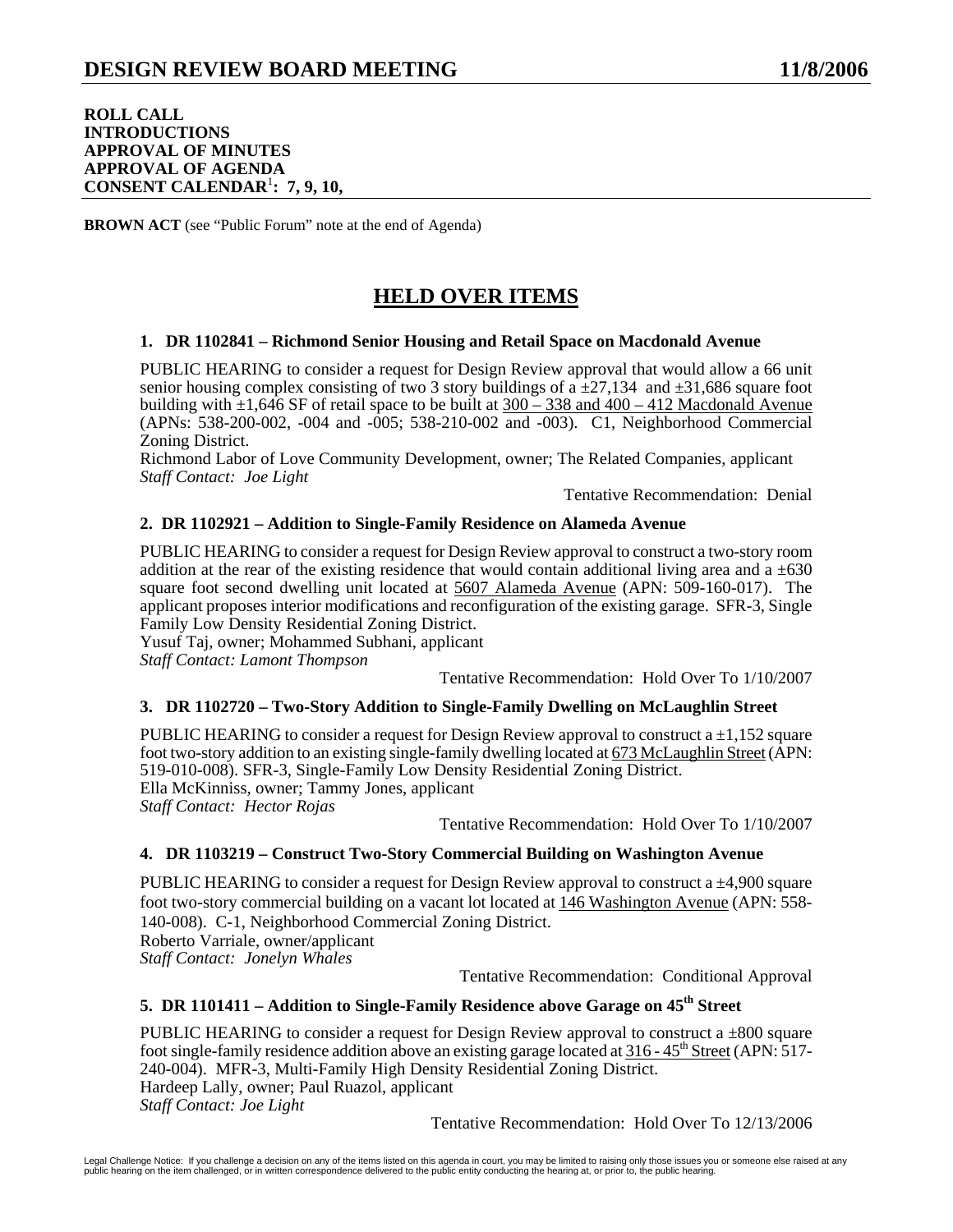# DESIGN REVIEW BOARD MEETING 11/8/2006

**ROLL CALL**
**INTRODUCTIONS**
**APPROVAL OF MINUTES**
**APPROVAL OF AGENDA**
**CONSENT CALENDAR[1]: 7, 9, 10,**

**BROWN ACT** (see "Public Forum" note at the end of Agenda)

## HELD OVER ITEMS

### 1. DR 1102841 – Richmond Senior Housing and Retail Space on Macdonald Avenue

PUBLIC HEARING to consider a request for Design Review approval that would allow a 66 unit senior housing complex consisting of two 3 story buildings of a ±27,134 and ±31,686 square foot building with ±1,646 SF of retail space to be built at 300 – 338 and 400 – 412 Macdonald Avenue (APNs: 538-200-002, -004 and -005; 538-210-002 and -003). C1, Neighborhood Commercial Zoning District.
Richmond Labor of Love Community Development, owner; The Related Companies, applicant
*Staff Contact: Joe Light*

Tentative Recommendation: Denial

### 2. DR 1102921 – Addition to Single-Family Residence on Alameda Avenue

PUBLIC HEARING to consider a request for Design Review approval to construct a two-story room addition at the rear of the existing residence that would contain additional living area and a ±630 square foot second dwelling unit located at 5607 Alameda Avenue (APN: 509-160-017). The applicant proposes interior modifications and reconfiguration of the existing garage. SFR-3, Single Family Low Density Residential Zoning District.
Yusuf Taj, owner; Mohammed Subhani, applicant
*Staff Contact: Lamont Thompson*

Tentative Recommendation: Hold Over To 1/10/2007

### 3. DR 1102720 – Two-Story Addition to Single-Family Dwelling on McLaughlin Street

PUBLIC HEARING to consider a request for Design Review approval to construct a ±1,152 square foot two-story addition to an existing single-family dwelling located at 673 McLaughlin Street (APN: 519-010-008). SFR-3, Single-Family Low Density Residential Zoning District.
Ella McKinniss, owner; Tammy Jones, applicant
*Staff Contact: Hector Rojas*

Tentative Recommendation: Hold Over To 1/10/2007

### 4. DR 1103219 – Construct Two-Story Commercial Building on Washington Avenue

PUBLIC HEARING to consider a request for Design Review approval to construct a ±4,900 square foot two-story commercial building on a vacant lot located at 146 Washington Avenue (APN: 558-140-008). C-1, Neighborhood Commercial Zoning District.
Roberto Varriale, owner/applicant
*Staff Contact: Jonelyn Whales*

Tentative Recommendation: Conditional Approval

### 5. DR 1101411 – Addition to Single-Family Residence above Garage on 45th Street

PUBLIC HEARING to consider a request for Design Review approval to construct a ±800 square foot single-family residence addition above an existing garage located at 316 - 45th Street (APN: 517-240-004). MFR-3, Multi-Family High Density Residential Zoning District.
Hardeep Lally, owner; Paul Ruazol, applicant
*Staff Contact: Joe Light*

Tentative Recommendation: Hold Over To 12/13/2006

Legal Challenge Notice: If you challenge a decision on any of the items listed on this agenda in court, you may be limited to raising only those issues you or someone else raised at any public hearing on the item challenged, or in written correspondence delivered to the public entity conducting the hearing at, or prior to, the public hearing.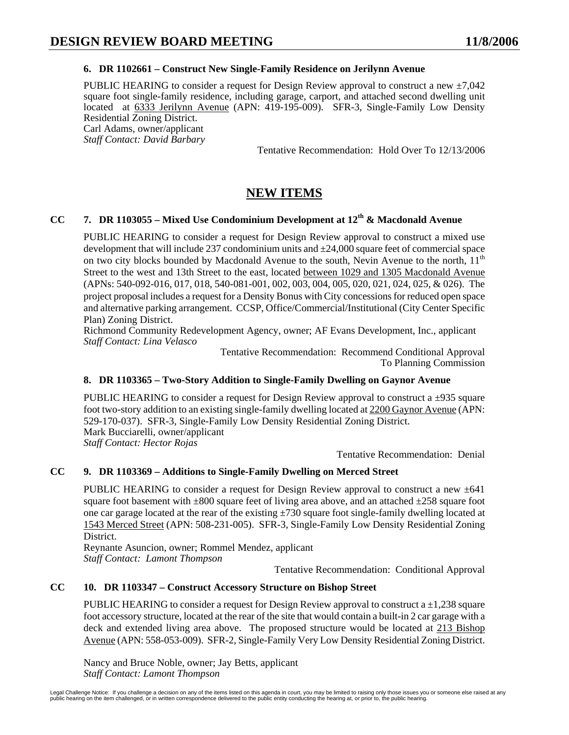### 6. DR 1102661 – Construct New Single-Family Residence on Jerilynn Avenue

PUBLIC HEARING to consider a request for Design Review approval to construct a new ±7,042 square foot single-family residence, including garage, carport, and attached second dwelling unit located at 6333 Jerilynn Avenue (APN: 419-195-009). SFR-3, Single-Family Low Density Residential Zoning District.
Carl Adams, owner/applicant
*Staff Contact: David Barbary*

Tentative Recommendation: Hold Over To 12/13/2006

## NEW ITEMS

### CC 7. DR 1103055 – Mixed Use Condominium Development at 12th & Macdonald Avenue

PUBLIC HEARING to consider a request for Design Review approval to construct a mixed use development that will include 237 condominium units and ±24,000 square feet of commercial space on two city blocks bounded by Macdonald Avenue to the south, Nevin Avenue to the north, 11th Street to the west and 13th Street to the east, located between 1029 and 1305 Macdonald Avenue (APNs: 540-092-016, 017, 018, 540-081-001, 002, 003, 004, 005, 020, 021, 024, 025, & 026). The project proposal includes a request for a Density Bonus with City concessions for reduced open space and alternative parking arrangement. CCSP, Office/Commercial/Institutional (City Center Specific Plan) Zoning District.
Richmond Community Redevelopment Agency, owner; AF Evans Development, Inc., applicant
*Staff Contact: Lina Velasco*

Tentative Recommendation: Recommend Conditional Approval To Planning Commission

### 8. DR 1103365 – Two-Story Addition to Single-Family Dwelling on Gaynor Avenue

PUBLIC HEARING to consider a request for Design Review approval to construct a ±935 square foot two-story addition to an existing single-family dwelling located at 2200 Gaynor Avenue (APN: 529-170-037). SFR-3, Single-Family Low Density Residential Zoning District.
Mark Bucciarelli, owner/applicant
*Staff Contact: Hector Rojas*

Tentative Recommendation: Denial

### CC 9. DR 1103369 – Additions to Single-Family Dwelling on Merced Street

PUBLIC HEARING to consider a request for Design Review approval to construct a new ±641 square foot basement with ±800 square feet of living area above, and an attached ±258 square foot one car garage located at the rear of the existing ±730 square foot single-family dwelling located at 1543 Merced Street (APN: 508-231-005). SFR-3, Single-Family Low Density Residential Zoning District.
Reynante Asuncion, owner; Rommel Mendez, applicant
*Staff Contact: Lamont Thompson*

Tentative Recommendation: Conditional Approval

### CC 10. DR 1103347 – Construct Accessory Structure on Bishop Street

PUBLIC HEARING to consider a request for Design Review approval to construct a ±1,238 square foot accessory structure, located at the rear of the site that would contain a built-in 2 car garage with a deck and extended living area above. The proposed structure would be located at 213 Bishop Avenue (APN: 558-053-009). SFR-2, Single-Family Very Low Density Residential Zoning District.

Nancy and Bruce Noble, owner; Jay Betts, applicant
*Staff Contact: Lamont Thompson*

Legal Challenge Notice: If you challenge a decision on any of the items listed on this agenda in court, you may be limited to raising only those issues you or someone else raised at any public hearing on the item challenged, or in written correspondence delivered to the public entity conducting the hearing at, or prior to, the public hearing.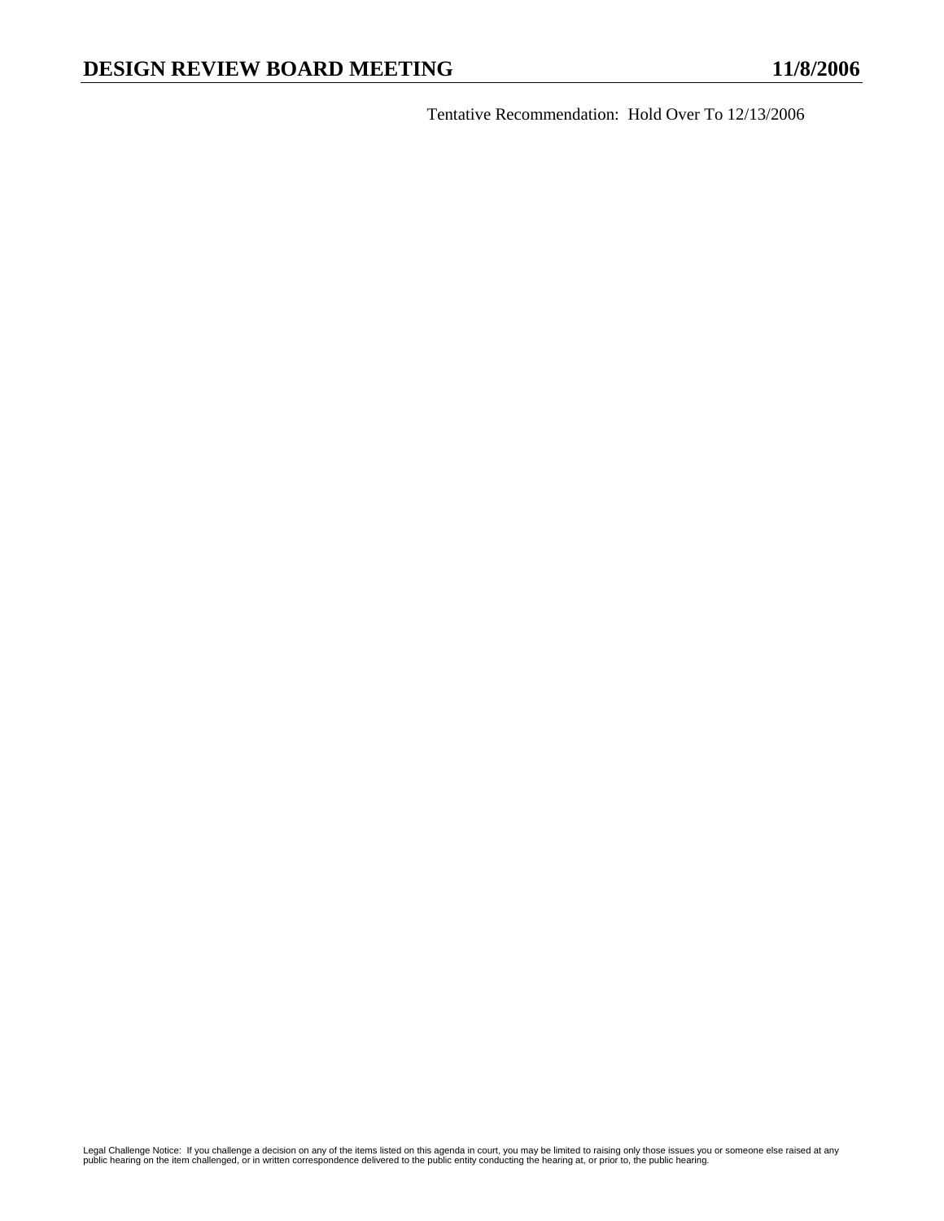Tentative Recommendation: Hold Over To 12/13/2006

Legal Challenge Notice: If you challenge a decision on any of the items listed on this agenda in court, you may be limited to raising only those issues you or someone else raised at any public hearing on the item challenged, or in written correspondence delivered to the public entity conducting the hearing at, or prior to, the public hearing.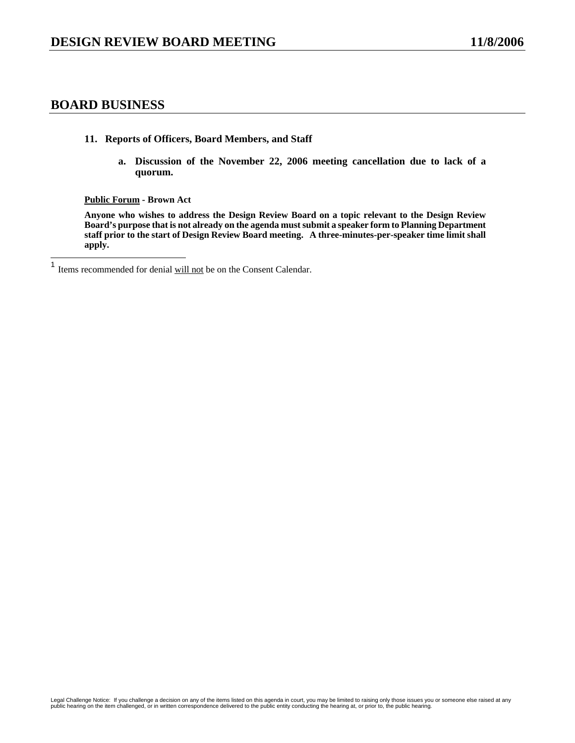## BOARD BUSINESS

**11. Reports of Officers, Board Members, and Staff**

**a. Discussion of the November 22, 2006 meeting cancellation due to lack of a quorum.**

**Public Forum - Brown Act**

**Anyone who wishes to address the Design Review Board on a topic relevant to the Design Review Board's purpose that is not already on the agenda must submit a speaker form to Planning Department staff prior to the start of Design Review Board meeting. A three-minutes-per-speaker time limit shall apply.**

---

[1] Items recommended for denial will not be on the Consent Calendar.

Legal Challenge Notice: If you challenge a decision on any of the items listed on this agenda in court, you may be limited to raising only those issues you or someone else raised at any public hearing on the item challenged, or in written correspondence delivered to the public entity conducting the hearing at, or prior to, the public hearing.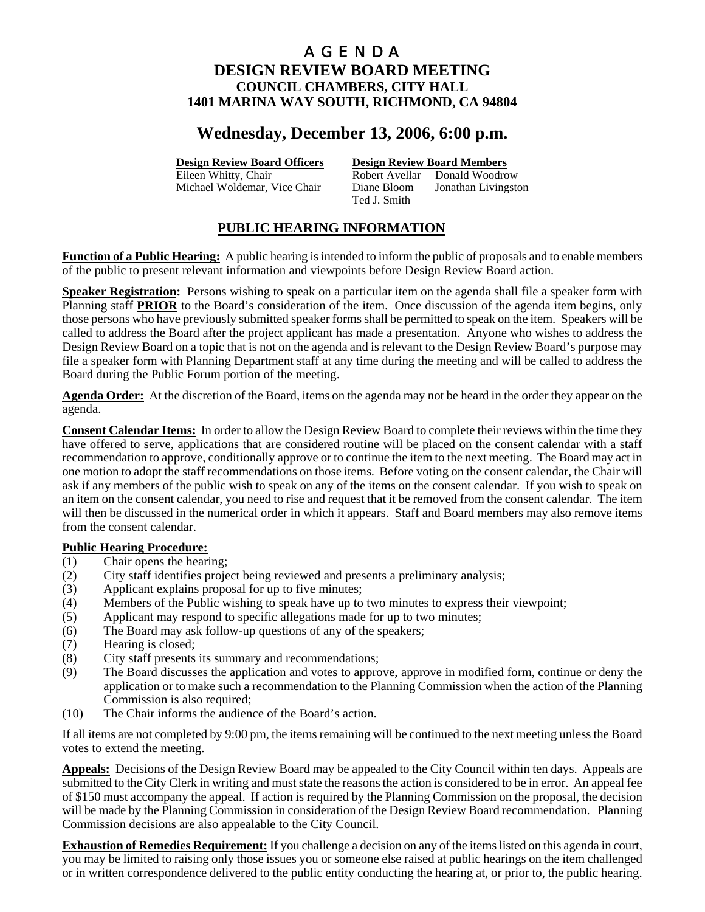# A G E N D A

## DESIGN REVIEW BOARD MEETING

### COUNCIL CHAMBERS, CITY HALL
### 1401 MARINA WAY SOUTH, RICHMOND, CA 94804

## Wednesday, December 13, 2006, 6:00 p.m.

| **Design Review Board Officers** | **Design Review Board Members** | |
|---|---|---|
| Eileen Whitty, Chair | Robert Avellar | Donald Woodrow |
| Michael Woldemar, Vice Chair | Diane Bloom | Jonathan Livingston |
| | Ted J. Smith | |

## PUBLIC HEARING INFORMATION

**Function of a Public Hearing:** A public hearing is intended to inform the public of proposals and to enable members of the public to present relevant information and viewpoints before Design Review Board action.

**Speaker Registration:** Persons wishing to speak on a particular item on the agenda shall file a speaker form with Planning staff **PRIOR** to the Board's consideration of the item. Once discussion of the agenda item begins, only those persons who have previously submitted speaker forms shall be permitted to speak on the item. Speakers will be called to address the Board after the project applicant has made a presentation. Anyone who wishes to address the Design Review Board on a topic that is not on the agenda and is relevant to the Design Review Board's purpose may file a speaker form with Planning Department staff at any time during the meeting and will be called to address the Board during the Public Forum portion of the meeting.

**Agenda Order:** At the discretion of the Board, items on the agenda may not be heard in the order they appear on the agenda.

**Consent Calendar Items:** In order to allow the Design Review Board to complete their reviews within the time they have offered to serve, applications that are considered routine will be placed on the consent calendar with a staff recommendation to approve, conditionally approve or to continue the item to the next meeting. The Board may act in one motion to adopt the staff recommendations on those items. Before voting on the consent calendar, the Chair will ask if any members of the public wish to speak on any of the items on the consent calendar. If you wish to speak on an item on the consent calendar, you need to rise and request that it be removed from the consent calendar. The item will then be discussed in the numerical order in which it appears. Staff and Board members may also remove items from the consent calendar.

**Public Hearing Procedure:**

(1) Chair opens the hearing;
(2) City staff identifies project being reviewed and presents a preliminary analysis;
(3) Applicant explains proposal for up to five minutes;
(4) Members of the Public wishing to speak have up to two minutes to express their viewpoint;
(5) Applicant may respond to specific allegations made for up to two minutes;
(6) The Board may ask follow-up questions of any of the speakers;
(7) Hearing is closed;
(8) City staff presents its summary and recommendations;
(9) The Board discusses the application and votes to approve, approve in modified form, continue or deny the application or to make such a recommendation to the Planning Commission when the action of the Planning Commission is also required;
(10) The Chair informs the audience of the Board's action.

If all items are not completed by 9:00 pm, the items remaining will be continued to the next meeting unless the Board votes to extend the meeting.

**Appeals:** Decisions of the Design Review Board may be appealed to the City Council within ten days. Appeals are submitted to the City Clerk in writing and must state the reasons the action is considered to be in error. An appeal fee of $150 must accompany the appeal. If action is required by the Planning Commission on the proposal, the decision will be made by the Planning Commission in consideration of the Design Review Board recommendation. Planning Commission decisions are also appealable to the City Council.

**Exhaustion of Remedies Requirement:** If you challenge a decision on any of the items listed on this agenda in court, you may be limited to raising only those issues you or someone else raised at public hearings on the item challenged or in written correspondence delivered to the public entity conducting the hearing at, or prior to, the public hearing.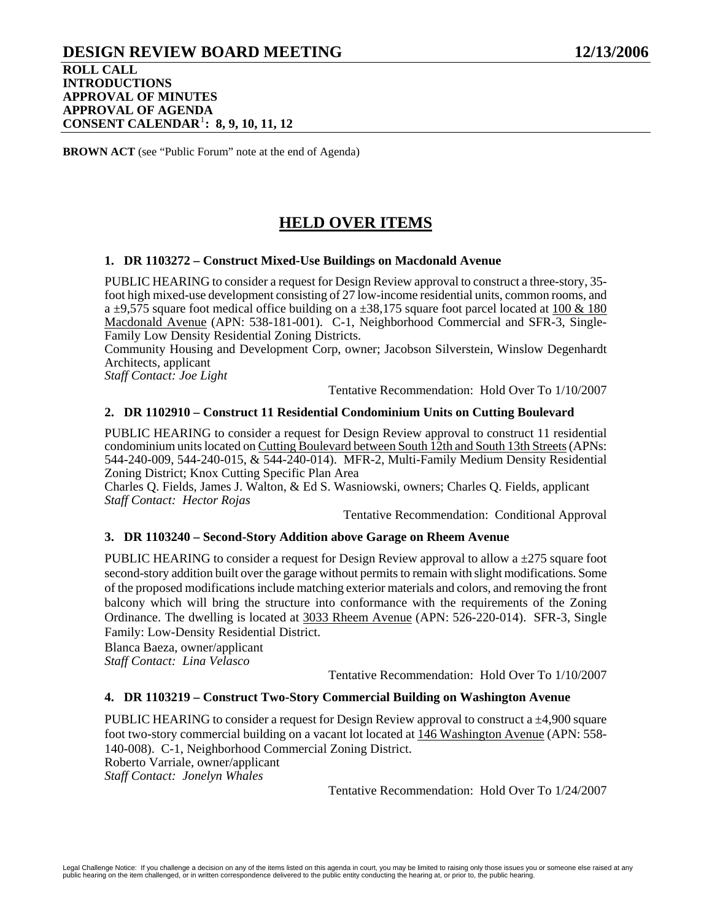# DESIGN REVIEW BOARD MEETING 12/13/2006

**ROLL CALL**
**INTRODUCTIONS**
**APPROVAL OF MINUTES**
**APPROVAL OF AGENDA**
**CONSENT CALENDAR[1]: 8, 9, 10, 11, 12**

**BROWN ACT** (see "Public Forum" note at the end of Agenda)

## HELD OVER ITEMS

### 1. DR 1103272 – Construct Mixed-Use Buildings on Macdonald Avenue

PUBLIC HEARING to consider a request for Design Review approval to construct a three-story, 35-foot high mixed-use development consisting of 27 low-income residential units, common rooms, and a ±9,575 square foot medical office building on a ±38,175 square foot parcel located at 100 & 180 Macdonald Avenue (APN: 538-181-001). C-1, Neighborhood Commercial and SFR-3, Single-Family Low Density Residential Zoning Districts.
Community Housing and Development Corp, owner; Jacobson Silverstein, Winslow Degenhardt Architects, applicant
*Staff Contact: Joe Light*

Tentative Recommendation: Hold Over To 1/10/2007

### 2. DR 1102910 – Construct 11 Residential Condominium Units on Cutting Boulevard

PUBLIC HEARING to consider a request for Design Review approval to construct 11 residential condominium units located on Cutting Boulevard between South 12th and South 13th Streets (APNs: 544-240-009, 544-240-015, & 544-240-014). MFR-2, Multi-Family Medium Density Residential Zoning District; Knox Cutting Specific Plan Area
Charles Q. Fields, James J. Walton, & Ed S. Wasniowski, owners; Charles Q. Fields, applicant
*Staff Contact: Hector Rojas*

Tentative Recommendation: Conditional Approval

### 3. DR 1103240 – Second-Story Addition above Garage on Rheem Avenue

PUBLIC HEARING to consider a request for Design Review approval to allow a ±275 square foot second-story addition built over the garage without permits to remain with slight modifications. Some of the proposed modifications include matching exterior materials and colors, and removing the front balcony which will bring the structure into conformance with the requirements of the Zoning Ordinance. The dwelling is located at 3033 Rheem Avenue (APN: 526-220-014). SFR-3, Single Family: Low-Density Residential District.
Blanca Baeza, owner/applicant
*Staff Contact: Lina Velasco*

Tentative Recommendation: Hold Over To 1/10/2007

### 4. DR 1103219 – Construct Two-Story Commercial Building on Washington Avenue

PUBLIC HEARING to consider a request for Design Review approval to construct a ±4,900 square foot two-story commercial building on a vacant lot located at 146 Washington Avenue (APN: 558-140-008). C-1, Neighborhood Commercial Zoning District.
Roberto Varriale, owner/applicant
*Staff Contact: Jonelyn Whales*

Tentative Recommendation: Hold Over To 1/24/2007

Legal Challenge Notice: If you challenge a decision on any of the items listed on this agenda in court, you may be limited to raising only those issues you or someone else raised at any public hearing on the item challenged, or in written correspondence delivered to the public entity conducting the hearing at, or prior to, the public hearing.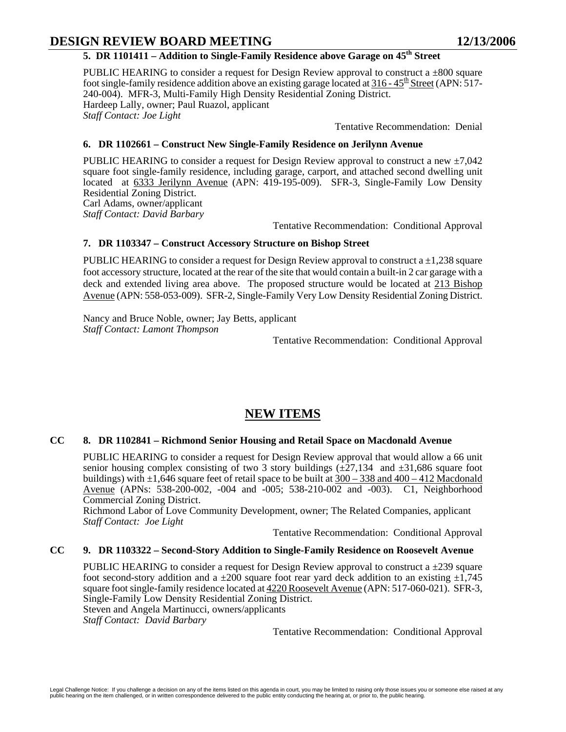### 5. DR 1101411 – Addition to Single-Family Residence above Garage on 45th Street

PUBLIC HEARING to consider a request for Design Review approval to construct a ±800 square foot single-family residence addition above an existing garage located at 316 - 45th Street (APN: 517-240-004). MFR-3, Multi-Family High Density Residential Zoning District.
Hardeep Lally, owner; Paul Ruazol, applicant
*Staff Contact: Joe Light*

Tentative Recommendation: Denial

### 6. DR 1102661 – Construct New Single-Family Residence on Jerilynn Avenue

PUBLIC HEARING to consider a request for Design Review approval to construct a new ±7,042 square foot single-family residence, including garage, carport, and attached second dwelling unit located at 6333 Jerilynn Avenue (APN: 419-195-009). SFR-3, Single-Family Low Density Residential Zoning District.
Carl Adams, owner/applicant
*Staff Contact: David Barbary*

Tentative Recommendation: Conditional Approval

### 7. DR 1103347 – Construct Accessory Structure on Bishop Street

PUBLIC HEARING to consider a request for Design Review approval to construct a ±1,238 square foot accessory structure, located at the rear of the site that would contain a built-in 2 car garage with a deck and extended living area above. The proposed structure would be located at 213 Bishop Avenue (APN: 558-053-009). SFR-2, Single-Family Very Low Density Residential Zoning District.

Nancy and Bruce Noble, owner; Jay Betts, applicant
*Staff Contact: Lamont Thompson*

Tentative Recommendation: Conditional Approval

## NEW ITEMS

### CC 8. DR 1102841 – Richmond Senior Housing and Retail Space on Macdonald Avenue

PUBLIC HEARING to consider a request for Design Review approval that would allow a 66 unit senior housing complex consisting of two 3 story buildings (±27,134 and ±31,686 square foot buildings) with ±1,646 square feet of retail space to be built at 300 – 338 and 400 – 412 Macdonald Avenue (APNs: 538-200-002, -004 and -005; 538-210-002 and -003). C1, Neighborhood Commercial Zoning District.
Richmond Labor of Love Community Development, owner; The Related Companies, applicant
*Staff Contact: Joe Light*

Tentative Recommendation: Conditional Approval

### CC 9. DR 1103322 – Second-Story Addition to Single-Family Residence on Roosevelt Avenue

PUBLIC HEARING to consider a request for Design Review approval to construct a ±239 square foot second-story addition and a ±200 square foot rear yard deck addition to an existing ±1,745 square foot single-family residence located at 4220 Roosevelt Avenue (APN: 517-060-021). SFR-3, Single-Family Low Density Residential Zoning District.
Steven and Angela Martinucci, owners/applicants
*Staff Contact: David Barbary*

Tentative Recommendation: Conditional Approval

Legal Challenge Notice: If you challenge a decision on any of the items listed on this agenda in court, you may be limited to raising only those issues you or someone else raised at any public hearing on the item challenged, or in written correspondence delivered to the public entity conducting the hearing at, or prior to, the public hearing.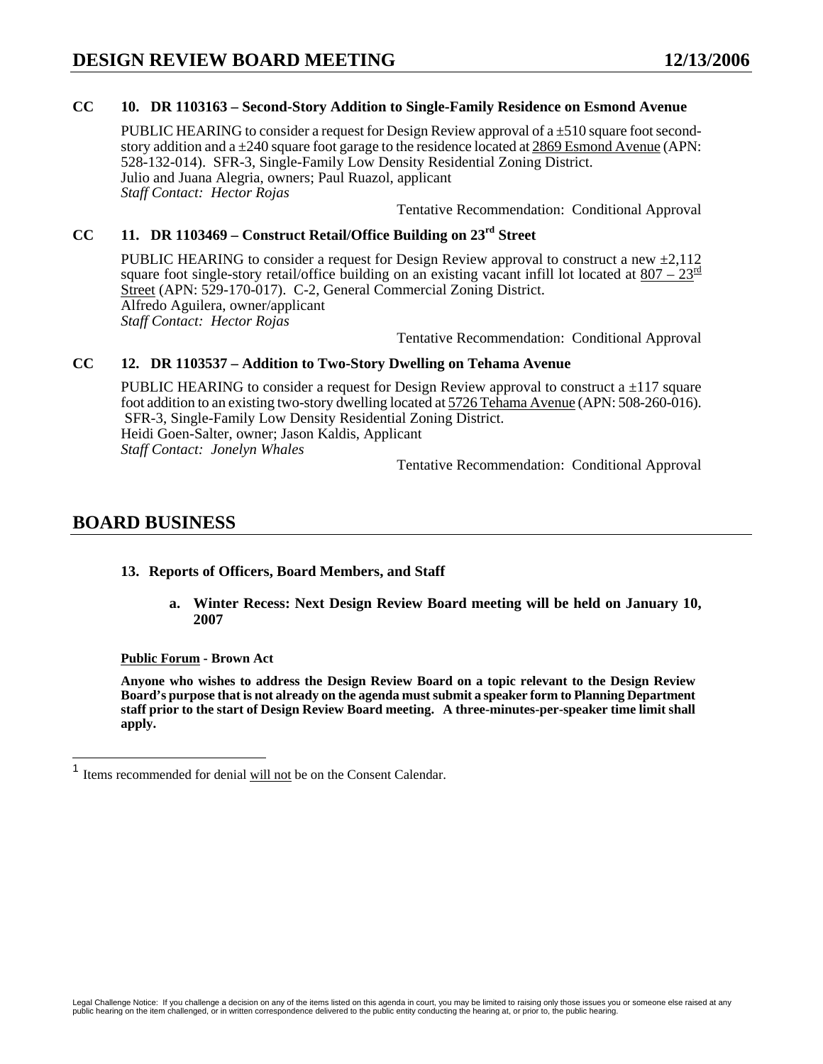**CC 10. DR 1103163 – Second-Story Addition to Single-Family Residence on Esmond Avenue**

PUBLIC HEARING to consider a request for Design Review approval of a ±510 square foot second-story addition and a ±240 square foot garage to the residence located at 2869 Esmond Avenue (APN: 528-132-014). SFR-3, Single-Family Low Density Residential Zoning District.
Julio and Juana Alegria, owners; Paul Ruazol, applicant
*Staff Contact: Hector Rojas*

Tentative Recommendation: Conditional Approval

**CC 11. DR 1103469 – Construct Retail/Office Building on 23rd Street**

PUBLIC HEARING to consider a request for Design Review approval to construct a new ±2,112 square foot single-story retail/office building on an existing vacant infill lot located at 807 – 23rd Street (APN: 529-170-017). C-2, General Commercial Zoning District.
Alfredo Aguilera, owner/applicant
*Staff Contact: Hector Rojas*

Tentative Recommendation: Conditional Approval

**CC 12. DR 1103537 – Addition to Two-Story Dwelling on Tehama Avenue**

PUBLIC HEARING to consider a request for Design Review approval to construct a ±117 square foot addition to an existing two-story dwelling located at 5726 Tehama Avenue (APN: 508-260-016). SFR-3, Single-Family Low Density Residential Zoning District.
Heidi Goen-Salter, owner; Jason Kaldis, Applicant
*Staff Contact: Jonelyn Whales*

Tentative Recommendation: Conditional Approval

## BOARD BUSINESS

**13. Reports of Officers, Board Members, and Staff**

**a. Winter Recess: Next Design Review Board meeting will be held on January 10, 2007**

**Public Forum - Brown Act**

**Anyone who wishes to address the Design Review Board on a topic relevant to the Design Review Board's purpose that is not already on the agenda must submit a speaker form to Planning Department staff prior to the start of Design Review Board meeting. A three-minutes-per-speaker time limit shall apply.**

[1] Items recommended for denial will not be on the Consent Calendar.

Legal Challenge Notice: If you challenge a decision on any of the items listed on this agenda in court, you may be limited to raising only those issues you or someone else raised at any public hearing on the item challenged, or in written correspondence delivered to the public entity conducting the hearing at, or prior to, the public hearing.